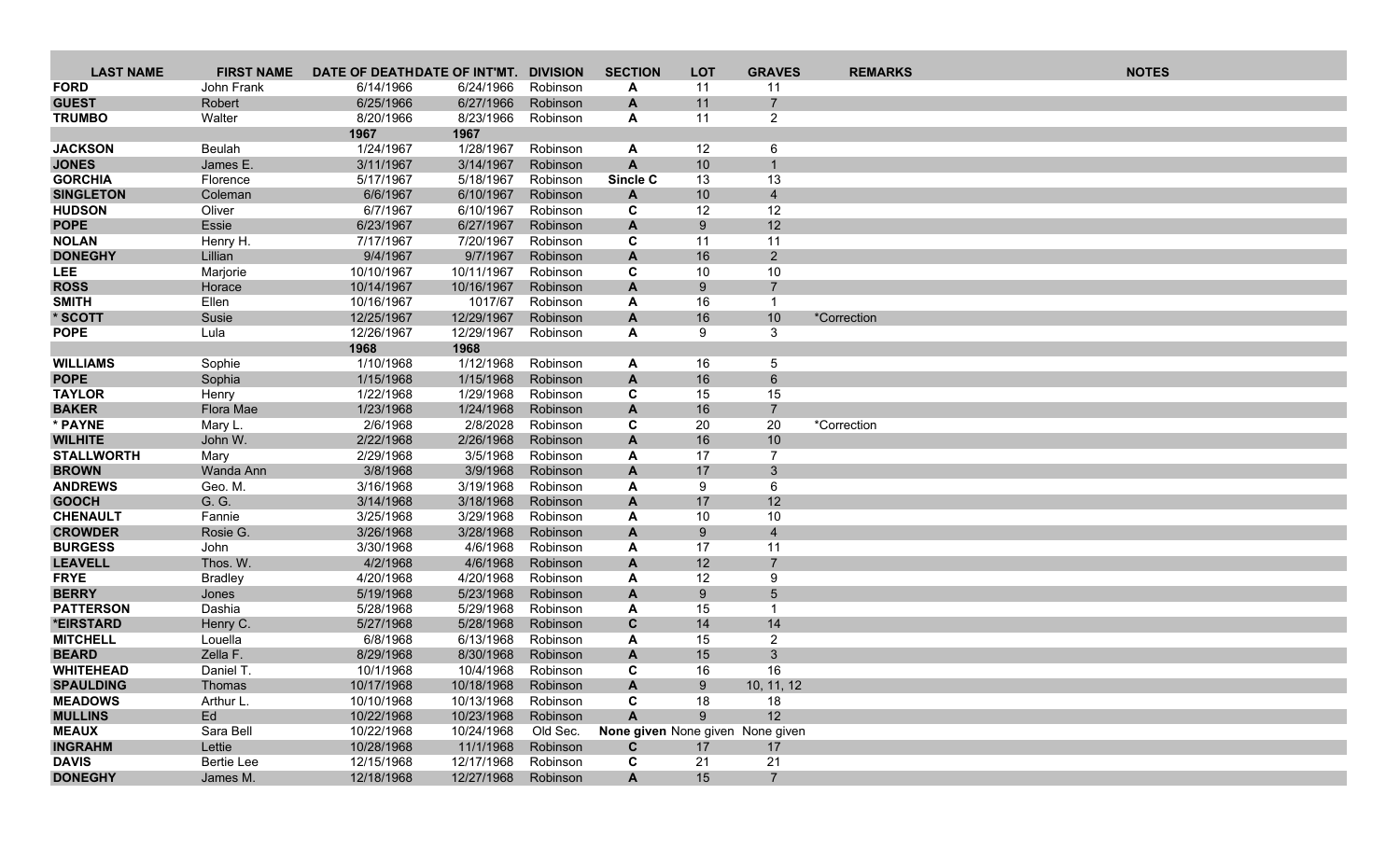| LAST NAME | FIRST NAME | DATE OF DEATH | DATE OF INT'MT. | DIVISION | SECTION | LOT | GRAVES | REMARKS | NOTES |
|---|---|---|---|---|---|---|---|---|---|
| **FORD** | John Frank | 6/14/1966 | 6/24/1966 | Robinson | **A** | 11 | 11 | | |
| **GUEST** | Robert | 6/25/1966 | 6/27/1966 | Robinson | **A** | 11 | 7 | | |
| **TRUMBO** | Walter | 8/20/1966 | 8/23/1966 | Robinson | **A** | 11 | 2 | | |
| | | **1967** | **1967** | | | | | | |
| **JACKSON** | Beulah | 1/24/1967 | 1/28/1967 | Robinson | **A** | 12 | 6 | | |
| **JONES** | James E. | 3/11/1967 | 3/14/1967 | Robinson | **A** | 10 | 1 | | |
| **GORCHIA** | Florence | 5/17/1967 | 5/18/1967 | Robinson | **Sincle C** | 13 | 13 | | |
| **SINGLETON** | Coleman | 6/6/1967 | 6/10/1967 | Robinson | **A** | 10 | 4 | | |
| **HUDSON** | Oliver | 6/7/1967 | 6/10/1967 | Robinson | **C** | 12 | 12 | | |
| **POPE** | Essie | 6/23/1967 | 6/27/1967 | Robinson | **A** | 9 | 12 | | |
| **NOLAN** | Henry H. | 7/17/1967 | 7/20/1967 | Robinson | **C** | 11 | 11 | | |
| **DONEGHY** | Lillian | 9/4/1967 | 9/7/1967 | Robinson | **A** | 16 | 2 | | |
| **LEE** | Marjorie | 10/10/1967 | 10/11/1967 | Robinson | **C** | 10 | 10 | | |
| **ROSS** | Horace | 10/14/1967 | 10/16/1967 | Robinson | **A** | 9 | 7 | | |
| **SMITH** | Ellen | 10/16/1967 | 1017/67 | Robinson | **A** | 16 | 1 | | |
| **\* SCOTT** | Susie | 12/25/1967 | 12/29/1967 | Robinson | **A** | 16 | 10 | *Correction | |
| **POPE** | Lula | 12/26/1967 | 12/29/1967 | Robinson | **A** | 9 | 3 | | |
| | | **1968** | **1968** | | | | | | |
| **WILLIAMS** | Sophie | 1/10/1968 | 1/12/1968 | Robinson | **A** | 16 | 5 | | |
| **POPE** | Sophia | 1/15/1968 | 1/15/1968 | Robinson | **A** | 16 | 6 | | |
| **TAYLOR** | Henry | 1/22/1968 | 1/29/1968 | Robinson | **C** | 15 | 15 | | |
| **BAKER** | Flora Mae | 1/23/1968 | 1/24/1968 | Robinson | **A** | 16 | 7 | | |
| **\* PAYNE** | Mary L. | 2/6/1968 | 2/8/2028 | Robinson | **C** | 20 | 20 | *Correction | |
| **WILHITE** | John W. | 2/22/1968 | 2/26/1968 | Robinson | **A** | 16 | 10 | | |
| **STALLWORTH** | Mary | 2/29/1968 | 3/5/1968 | Robinson | **A** | 17 | 7 | | |
| **BROWN** | Wanda Ann | 3/8/1968 | 3/9/1968 | Robinson | **A** | 17 | 3 | | |
| **ANDREWS** | Geo. M. | 3/16/1968 | 3/19/1968 | Robinson | **A** | 9 | 6 | | |
| **GOOCH** | G. G. | 3/14/1968 | 3/18/1968 | Robinson | **A** | 17 | 12 | | |
| **CHENAULT** | Fannie | 3/25/1968 | 3/29/1968 | Robinson | **A** | 10 | 10 | | |
| **CROWDER** | Rosie G. | 3/26/1968 | 3/28/1968 | Robinson | **A** | 9 | 4 | | |
| **BURGESS** | John | 3/30/1968 | 4/6/1968 | Robinson | **A** | 17 | 11 | | |
| **LEAVELL** | Thos. W. | 4/2/1968 | 4/6/1968 | Robinson | **A** | 12 | 7 | | |
| **FRYE** | Bradley | 4/20/1968 | 4/20/1968 | Robinson | **A** | 12 | 9 | | |
| **BERRY** | Jones | 5/19/1968 | 5/23/1968 | Robinson | **A** | 9 | 5 | | |
| **PATTERSON** | Dashia | 5/28/1968 | 5/29/1968 | Robinson | **A** | 15 | 1 | | |
| **\*EIRSTARD** | Henry C. | 5/27/1968 | 5/28/1968 | Robinson | **C** | 14 | 14 | | |
| **MITCHELL** | Louella | 6/8/1968 | 6/13/1968 | Robinson | **A** | 15 | 2 | | |
| **BEARD** | Zella F. | 8/29/1968 | 8/30/1968 | Robinson | **A** | 15 | 3 | | |
| **WHITEHEAD** | Daniel T. | 10/1/1968 | 10/4/1968 | Robinson | **C** | 16 | 16 | | |
| **SPAULDING** | Thomas | 10/17/1968 | 10/18/1968 | Robinson | **A** | 9 | 10, 11, 12 | | |
| **MEADOWS** | Arthur L. | 10/10/1968 | 10/13/1968 | Robinson | **C** | 18 | 18 | | |
| **MULLINS** | Ed | 10/22/1968 | 10/23/1968 | Robinson | **A** | 9 | 12 | | |
| **MEAUX** | Sara Bell | 10/22/1968 | 10/24/1968 | Old Sec. | **None given** | None given | None given | | |
| **INGRAHM** | Lettie | 10/28/1968 | 11/1/1968 | Robinson | **C** | 17 | 17 | | |
| **DAVIS** | Bertie Lee | 12/15/1968 | 12/17/1968 | Robinson | **C** | 21 | 21 | | |
| **DONEGHY** | James M. | 12/18/1968 | 12/27/1968 | Robinson | **A** | 15 | 7 | | |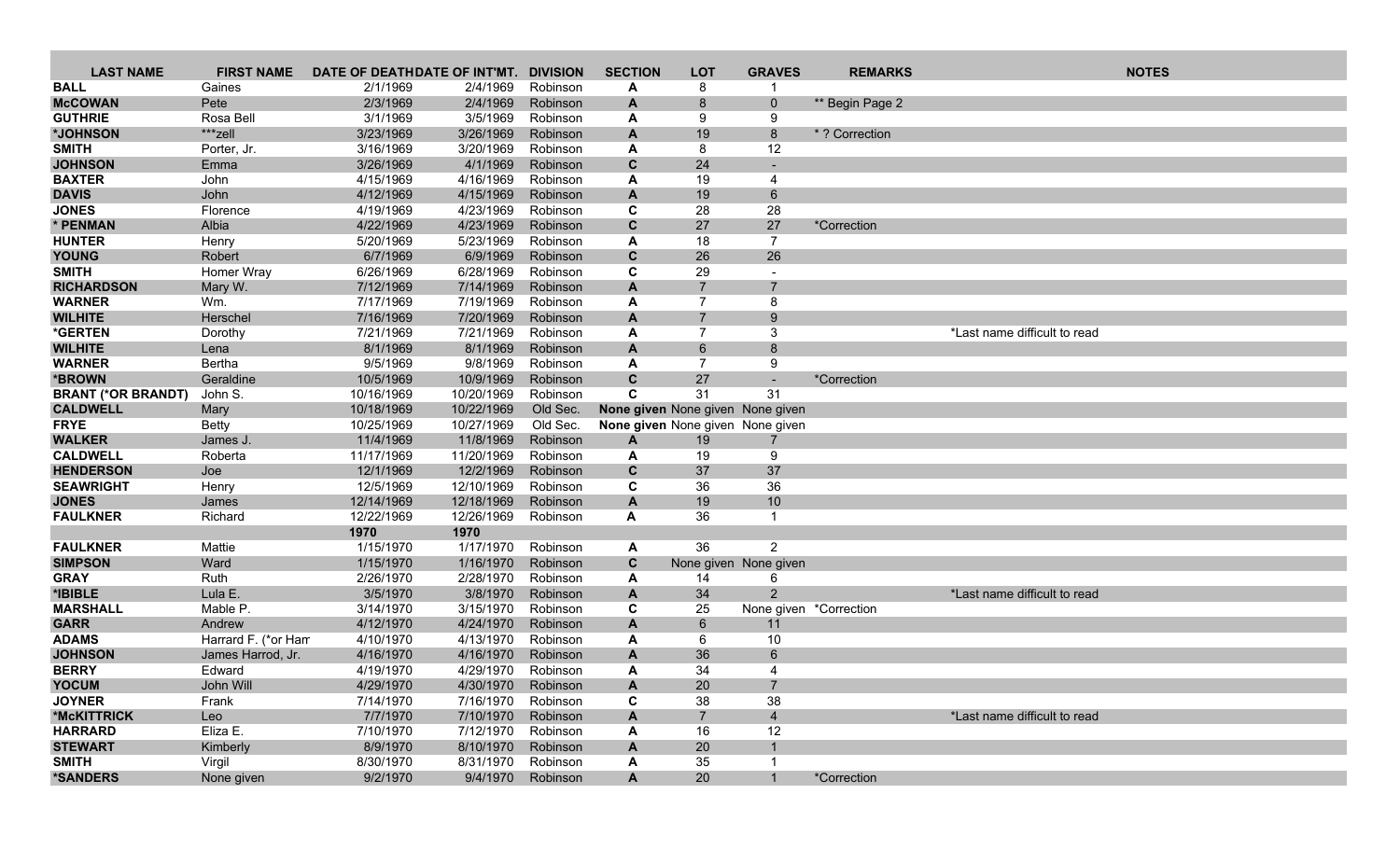| LAST NAME | FIRST NAME | DATE OF DEATH | DATE OF INT'MT. | DIVISION | SECTION | LOT | GRAVES | REMARKS | NOTES |
|---|---|---|---|---|---|---|---|---|---|
| **BALL** | Gaines | 2/1/1969 | 2/4/1969 | Robinson | **A** | 8 | 1 | | |
| **McCOWAN** | Pete | 2/3/1969 | 2/4/1969 | Robinson | **A** | 8 | 0 | ** Begin Page 2 | |
| **GUTHRIE** | Rosa Bell | 3/1/1969 | 3/5/1969 | Robinson | **A** | 9 | 9 | | |
| ***JOHNSON** | ***zell | 3/23/1969 | 3/26/1969 | Robinson | **A** | 19 | 8 | * ? Correction | |
| **SMITH** | Porter, Jr. | 3/16/1969 | 3/20/1969 | Robinson | **A** | 8 | 12 | | |
| **JOHNSON** | Emma | 3/26/1969 | 4/1/1969 | Robinson | **C** | 24 | - | | |
| **BAXTER** | John | 4/15/1969 | 4/16/1969 | Robinson | **A** | 19 | 4 | | |
| **DAVIS** | John | 4/12/1969 | 4/15/1969 | Robinson | **A** | 19 | 6 | | |
| **JONES** | Florence | 4/19/1969 | 4/23/1969 | Robinson | **C** | 28 | 28 | | |
| *** PENMAN** | Albia | 4/22/1969 | 4/23/1969 | Robinson | **C** | 27 | 27 | *Correction | |
| **HUNTER** | Henry | 5/20/1969 | 5/23/1969 | Robinson | **A** | 18 | 7 | | |
| **YOUNG** | Robert | 6/7/1969 | 6/9/1969 | Robinson | **C** | 26 | 26 | | |
| **SMITH** | Homer Wray | 6/26/1969 | 6/28/1969 | Robinson | **C** | 29 | - | | |
| **RICHARDSON** | Mary W. | 7/12/1969 | 7/14/1969 | Robinson | **A** | 7 | 7 | | |
| **WARNER** | Wm. | 7/17/1969 | 7/19/1969 | Robinson | **A** | 7 | 8 | | |
| **WILHITE** | Herschel | 7/16/1969 | 7/20/1969 | Robinson | **A** | 7 | 9 | | |
| ***GERTEN** | Dorothy | 7/21/1969 | 7/21/1969 | Robinson | **A** | 7 | 3 | | *Last name difficult to read |
| **WILHITE** | Lena | 8/1/1969 | 8/1/1969 | Robinson | **A** | 6 | 8 | | |
| **WARNER** | Bertha | 9/5/1969 | 9/8/1969 | Robinson | **A** | 7 | 9 | | |
| ***BROWN** | Geraldine | 10/5/1969 | 10/9/1969 | Robinson | **C** | 27 | - | *Correction | |
| **BRANT (*OR BRANDT)** | John S. | 10/16/1969 | 10/20/1969 | Robinson | **C** | 31 | 31 | | |
| **CALDWELL** | Mary | 10/18/1969 | 10/22/1969 | Old Sec. | **None given** | None given | None given | | |
| **FRYE** | Betty | 10/25/1969 | 10/27/1969 | Old Sec. | **None given** | None given | None given | | |
| **WALKER** | James J. | 11/4/1969 | 11/8/1969 | Robinson | **A** | 19 | 7 | | |
| **CALDWELL** | Roberta | 11/17/1969 | 11/20/1969 | Robinson | **A** | 19 | 9 | | |
| **HENDERSON** | Joe | 12/1/1969 | 12/2/1969 | Robinson | **C** | 37 | 37 | | |
| **SEAWRIGHT** | Henry | 12/5/1969 | 12/10/1969 | Robinson | **C** | 36 | 36 | | |
| **JONES** | James | 12/14/1969 | 12/18/1969 | Robinson | **A** | 19 | 10 | | |
| **FAULKNER** | Richard | 12/22/1969 | 12/26/1969 | Robinson | **A** | 36 | 1 | | |
| | | **1970** | **1970** | | | | | | |
| **FAULKNER** | Mattie | 1/15/1970 | 1/17/1970 | Robinson | **A** | 36 | 2 | | |
| **SIMPSON** | Ward | 1/15/1970 | 1/16/1970 | Robinson | **C** | None given | None given | | |
| **GRAY** | Ruth | 2/26/1970 | 2/28/1970 | Robinson | **A** | 14 | 6 | | |
| ***IBIBLE** | Lula E. | 3/5/1970 | 3/8/1970 | Robinson | **A** | 34 | 2 | | *Last name difficult to read |
| **MARSHALL** | Mable P. | 3/14/1970 | 3/15/1970 | Robinson | **C** | 25 | None given | *Correction | |
| **GARR** | Andrew | 4/12/1970 | 4/24/1970 | Robinson | **A** | 6 | 11 | | |
| **ADAMS** | Harrard F. (*or Har | 4/10/1970 | 4/13/1970 | Robinson | **A** | 6 | 10 | | |
| **JOHNSON** | James Harrod, Jr. | 4/16/1970 | 4/16/1970 | Robinson | **A** | 36 | 6 | | |
| **BERRY** | Edward | 4/19/1970 | 4/29/1970 | Robinson | **A** | 34 | 4 | | |
| **YOCUM** | John Will | 4/29/1970 | 4/30/1970 | Robinson | **A** | 20 | 7 | | |
| **JOYNER** | Frank | 7/14/1970 | 7/16/1970 | Robinson | **C** | 38 | 38 | | |
| ***McKITTRICK** | Leo | 7/7/1970 | 7/10/1970 | Robinson | **A** | 7 | 4 | | *Last name difficult to read |
| **HARRARD** | Eliza E. | 7/10/1970 | 7/12/1970 | Robinson | **A** | 16 | 12 | | |
| **STEWART** | Kimberly | 8/9/1970 | 8/10/1970 | Robinson | **A** | 20 | 1 | | |
| **SMITH** | Virgil | 8/30/1970 | 8/31/1970 | Robinson | **A** | 35 | 1 | | |
| ***SANDERS** | None given | 9/2/1970 | 9/4/1970 | Robinson | **A** | 20 | 1 | *Correction | |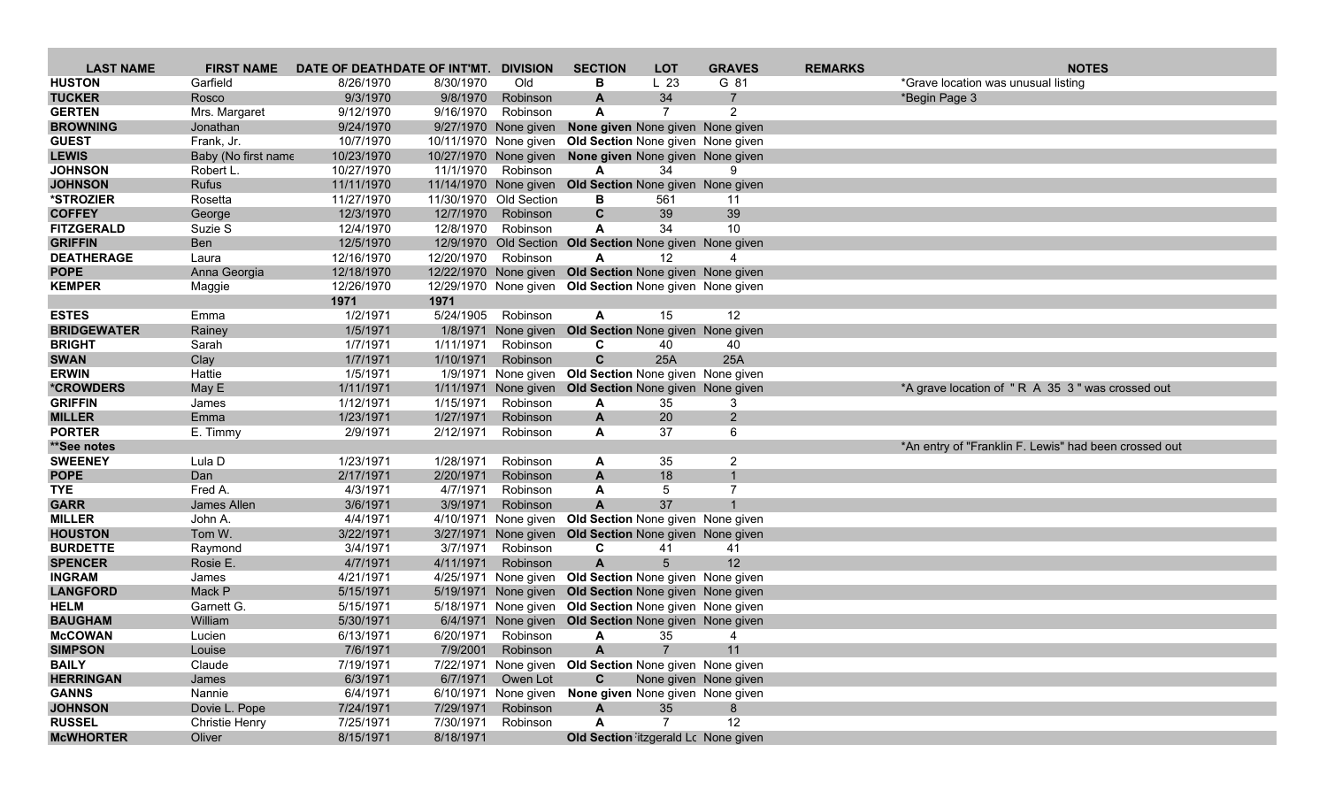| LAST NAME | FIRST NAME | DATE OF DEATH | DATE OF INT'MT. | DIVISION | SECTION | LOT | GRAVES | REMARKS | NOTES |
|---|---|---|---|---|---|---|---|---|---|
| **HUSTON** | Garfield | 8/26/1970 | 8/30/1970 | Old | **B** | L 23 | G 81 | | *Grave location was unusual listing |
| **TUCKER** | Rosco | 9/3/1970 | 9/8/1970 | Robinson | **A** | 34 | 7 | | *Begin Page 3 |
| **GERTEN** | Mrs. Margaret | 9/12/1970 | 9/16/1970 | Robinson | **A** | 7 | 2 | | |
| **BROWNING** | Jonathan | 9/24/1970 | 9/27/1970 | None given | **None given** | None given | None given | | |
| **GUEST** | Frank, Jr. | 10/7/1970 | 10/11/1970 | None given | **Old Section** | None given | None given | | |
| **LEWIS** | Baby (No first name | 10/23/1970 | 10/27/1970 | None given | **None given** | None given | None given | | |
| **JOHNSON** | Robert L. | 10/27/1970 | 11/1/1970 | Robinson | **A** | 34 | 9 | | |
| **JOHNSON** | Rufus | 11/11/1970 | 11/14/1970 | None given | **Old Section** | None given | None given | | |
| ***STROZIER** | Rosetta | 11/27/1970 | 11/30/1970 | Old Section | **B** | 561 | 11 | | |
| **COFFEY** | George | 12/3/1970 | 12/7/1970 | Robinson | **C** | 39 | 39 | | |
| **FITZGERALD** | Suzie S | 12/4/1970 | 12/8/1970 | Robinson | **A** | 34 | 10 | | |
| **GRIFFIN** | Ben | 12/5/1970 | 12/9/1970 | Old Section | **Old Section** | None given | None given | | |
| **DEATHERAGE** | Laura | 12/16/1970 | 12/20/1970 | Robinson | **A** | 12 | 4 | | |
| **POPE** | Anna Georgia | 12/18/1970 | 12/22/1970 | None given | **Old Section** | None given | None given | | |
| **KEMPER** | Maggie | 12/26/1970 | 12/29/1970 | None given | **Old Section** | None given | None given | | |
| | | **1971** | **1971** | | | | | | |
| **ESTES** | Emma | 1/2/1971 | 5/24/1905 | Robinson | **A** | 15 | 12 | | |
| **BRIDGEWATER** | Rainey | 1/5/1971 | 1/8/1971 | None given | **Old Section** | None given | None given | | |
| **BRIGHT** | Sarah | 1/7/1971 | 1/11/1971 | Robinson | **C** | 40 | 40 | | |
| **SWAN** | Clay | 1/7/1971 | 1/10/1971 | Robinson | **C** | 25A | 25A | | |
| **ERWIN** | Hattie | 1/5/1971 | 1/9/1971 | None given | **Old Section** | None given | None given | | |
| ***CROWDERS** | May E | 1/11/1971 | 1/11/1971 | None given | **Old Section** | None given | None given | | *A grave location of " R A 35 3 " was crossed out |
| **GRIFFIN** | James | 1/12/1971 | 1/15/1971 | Robinson | **A** | 35 | 3 | | |
| **MILLER** | Emma | 1/23/1971 | 1/27/1971 | Robinson | **A** | 20 | 2 | | |
| **PORTER** | E. Timmy | 2/9/1971 | 2/12/1971 | Robinson | **A** | 37 | 6 | | |
| ****See notes** | | | | | | | | | *An entry of "Franklin F. Lewis" had been crossed out |
| **SWEENEY** | Lula D | 1/23/1971 | 1/28/1971 | Robinson | **A** | 35 | 2 | | |
| **POPE** | Dan | 2/17/1971 | 2/20/1971 | Robinson | **A** | 18 | 1 | | |
| **TYE** | Fred A. | 4/3/1971 | 4/7/1971 | Robinson | **A** | 5 | 7 | | |
| **GARR** | James Allen | 3/6/1971 | 3/9/1971 | Robinson | **A** | 37 | 1 | | |
| **MILLER** | John A. | 4/4/1971 | 4/10/1971 | None given | **Old Section** | None given | None given | | |
| **HOUSTON** | Tom W. | 3/22/1971 | 3/27/1971 | None given | **Old Section** | None given | None given | | |
| **BURDETTE** | Raymond | 3/4/1971 | 3/7/1971 | Robinson | **C** | 41 | 41 | | |
| **SPENCER** | Rosie E. | 4/7/1971 | 4/11/1971 | Robinson | **A** | 5 | 12 | | |
| **INGRAM** | James | 4/21/1971 | 4/25/1971 | None given | **Old Section** | None given | None given | | |
| **LANGFORD** | Mack P | 5/15/1971 | 5/19/1971 | None given | **Old Section** | None given | None given | | |
| **HELM** | Garnett G. | 5/15/1971 | 5/18/1971 | None given | **Old Section** | None given | None given | | |
| **BAUGHAM** | William | 5/30/1971 | 6/4/1971 | None given | **Old Section** | None given | None given | | |
| **McCOWAN** | Lucien | 6/13/1971 | 6/20/1971 | Robinson | **A** | 35 | 4 | | |
| **SIMPSON** | Louise | 7/6/1971 | 7/9/2001 | Robinson | **A** | 7 | 11 | | |
| **BAILY** | Claude | 7/19/1971 | 7/22/1971 | None given | **Old Section** | None given | None given | | |
| **HERRINGAN** | James | 6/3/1971 | 6/7/1971 | Owen Lot | **C** | None given | None given | | |
| **GANNS** | Nannie | 6/4/1971 | 6/10/1971 | None given | **None given** | None given | None given | | |
| **JOHNSON** | Dovie L. Pope | 7/24/1971 | 7/29/1971 | Robinson | **A** | 35 | 8 | | |
| **RUSSEL** | Christie Henry | 7/25/1971 | 7/30/1971 | Robinson | **A** | 7 | 12 | | |
| **McWHORTER** | Oliver | 8/15/1971 | 8/18/1971 | | **Old Section** | itzgerald Lc | None given | | |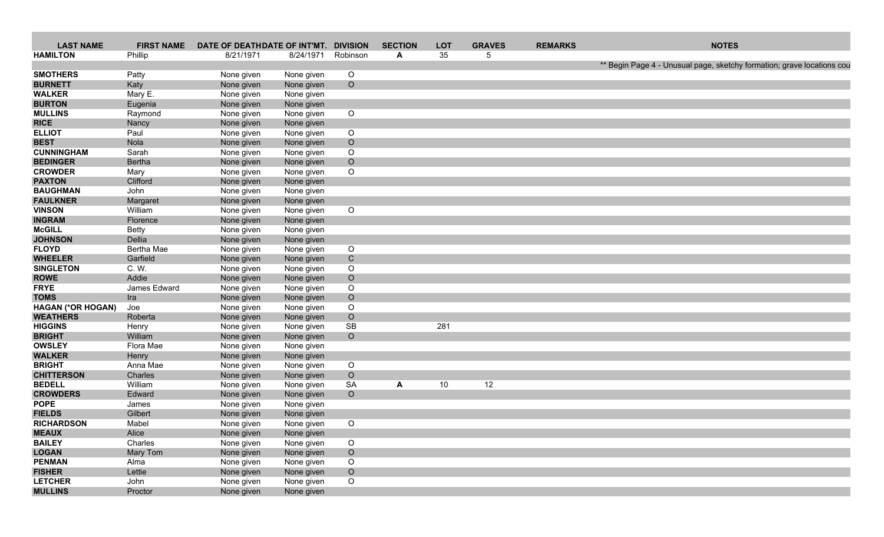| LAST NAME | FIRST NAME | DATE OF DEATH | DATE OF INT'MT. | DIVISION | SECTION | LOT | GRAVES | REMARKS | NOTES |
|---|---|---|---|---|---|---|---|---|---|
| **HAMILTON** | Phillip | 8/21/1971 | 8/24/1971 | Robinson | **A** | 35 | 5 | | |
| | | | | | | | | | ** Begin Page 4 - Unusual page, sketchy formation; grave locations cou |
| **SMOTHERS** | Patty | None given | None given | O | | | | | |
| **BURNETT** | Katy | None given | None given | O | | | | | |
| **WALKER** | Mary E. | None given | None given | | | | | | |
| **BURTON** | Eugenia | None given | None given | | | | | | |
| **MULLINS** | Raymond | None given | None given | O | | | | | |
| **RICE** | Nancy | None given | None given | | | | | | |
| **ELLIOT** | Paul | None given | None given | O | | | | | |
| **BEST** | Nola | None given | None given | O | | | | | |
| **CUNNINGHAM** | Sarah | None given | None given | O | | | | | |
| **BEDINGER** | Bertha | None given | None given | O | | | | | |
| **CROWDER** | Mary | None given | None given | O | | | | | |
| **PAXTON** | Clifford | None given | None given | | | | | | |
| **BAUGHMAN** | John | None given | None given | | | | | | |
| **FAULKNER** | Margaret | None given | None given | | | | | | |
| **VINSON** | William | None given | None given | O | | | | | |
| **INGRAM** | Florence | None given | None given | | | | | | |
| **McGILL** | Betty | None given | None given | | | | | | |
| **JOHNSON** | Dellia | None given | None given | | | | | | |
| **FLOYD** | Bertha Mae | None given | None given | O | | | | | |
| **WHEELER** | Garfield | None given | None given | C | | | | | |
| **SINGLETON** | C. W. | None given | None given | O | | | | | |
| **ROWE** | Addie | None given | None given | O | | | | | |
| **FRYE** | James Edward | None given | None given | O | | | | | |
| **TOMS** | Ira | None given | None given | O | | | | | |
| **HAGAN (*OR HOGAN)** | Joe | None given | None given | O | | | | | |
| **WEATHERS** | Roberta | None given | None given | O | | | | | |
| **HIGGINS** | Henry | None given | None given | SB | | 281 | | | |
| **BRIGHT** | William | None given | None given | O | | | | | |
| **OWSLEY** | Flora Mae | None given | None given | | | | | | |
| **WALKER** | Henry | None given | None given | | | | | | |
| **BRIGHT** | Anna Mae | None given | None given | O | | | | | |
| **CHITTERSON** | Charles | None given | None given | O | | | | | |
| **BEDELL** | William | None given | None given | SA | **A** | 10 | 12 | | |
| **CROWDERS** | Edward | None given | None given | O | | | | | |
| **POPE** | James | None given | None given | | | | | | |
| **FIELDS** | Gilbert | None given | None given | | | | | | |
| **RICHARDSON** | Mabel | None given | None given | O | | | | | |
| **MEAUX** | Alice | None given | None given | | | | | | |
| **BAILEY** | Charles | None given | None given | O | | | | | |
| **LOGAN** | Mary Tom | None given | None given | O | | | | | |
| **PENMAN** | Alma | None given | None given | O | | | | | |
| **FISHER** | Lettie | None given | None given | O | | | | | |
| **LETCHER** | John | None given | None given | O | | | | | |
| **MULLINS** | Proctor | None given | None given | | | | | | |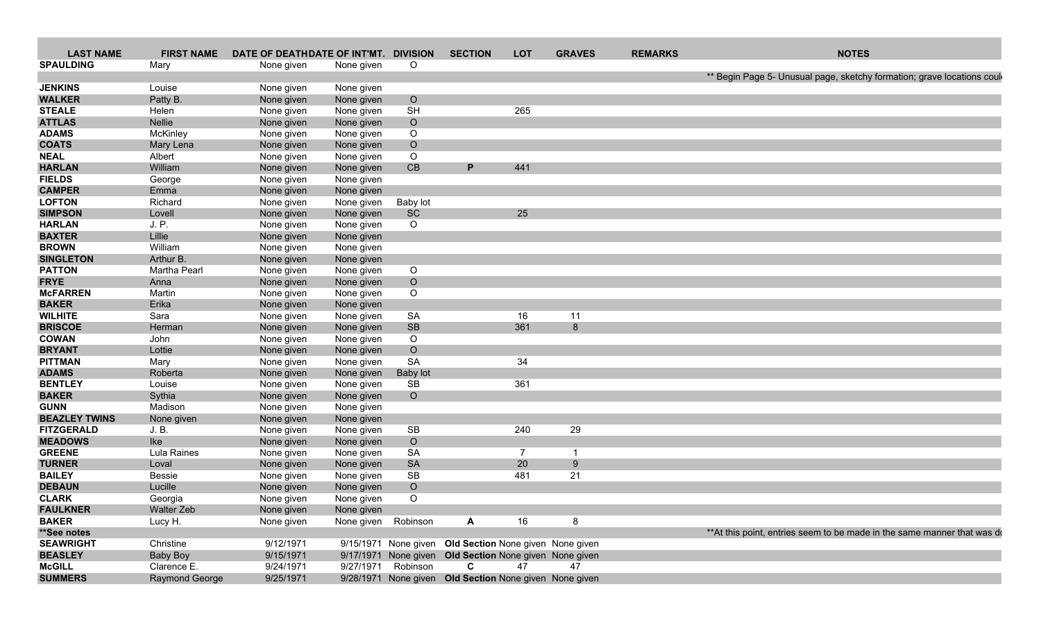| LAST NAME | FIRST NAME | DATE OF DEATH | DATE OF INT'MT. | DIVISION | SECTION | LOT | GRAVES | REMARKS | NOTES |
|---|---|---|---|---|---|---|---|---|---|
| **SPAULDING** | Mary | None given | None given | O | | | | | |
| | | | | | | | | | ** Begin Page 5- Unusual page, sketchy formation; grave locations coul |
| **JENKINS** | Louise | None given | None given | | | | | | |
| **WALKER** | Patty B. | None given | None given | O | | | | | |
| **STEALE** | Helen | None given | None given | SH | | 265 | | | |
| **ATTLAS** | Nellie | None given | None given | O | | | | | |
| **ADAMS** | McKinley | None given | None given | O | | | | | |
| **COATS** | Mary Lena | None given | None given | O | | | | | |
| **NEAL** | Albert | None given | None given | O | | | | | |
| **HARLAN** | William | None given | None given | CB | **P** | 441 | | | |
| **FIELDS** | George | None given | None given | | | | | | |
| **CAMPER** | Emma | None given | None given | | | | | | |
| **LOFTON** | Richard | None given | None given | Baby lot | | | | | |
| **SIMPSON** | Lovell | None given | None given | SC | | 25 | | | |
| **HARLAN** | J. P. | None given | None given | O | | | | | |
| **BAXTER** | Lillie | None given | None given | | | | | | |
| **BROWN** | William | None given | None given | | | | | | |
| **SINGLETON** | Arthur B. | None given | None given | | | | | | |
| **PATTON** | Martha Pearl | None given | None given | O | | | | | |
| **FRYE** | Anna | None given | None given | O | | | | | |
| **McFARREN** | Martin | None given | None given | O | | | | | |
| **BAKER** | Erika | None given | None given | | | | | | |
| **WILHITE** | Sara | None given | None given | SA | | 16 | 11 | | |
| **BRISCOE** | Herman | None given | None given | SB | | 361 | 8 | | |
| **COWAN** | John | None given | None given | O | | | | | |
| **BRYANT** | Lottie | None given | None given | O | | | | | |
| **PITTMAN** | Mary | None given | None given | SA | | 34 | | | |
| **ADAMS** | Roberta | None given | None given | Baby lot | | | | | |
| **BENTLEY** | Louise | None given | None given | SB | | 361 | | | |
| **BAKER** | Sythia | None given | None given | O | | | | | |
| **GUNN** | Madison | None given | None given | | | | | | |
| **BEAZLEY TWINS** | None given | None given | None given | | | | | | |
| **FITZGERALD** | J. B. | None given | None given | SB | | 240 | 29 | | |
| **MEADOWS** | Ike | None given | None given | O | | | | | |
| **GREENE** | Lula Raines | None given | None given | SA | | 7 | 1 | | |
| **TURNER** | Loval | None given | None given | SA | | 20 | 9 | | |
| **BAILEY** | Bessie | None given | None given | SB | | 481 | 21 | | |
| **DEBAUN** | Lucille | None given | None given | O | | | | | |
| **CLARK** | Georgia | None given | None given | O | | | | | |
| **FAULKNER** | Walter Zeb | None given | None given | | | | | | |
| **BAKER** | Lucy H. | None given | None given | Robinson | **A** | 16 | 8 | | |
| **\*\*See notes** | | | | | | | | | **At this point, entries seem to be made in the same manner that was do |
| **SEAWRIGHT** | Christine | 9/12/1971 | 9/15/1971 | None given | **Old Section** | None given | None given | | |
| **BEASLEY** | Baby Boy | 9/15/1971 | 9/17/1971 | None given | **Old Section** | None given | None given | | |
| **McGILL** | Clarence E. | 9/24/1971 | 9/27/1971 | Robinson | **C** | 47 | 47 | | |
| **SUMMERS** | Raymond George | 9/25/1971 | 9/28/1971 | None given | **Old Section** | None given | None given | | |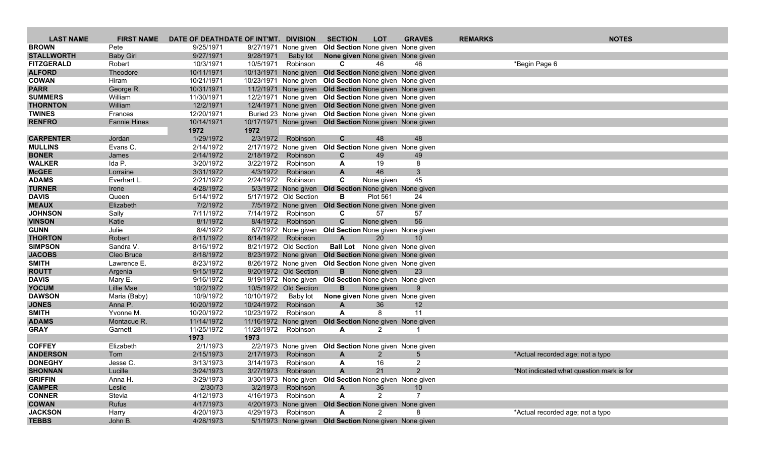| LAST NAME | FIRST NAME | DATE OF DEATH | DATE OF INT'MT. | DIVISION | SECTION | LOT | GRAVES | REMARKS | NOTES |
|---|---|---|---|---|---|---|---|---|---|
| **BROWN** | Pete | 9/25/1971 | 9/27/1971 | None given | **Old Section** | None given | None given | | |
| **STALLWORTH** | Baby Girl | 9/27/1971 | 9/28/1971 | Baby lot | **None given** | None given | None given | | |
| **FITZGERALD** | Robert | 10/3/1971 | 10/5/1971 | Robinson | **C** | 46 | 46 | | *Begin Page 6 |
| **ALFORD** | Theodore | 10/11/1971 | 10/13/1971 | None given | **Old Section** | None given | None given | | |
| **COWAN** | Hiram | 10/21/1971 | 10/23/1971 | None given | **Old Section** | None given | None given | | |
| **PARR** | George R. | 10/31/1971 | 11/2/1971 | None given | **Old Section** | None given | None given | | |
| **SUMMERS** | William | 11/30/1971 | 12/2/1971 | None given | **Old Section** | None given | None given | | |
| **THORNTON** | William | 12/2/1971 | 12/4/1971 | None given | **Old Section** | None given | None given | | |
| **TWINES** | Frances | 12/20/1971 | Buried 23 | None given | **Old Section** | None given | None given | | |
| **RENFRO** | Fannie Hines | 10/14/1971 | 10/17/1971 | None given | **Old Section** | None given | None given | | |
| | | **1972** | **1972** | | | | | | |
| **CARPENTER** | Jordan | 1/29/1972 | 2/3/1972 | Robinson | **C** | 48 | 48 | | |
| **MULLINS** | Evans C. | 2/14/1972 | 2/17/1972 | None given | **Old Section** | None given | None given | | |
| **BONER** | James | 2/14/1972 | 2/18/1972 | Robinson | **C** | 49 | 49 | | |
| **WALKER** | Ida P. | 3/20/1972 | 3/22/1972 | Robinson | **A** | 19 | 8 | | |
| **McGEE** | Lorraine | 3/31/1972 | 4/3/1972 | Robinson | **A** | 46 | 3 | | |
| **ADAMS** | Everhart L. | 2/21/1972 | 2/24/1972 | Robinson | **C** | None given | 45 | | |
| **TURNER** | Irene | 4/28/1972 | 5/3/1972 | None given | **Old Section** | None given | None given | | |
| **DAVIS** | Queen | 5/14/1972 | 5/17/1972 | Old Section | **B** | Plot 561 | 24 | | |
| **MEAUX** | Elizabeth | 7/2/1972 | 7/5/1972 | None given | **Old Section** | None given | None given | | |
| **JOHNSON** | Sally | 7/11/1972 | 7/14/1972 | Robinson | **C** | 57 | 57 | | |
| **VINSON** | Katie | 8/1/1972 | 8/4/1972 | Robinson | **C** | None given | 56 | | |
| **GUNN** | Julie | 8/4/1972 | 8/7/1972 | None given | **Old Section** | None given | None given | | |
| **THORTON** | Robert | 8/11/1972 | 8/14/1972 | Robinson | **A** | 20 | 10 | | |
| **SIMPSON** | Sandra V. | 8/16/1972 | 8/21/1972 | Old Section | **Ball Lot** | None given | None given | | |
| **JACOBS** | Cleo Bruce | 8/18/1972 | 8/23/1972 | None given | **Old Section** | None given | None given | | |
| **SMITH** | Lawrence E. | 8/23/1972 | 8/26/1972 | None given | **Old Section** | None given | None given | | |
| **ROUTT** | Argenia | 9/15/1972 | 9/20/1972 | Old Section | **B** | None given | 23 | | |
| **DAVIS** | Mary E. | 9/16/1972 | 9/19/1972 | None given | **Old Section** | None given | None given | | |
| **YOCUM** | Lillie Mae | 10/2/1972 | 10/5/1972 | Old Section | **B** | None given | 9 | | |
| **DAWSON** | Maria (Baby) | 10/9/1972 | 10/10/1972 | Baby lot | **None given** | None given | None given | | |
| **JONES** | Anna P. | 10/20/1972 | 10/24/1972 | Robinson | **A** | 36 | 12 | | |
| **SMITH** | Yvonne M. | 10/20/1972 | 10/23/1972 | Robinson | **A** | 8 | 11 | | |
| **ADAMS** | Montacue R. | 11/14/1972 | 11/16/1972 | None given | **Old Section** | None given | None given | | |
| **GRAY** | Garnett | 11/25/1972 | 11/28/1972 | Robinson | **A** | 2 | 1 | | |
| | | **1973** | **1973** | | | | | | |
| **COFFEY** | Elizabeth | 2/1/1973 | 2/2/1973 | None given | **Old Section** | None given | None given | | |
| **ANDERSON** | Tom | 2/15/1973 | 2/17/1973 | Robinson | **A** | 2 | 5 | | *Actual recorded age; not a typo |
| **DONEGHY** | Jesse C. | 3/13/1973 | 3/14/1973 | Robinson | **A** | 16 | 2 | | |
| **SHONNAN** | Lucille | 3/24/1973 | 3/27/1973 | Robinson | **A** | 21 | 2 | | *Not indicated what question mark is for |
| **GRIFFIN** | Anna H. | 3/29/1973 | 3/30/1973 | None given | **Old Section** | None given | None given | | |
| **CAMPER** | Leslie | 2/30/73 | 3/2/1973 | Robinson | **A** | 36 | 10 | | |
| **CONNER** | Stevia | 4/12/1973 | 4/16/1973 | Robinson | **A** | 2 | 7 | | |
| **COWAN** | Rufus | 4/17/1973 | 4/20/1973 | None given | **Old Section** | None given | None given | | |
| **JACKSON** | Harry | 4/20/1973 | 4/29/1973 | Robinson | **A** | 2 | 8 | | *Actual recorded age; not a typo |
| **TEBBS** | John B. | 4/28/1973 | 5/1/1973 | None given | **Old Section** | None given | None given | | |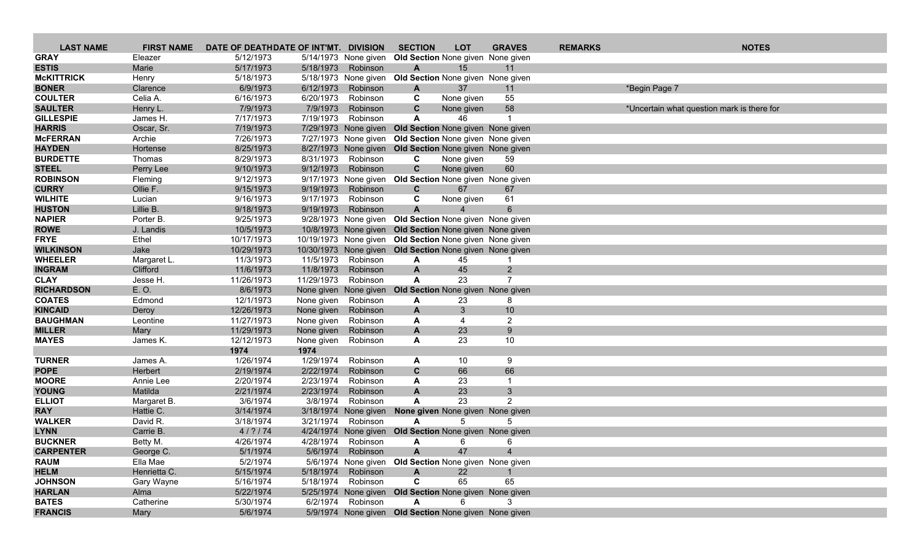| LAST NAME | FIRST NAME | DATE OF DEATH | DATE OF INT'MT. | DIVISION | SECTION | LOT | GRAVES | REMARKS | NOTES |
|---|---|---|---|---|---|---|---|---|---|
| **GRAY** | Eleazer | 5/12/1973 | 5/14/1973 | None given | **Old Section** | None given | None given | | |
| **ESTIS** | Marie | 5/17/1973 | 5/18/1973 | Robinson | **A** | 15 | 11 | | |
| **McKITTRICK** | Henry | 5/18/1973 | 5/18/1973 | None given | **Old Section** | None given | None given | | |
| **BONER** | Clarence | 6/9/1973 | 6/12/1973 | Robinson | **A** | 37 | 11 | | *Begin Page 7 |
| **COULTER** | Celia A. | 6/16/1973 | 6/20/1973 | Robinson | **C** | None given | 55 | | |
| **SAULTER** | Henry L. | 7/9/1973 | 7/9/1973 | Robinson | **C** | None given | 58 | | *Uncertain what question mark is there for |
| **GILLESPIE** | James H. | 7/17/1973 | 7/19/1973 | Robinson | **A** | 46 | 1 | | |
| **HARRIS** | Oscar, Sr. | 7/19/1973 | 7/29/1973 | None given | **Old Section** | None given | None given | | |
| **McFERRAN** | Archie | 7/26/1973 | 7/27/1973 | None given | **Old Section** | None given | None given | | |
| **HAYDEN** | Hortense | 8/25/1973 | 8/27/1973 | None given | **Old Section** | None given | None given | | |
| **BURDETTE** | Thomas | 8/29/1973 | 8/31/1973 | Robinson | **C** | None given | 59 | | |
| **STEEL** | Perry Lee | 9/10/1973 | 9/12/1973 | Robinson | **C** | None given | 60 | | |
| **ROBINSON** | Fleming | 9/12/1973 | 9/17/1973 | None given | **Old Section** | None given | None given | | |
| **CURRY** | Ollie F. | 9/15/1973 | 9/19/1973 | Robinson | **C** | 67 | 67 | | |
| **WILHITE** | Lucian | 9/16/1973 | 9/17/1973 | Robinson | **C** | None given | 61 | | |
| **HUSTON** | Lillie B. | 9/18/1973 | 9/19/1973 | Robinson | **A** | 4 | 6 | | |
| **NAPIER** | Porter B. | 9/25/1973 | 9/28/1973 | None given | **Old Section** | None given | None given | | |
| **ROWE** | J. Landis | 10/5/1973 | 10/8/1973 | None given | **Old Section** | None given | None given | | |
| **FRYE** | Ethel | 10/17/1973 | 10/19/1973 | None given | **Old Section** | None given | None given | | |
| **WILKINSON** | Jake | 10/29/1973 | 10/30/1973 | None given | **Old Section** | None given | None given | | |
| **WHEELER** | Margaret L. | 11/3/1973 | 11/5/1973 | Robinson | **A** | 45 | 1 | | |
| **INGRAM** | Clifford | 11/6/1973 | 11/8/1973 | Robinson | **A** | 45 | 2 | | |
| **CLAY** | Jesse H. | 11/26/1973 | 11/29/1973 | Robinson | **A** | 23 | 7 | | |
| **RICHARDSON** | E. O. | 8/6/1973 | None given | None given | **Old Section** | None given | None given | | |
| **COATES** | Edmond | 12/1/1973 | None given | Robinson | **A** | 23 | 8 | | |
| **KINCAID** | Deroy | 12/26/1973 | None given | Robinson | **A** | 3 | 10 | | |
| **BAUGHMAN** | Leontine | 11/27/1973 | None given | Robinson | **A** | 4 | 2 | | |
| **MILLER** | Mary | 11/29/1973 | None given | Robinson | **A** | 23 | 9 | | |
| **MAYES** | James K. | 12/12/1973 | None given | Robinson | **A** | 23 | 10 | | |
| | | **1974** | **1974** | | | | | | |
| **TURNER** | James A. | 1/26/1974 | 1/29/1974 | Robinson | **A** | 10 | 9 | | |
| **POPE** | Herbert | 2/19/1974 | 2/22/1974 | Robinson | **C** | 66 | 66 | | |
| **MOORE** | Annie Lee | 2/20/1974 | 2/23/1974 | Robinson | **A** | 23 | 1 | | |
| **YOUNG** | Matilda | 2/21/1974 | 2/23/1974 | Robinson | **A** | 23 | 3 | | |
| **ELLIOT** | Margaret B. | 3/6/1974 | 3/8/1974 | Robinson | **A** | 23 | 2 | | |
| **RAY** | Hattie C. | 3/14/1974 | 3/18/1974 | None given | **None given** | None given | None given | | |
| **WALKER** | David R. | 3/18/1974 | 3/21/1974 | Robinson | **A** | 5 | 5 | | |
| **LYNN** | Carrie B. | 4 / ? / 74 | 4/24/1974 | None given | **Old Section** | None given | None given | | |
| **BUCKNER** | Betty M. | 4/26/1974 | 4/28/1974 | Robinson | **A** | 6 | 6 | | |
| **CARPENTER** | George C. | 5/1/1974 | 5/6/1974 | Robinson | **A** | 47 | 4 | | |
| **RAUM** | Ella Mae | 5/2/1974 | 5/6/1974 | None given | **Old Section** | None given | None given | | |
| **HELM** | Henrietta C. | 5/15/1974 | 5/18/1974 | Robinson | **A** | 22 | 1 | | |
| **JOHNSON** | Gary Wayne | 5/16/1974 | 5/18/1974 | Robinson | **C** | 65 | 65 | | |
| **HARLAN** | Alma | 5/22/1974 | 5/25/1974 | None given | **Old Section** | None given | None given | | |
| **BATES** | Catherine | 5/30/1974 | 6/2/1974 | Robinson | **A** | 6 | 3 | | |
| **FRANCIS** | Mary | 5/6/1974 | 5/9/1974 | None given | **Old Section** | None given | None given | | |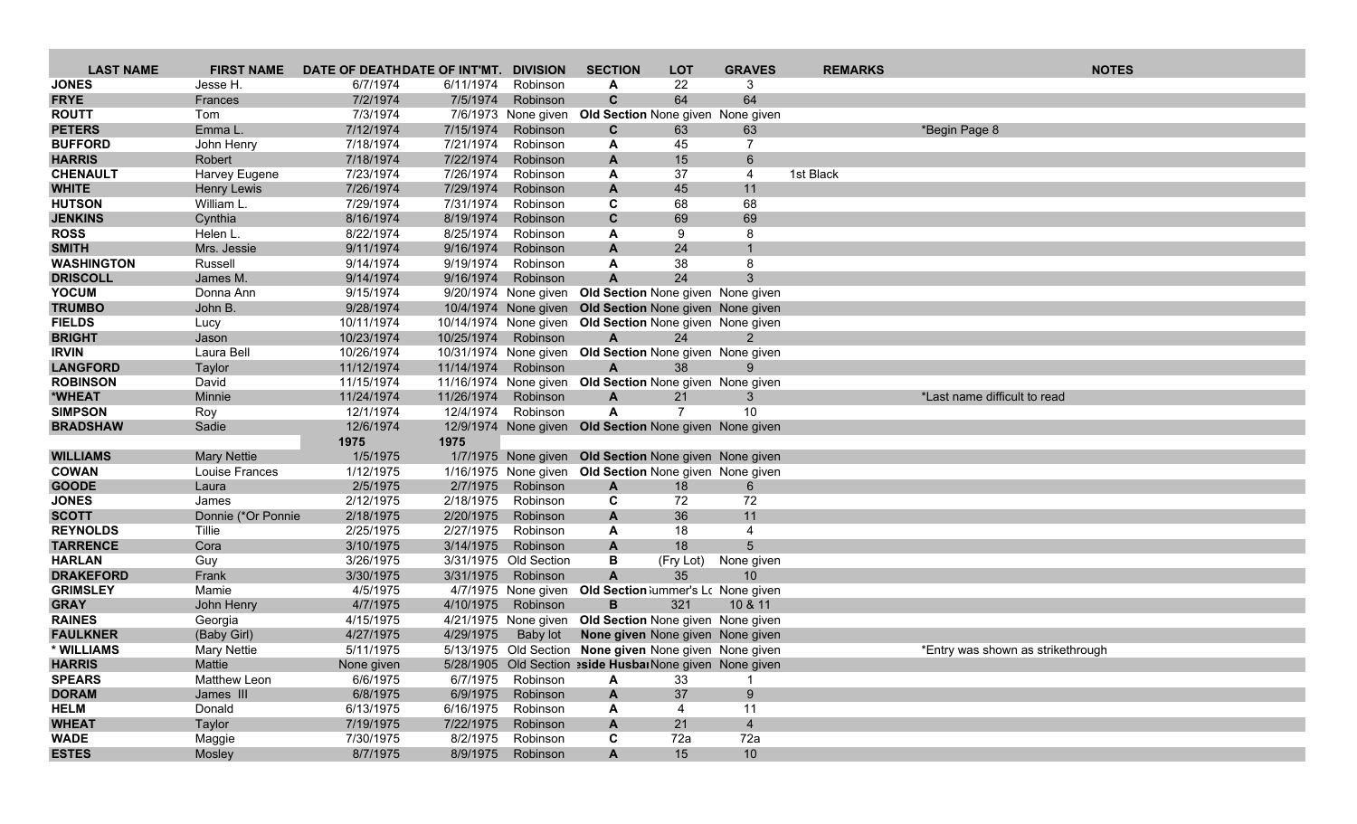| LAST NAME | FIRST NAME | DATE OF DEATH | DATE OF INT'MT. | DIVISION | SECTION | LOT | GRAVES | REMARKS | NOTES |
|---|---|---|---|---|---|---|---|---|---|
| **JONES** | Jesse H. | 6/7/1974 | 6/11/1974 | Robinson | A | 22 | 3 | | |
| **FRYE** | Frances | 7/2/1974 | 7/5/1974 | Robinson | C | 64 | 64 | | |
| **ROUTT** | Tom | 7/3/1974 | 7/6/1973 | None given | **Old Section** | None given | None given | | |
| **PETERS** | Emma L. | 7/12/1974 | 7/15/1974 | Robinson | C | 63 | 63 | | *Begin Page 8 |
| **BUFFORD** | John Henry | 7/18/1974 | 7/21/1974 | Robinson | A | 45 | 7 | | |
| **HARRIS** | Robert | 7/18/1974 | 7/22/1974 | Robinson | A | 15 | 6 | | |
| **CHENAULT** | Harvey Eugene | 7/23/1974 | 7/26/1974 | Robinson | A | 37 | 4 | 1st Black | |
| **WHITE** | Henry Lewis | 7/26/1974 | 7/29/1974 | Robinson | A | 45 | 11 | | |
| **HUTSON** | William L. | 7/29/1974 | 7/31/1974 | Robinson | C | 68 | 68 | | |
| **JENKINS** | Cynthia | 8/16/1974 | 8/19/1974 | Robinson | C | 69 | 69 | | |
| **ROSS** | Helen L. | 8/22/1974 | 8/25/1974 | Robinson | A | 9 | 8 | | |
| **SMITH** | Mrs. Jessie | 9/11/1974 | 9/16/1974 | Robinson | A | 24 | 1 | | |
| **WASHINGTON** | Russell | 9/14/1974 | 9/19/1974 | Robinson | A | 38 | 8 | | |
| **DRISCOLL** | James M. | 9/14/1974 | 9/16/1974 | Robinson | A | 24 | 3 | | |
| **YOCUM** | Donna Ann | 9/15/1974 | 9/20/1974 | None given | **Old Section** | None given | None given | | |
| **TRUMBO** | John B. | 9/28/1974 | 10/4/1974 | None given | **Old Section** | None given | None given | | |
| **FIELDS** | Lucy | 10/11/1974 | 10/14/1974 | None given | **Old Section** | None given | None given | | |
| **BRIGHT** | Jason | 10/23/1974 | 10/25/1974 | Robinson | A | 24 | 2 | | |
| **IRVIN** | Laura Bell | 10/26/1974 | 10/31/1974 | None given | **Old Section** | None given | None given | | |
| **LANGFORD** | Taylor | 11/12/1974 | 11/14/1974 | Robinson | A | 38 | 9 | | |
| **ROBINSON** | David | 11/15/1974 | 11/16/1974 | None given | **Old Section** | None given | None given | | |
| ***WHEAT** | Minnie | 11/24/1974 | 11/26/1974 | Robinson | A | 21 | 3 | | *Last name difficult to read |
| **SIMPSON** | Roy | 12/1/1974 | 12/4/1974 | Robinson | A | 7 | 10 | | |
| **BRADSHAW** | Sadie | 12/6/1974 | 12/9/1974 | None given | **Old Section** | None given | None given | | |
| | | **1975** | **1975** | | | | | | |
| **WILLIAMS** | Mary Nettie | 1/5/1975 | 1/7/1975 | None given | **Old Section** | None given | None given | | |
| **COWAN** | Louise Frances | 1/12/1975 | 1/16/1975 | None given | **Old Section** | None given | None given | | |
| **GOODE** | Laura | 2/5/1975 | 2/7/1975 | Robinson | A | 18 | 6 | | |
| **JONES** | James | 2/12/1975 | 2/18/1975 | Robinson | C | 72 | 72 | | |
| **SCOTT** | Donnie (*Or Ponnie | 2/18/1975 | 2/20/1975 | Robinson | A | 36 | 11 | | |
| **REYNOLDS** | Tillie | 2/25/1975 | 2/27/1975 | Robinson | A | 18 | 4 | | |
| **TARRENCE** | Cora | 3/10/1975 | 3/14/1975 | Robinson | A | 18 | 5 | | |
| **HARLAN** | Guy | 3/26/1975 | 3/31/1975 | Old Section | B | (Fry Lot) | None given | | |
| **DRAKEFORD** | Frank | 3/30/1975 | 3/31/1975 | Robinson | A | 35 | 10 | | |
| **GRIMSLEY** | Mamie | 4/5/1975 | 4/7/1975 | None given | **Old Section** | Summer's Lo | None given | | |
| **GRAY** | John Henry | 4/7/1975 | 4/10/1975 | Robinson | B | 321 | 10 & 11 | | |
| **RAINES** | Georgia | 4/15/1975 | 4/21/1975 | None given | **Old Section** | None given | None given | | |
| **FAULKNER** | (Baby Girl) | 4/27/1975 | 4/29/1975 | Baby lot | **None given** | None given | None given | | |
| *** WILLIAMS** | Mary Nettie | 5/11/1975 | 5/13/1975 | Old Section | **None given** | None given | None given | | *Entry was shown as strikethrough |
| **HARRIS** | Mattie | None given | 5/28/1905 | Old Section | **eside Husba** | None given | None given | | |
| **SPEARS** | Matthew Leon | 6/6/1975 | 6/7/1975 | Robinson | A | 33 | 1 | | |
| **DORAM** | James III | 6/8/1975 | 6/9/1975 | Robinson | A | 37 | 9 | | |
| **HELM** | Donald | 6/13/1975 | 6/16/1975 | Robinson | A | 4 | 11 | | |
| **WHEAT** | Taylor | 7/19/1975 | 7/22/1975 | Robinson | A | 21 | 4 | | |
| **WADE** | Maggie | 7/30/1975 | 8/2/1975 | Robinson | C | 72a | 72a | | |
| **ESTES** | Mosley | 8/7/1975 | 8/9/1975 | Robinson | A | 15 | 10 | | |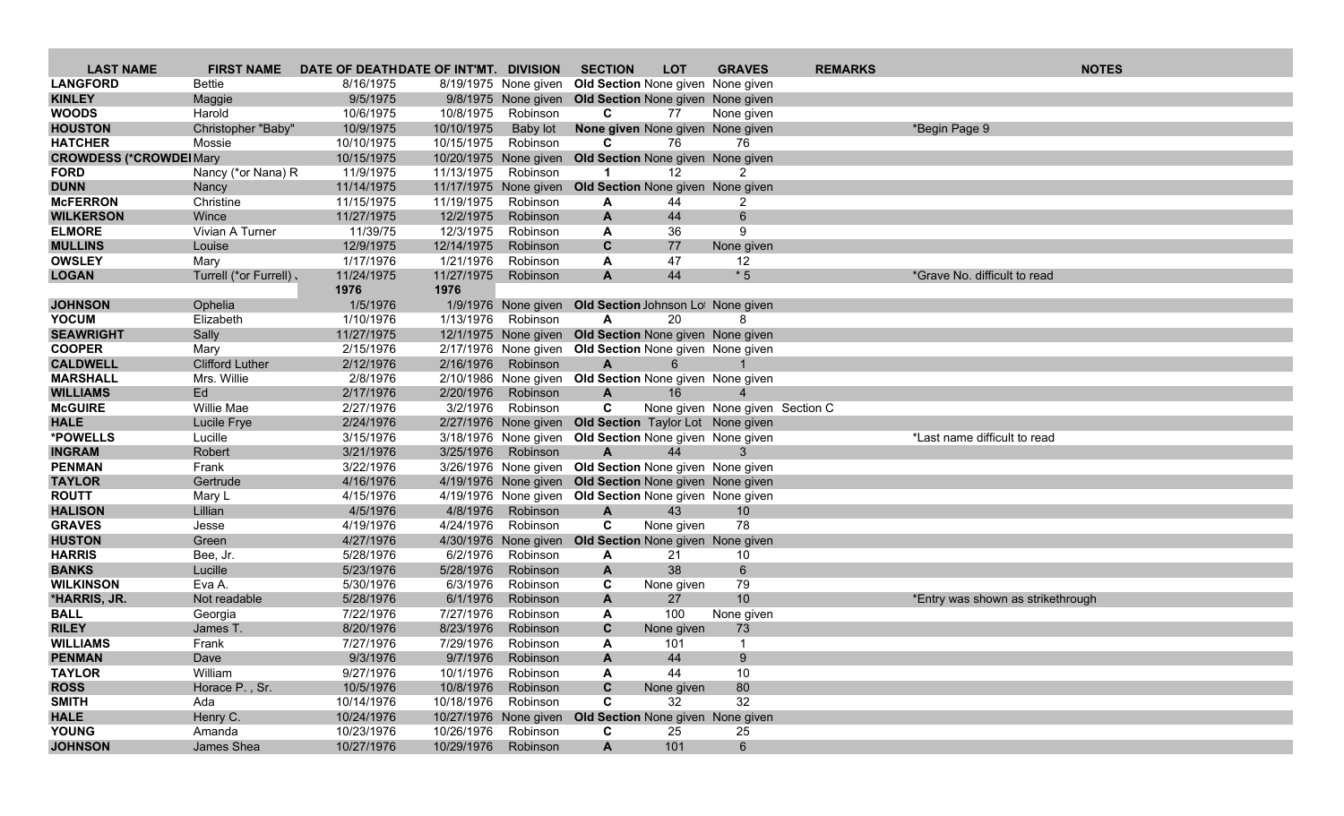| LAST NAME | FIRST NAME | DATE OF DEATH | DATE OF INT'MT. | DIVISION | SECTION | LOT | GRAVES | REMARKS | NOTES |
|---|---|---|---|---|---|---|---|---|---|
| **LANGFORD** | Bettie | 8/16/1975 | 8/19/1975 | None given | **Old Section** | None given | None given | | |
| **KINLEY** | Maggie | 9/5/1975 | 9/8/1975 | None given | **Old Section** | None given | None given | | |
| **WOODS** | Harold | 10/6/1975 | 10/8/1975 | Robinson | **C** | 77 | None given | | |
| **HOUSTON** | Christopher "Baby" | 10/9/1975 | 10/10/1975 | Baby lot | **None given** | None given | None given | | *Begin Page 9 |
| **HATCHER** | Mossie | 10/10/1975 | 10/15/1975 | Robinson | **C** | 76 | 76 | | |
| **CROWDESS (*CROWDEI** | Mary | 10/15/1975 | 10/20/1975 | None given | **Old Section** | None given | None given | | |
| **FORD** | Nancy (*or Nana) R | 11/9/1975 | 11/13/1975 | Robinson | **1** | 12 | 2 | | |
| **DUNN** | Nancy | 11/14/1975 | 11/17/1975 | None given | **Old Section** | None given | None given | | |
| **McFERRON** | Christine | 11/15/1975 | 11/19/1975 | Robinson | **A** | 44 | 2 | | |
| **WILKERSON** | Wince | 11/27/1975 | 12/2/1975 | Robinson | **A** | 44 | 6 | | |
| **ELMORE** | Vivian A Turner | 11/39/75 | 12/3/1975 | Robinson | **A** | 36 | 9 | | |
| **MULLINS** | Louise | 12/9/1975 | 12/14/1975 | Robinson | **C** | 77 | None given | | |
| **OWSLEY** | Mary | 1/17/1976 | 1/21/1976 | Robinson | **A** | 47 | 12 | | |
| **LOGAN** | Turrell (*or Furrell) . | 11/24/1975 | 11/27/1975 | Robinson | **A** | 44 | * 5 | | *Grave No. difficult to read |
| | | **1976** | **1976** | | | | | | |
| **JOHNSON** | Ophelia | 1/5/1976 | 1/9/1976 | None given | **Old Section** | Johnson Lot | None given | | |
| **YOCUM** | Elizabeth | 1/10/1976 | 1/13/1976 | Robinson | **A** | 20 | 8 | | |
| **SEAWRIGHT** | Sally | 11/27/1975 | 12/1/1975 | None given | **Old Section** | None given | None given | | |
| **COOPER** | Mary | 2/15/1976 | 2/17/1976 | None given | **Old Section** | None given | None given | | |
| **CALDWELL** | Clifford Luther | 2/12/1976 | 2/16/1976 | Robinson | **A** | 6 | 1 | | |
| **MARSHALL** | Mrs. Willie | 2/8/1976 | 2/10/1986 | None given | **Old Section** | None given | None given | | |
| **WILLIAMS** | Ed | 2/17/1976 | 2/20/1976 | Robinson | **A** | 16 | 4 | | |
| **McGUIRE** | Willie Mae | 2/27/1976 | 3/2/1976 | Robinson | **C** | None given | None given | Section C | |
| **HALE** | Lucile Frye | 2/24/1976 | 2/27/1976 | None given | **Old Section** | Taylor Lot | None given | | |
| ***POWELLS** | Lucille | 3/15/1976 | 3/18/1976 | None given | **Old Section** | None given | None given | | *Last name difficult to read |
| **INGRAM** | Robert | 3/21/1976 | 3/25/1976 | Robinson | **A** | 44 | 3 | | |
| **PENMAN** | Frank | 3/22/1976 | 3/26/1976 | None given | **Old Section** | None given | None given | | |
| **TAYLOR** | Gertrude | 4/16/1976 | 4/19/1976 | None given | **Old Section** | None given | None given | | |
| **ROUTT** | Mary L | 4/15/1976 | 4/19/1976 | None given | **Old Section** | None given | None given | | |
| **HALISON** | Lillian | 4/5/1976 | 4/8/1976 | Robinson | **A** | 43 | 10 | | |
| **GRAVES** | Jesse | 4/19/1976 | 4/24/1976 | Robinson | **C** | None given | 78 | | |
| **HUSTON** | Green | 4/27/1976 | 4/30/1976 | None given | **Old Section** | None given | None given | | |
| **HARRIS** | Bee, Jr. | 5/28/1976 | 6/2/1976 | Robinson | **A** | 21 | 10 | | |
| **BANKS** | Lucille | 5/23/1976 | 5/28/1976 | Robinson | **A** | 38 | 6 | | |
| **WILKINSON** | Eva A. | 5/30/1976 | 6/3/1976 | Robinson | **C** | None given | 79 | | |
| ***HARRIS, JR.** | Not readable | 5/28/1976 | 6/1/1976 | Robinson | **A** | 27 | 10 | | *Entry was shown as strikethrough |
| **BALL** | Georgia | 7/22/1976 | 7/27/1976 | Robinson | **A** | 100 | None given | | |
| **RILEY** | James T. | 8/20/1976 | 8/23/1976 | Robinson | **C** | None given | 73 | | |
| **WILLIAMS** | Frank | 7/27/1976 | 7/29/1976 | Robinson | **A** | 101 | 1 | | |
| **PENMAN** | Dave | 9/3/1976 | 9/7/1976 | Robinson | **A** | 44 | 9 | | |
| **TAYLOR** | William | 9/27/1976 | 10/1/1976 | Robinson | **A** | 44 | 10 | | |
| **ROSS** | Horace P. , Sr. | 10/5/1976 | 10/8/1976 | Robinson | **C** | None given | 80 | | |
| **SMITH** | Ada | 10/14/1976 | 10/18/1976 | Robinson | **C** | 32 | 32 | | |
| **HALE** | Henry C. | 10/24/1976 | 10/27/1976 | None given | **Old Section** | None given | None given | | |
| **YOUNG** | Amanda | 10/23/1976 | 10/26/1976 | Robinson | **C** | 25 | 25 | | |
| **JOHNSON** | James Shea | 10/27/1976 | 10/29/1976 | Robinson | **A** | 101 | 6 | | |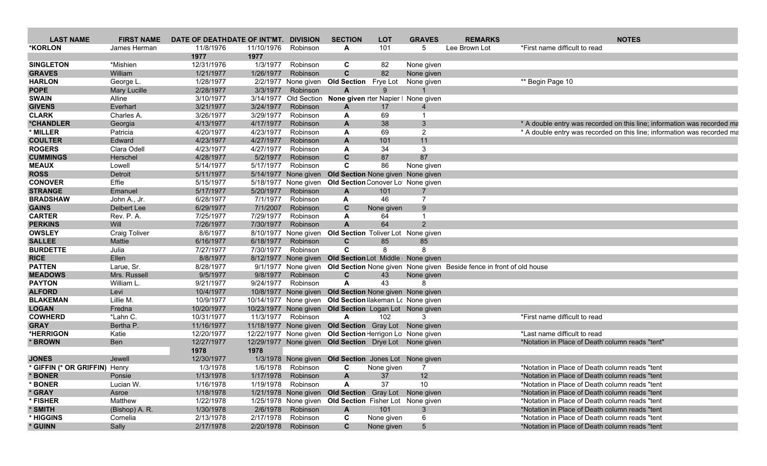| LAST NAME | FIRST NAME | DATE OF DEATH | DATE OF INT'MT. | DIVISION | SECTION | LOT | GRAVES | REMARKS | NOTES |
|---|---|---|---|---|---|---|---|---|---|
| ***KORLON** | James Herman | 11/8/1976 | 11/10/1976 | Robinson | **A** | 101 | 5 | Lee Brown Lot | *First name difficult to read |
| | | **1977** | **1977** | | | | | | |
| **SINGLETON** | *Mishien | 12/31/1976 | 1/3/1977 | Robinson | **C** | 82 | None given | | |
| **GRAVES** | William | 1/21/1977 | 1/26/1977 | Robinson | **C** | 82 | None given | | |
| **HARLON** | George L. | 1/28/1977 | 2/2/1977 | None given | **Old Section** | Frye Lot | None given | | ** Begin Page 10 |
| **POPE** | Mary Lucille | 2/28/1977 | 3/3/1977 | Robinson | **A** | 9 | 1 | | |
| **SWAIN** | Alline | 3/10/1977 | 3/14/1977 | Old Section | **None given** | rter Napier l | None given | | |
| **GIVENS** | Everhart | 3/21/1977 | 3/24/1977 | Robinson | **A** | 17 | 4 | | |
| **CLARK** | Charles A. | 3/26/1977 | 3/29/1977 | Robinson | **A** | 69 | 1 | | |
| ***CHANDLER** | Georgia | 4/13/1977 | 4/17/1977 | Robinson | **A** | 38 | 3 | | * A double entry was recorded on this line; information was recorded ma |
| *** MILLER** | Patricia | 4/20/1977 | 4/23/1977 | Robinson | **A** | 69 | 2 | | * A double entry was recorded on this line; information was recorded ma |
| **COULTER** | Edward | 4/23/1977 | 4/27/1977 | Robinson | **A** | 101 | 11 | | |
| **ROGERS** | Clara Odell | 4/23/1977 | 4/27/1977 | Robinson | **A** | 34 | 3 | | |
| **CUMMINGS** | Herschel | 4/28/1977 | 5/2/1977 | Robinson | **C** | 87 | 87 | | |
| **MEAUX** | Lowell | 5/14/1977 | 5/17/1977 | Robinson | **C** | 86 | None given | | |
| **ROSS** | Detroit | 5/11/1977 | 5/14/1977 | None given | **Old Section** | None given | None given | | |
| **CONOVER** | Effie | 5/15/1977 | 5/18/1977 | None given | **Old Section** | Conover Lo | None given | | |
| **STRANGE** | Emanuel | 5/17/1977 | 5/20/1977 | Robinson | **A** | 101 | 7 | | |
| **BRADSHAW** | John A., Jr. | 6/28/1977 | 7/1/1977 | Robinson | **A** | 46 | 7 | | |
| **GAINS** | Delbert Lee | 6/29/1977 | 7/1/2007 | Robinson | **C** | None given | 9 | | |
| **CARTER** | Rev. P. A. | 7/25/1977 | 7/29/1977 | Robinson | **A** | 64 | 1 | | |
| **PERKINS** | Will | 7/26/1977 | 7/30/1977 | Robinson | **A** | 64 | 2 | | |
| **OWSLEY** | Craig Toliver | 8/6/1977 | 8/10/1977 | None given | **Old Section** | Toliver Lot | None given | | |
| **SALLEE** | Mattie | 6/16/1977 | 6/18/1977 | Robinson | **C** | 85 | 85 | | |
| **BURDETTE** | Julia | 7/27/1977 | 7/30/1977 | Robinson | **C** | 8 | 8 | | |
| **RICE** | Ellen | 8/8/1977 | 8/12/1977 | None given | **Old Section** | Lot Middle | None given | | |
| **PATTEN** | Larue, Sr. | 8/28/1977 | 9/1/1977 | None given | **Old Section** | None given | None given | Beside fence in front of old house | |
| **MEADOWS** | Mrs. Russell | 9/5/1977 | 9/8/1977 | Robinson | **C** | 43 | None given | | |
| **PAYTON** | William L. | 9/21/1977 | 9/24/1977 | Robinson | **A** | 43 | 8 | | |
| **ALFORD** | Levi | 10/4/1977 | 10/8/1977 | None given | **Old Section** | None given | None given | | |
| **BLAKEMAN** | Lillie M. | 10/9/1977 | 10/14/1977 | None given | **Old Section** | lakeman Lc | None given | | |
| **LOGAN** | Fredna | 10/20/1977 | 10/23/1977 | None given | **Old Section** | Logan Lot | None given | | |
| **COWHERD** | *Lahn C. | 10/31/1977 | 11/3/1977 | Robinson | **A** | 102 | 3 | | *First name difficult to read |
| **GRAY** | Bertha P. | 11/16/1977 | 11/18/1977 | None given | **Old Section** | Gray Lot | None given | | |
| ***HERRIGON** | Katie | 12/20/1977 | 12/22/1977 | None given | **Old Section** | Herrigon Lo | None given | | *Last name difficult to read |
| *** BROWN** | Ben | 12/27/1977 | 12/29/1977 | None given | **Old Section** | Drye Lot | None given | | *Notation in Place of Death column reads "tent" |
| | | **1978** | **1978** | | | | | | |
| **JONES** | Jewell | 12/30/1977 | 1/3/1978 | None given | **Old Section** | Jones Lot | None given | | |
| *** GIFFIN (* OR GRIFFIN)** | Henry | 1/3/1978 | 1/6/1978 | Robinson | **C** | None given | 7 | | *Notation in Place of Death column reads "tent |
| *** BONER** | Ponsie | 1/13/1978 | 1/17/1978 | Robinson | **A** | 37 | 12 | | *Notation in Place of Death column reads "tent |
| *** BONER** | Lucian W. | 1/16/1978 | 1/19/1978 | Robinson | **A** | 37 | 10 | | *Notation in Place of Death column reads "tent |
| *** GRAY** | Asroe | 1/18/1978 | 1/21/1978 | None given | **Old Section** | Gray Lot | None given | | *Notation in Place of Death column reads "tent |
| *** FISHER** | Matthew | 1/22/1978 | 1/25/1978 | None given | **Old Section** | Fisher Lot | None given | | *Notation in Place of Death column reads "tent |
| *** SMITH** | (Bishop) A. R. | 1/30/1978 | 2/6/1978 | Robinson | **A** | 101 | 3 | | *Notation in Place of Death column reads "tent |
| *** HIGGINS** | Cornelia | 2/13/1978 | 2/17/1978 | Robinson | **C** | None given | 6 | | *Notation in Place of Death column reads "tent |
| *** GUINN** | Sally | 2/17/1978 | 2/20/1978 | Robinson | **C** | None given | 5 | | *Notation in Place of Death column reads "tent |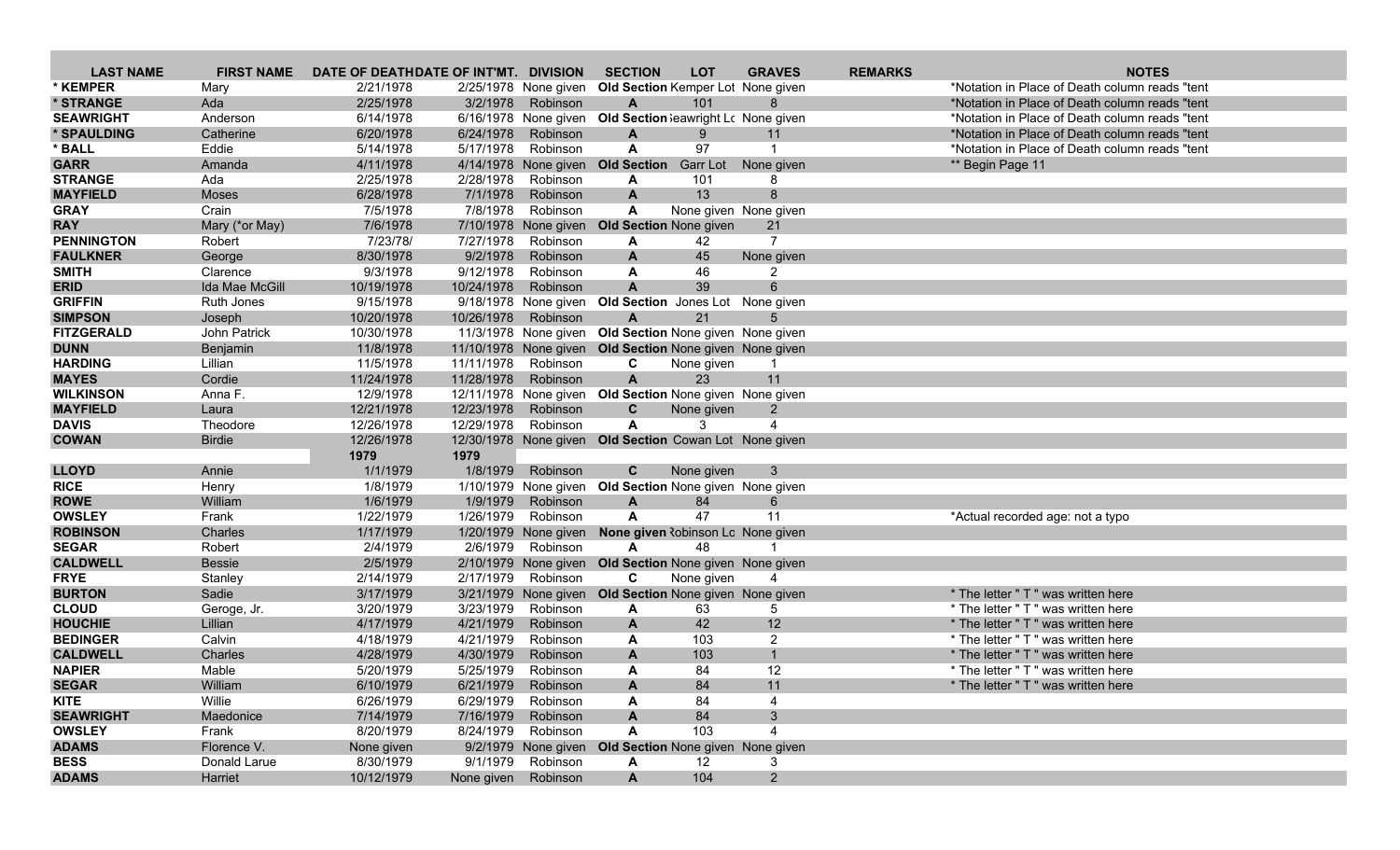| LAST NAME | FIRST NAME | DATE OF DEATH | DATE OF INT'MT. | DIVISION | SECTION | LOT | GRAVES | REMARKS | NOTES |
|---|---|---|---|---|---|---|---|---|---|
| * KEMPER | Mary | 2/21/1978 | 2/25/1978 | None given | Old Section | Kemper Lot | None given | | *Notation in Place of Death column reads "tent |
| * STRANGE | Ada | 2/25/1978 | 3/2/1978 | Robinson | A | 101 | 8 | | *Notation in Place of Death column reads "tent |
| SEAWRIGHT | Anderson | 6/14/1978 | 6/16/1978 | None given | Old Section | Seawright Lo | None given | | *Notation in Place of Death column reads "tent |
| * SPAULDING | Catherine | 6/20/1978 | 6/24/1978 | Robinson | A | 9 | 11 | | *Notation in Place of Death column reads "tent |
| * BALL | Eddie | 5/14/1978 | 5/17/1978 | Robinson | A | 97 | 1 | | *Notation in Place of Death column reads "tent |
| GARR | Amanda | 4/11/1978 | 4/14/1978 | None given | Old Section | Garr Lot | None given | | ** Begin Page 11 |
| STRANGE | Ada | 2/25/1978 | 2/28/1978 | Robinson | A | 101 | 8 | | |
| MAYFIELD | Moses | 6/28/1978 | 7/1/1978 | Robinson | A | 13 | 8 | | |
| GRAY | Crain | 7/5/1978 | 7/8/1978 | Robinson | A | None given | None given | | |
| RAY | Mary (*or May) | 7/6/1978 | 7/10/1978 | None given | Old Section | None given | 21 | | |
| PENNINGTON | Robert | 7/23/78/ | 7/27/1978 | Robinson | A | 42 | 7 | | |
| FAULKNER | George | 8/30/1978 | 9/2/1978 | Robinson | A | 45 | None given | | |
| SMITH | Clarence | 9/3/1978 | 9/12/1978 | Robinson | A | 46 | 2 | | |
| ERID | Ida Mae McGill | 10/19/1978 | 10/24/1978 | Robinson | A | 39 | 6 | | |
| GRIFFIN | Ruth Jones | 9/15/1978 | 9/18/1978 | None given | Old Section | Jones Lot | None given | | |
| SIMPSON | Joseph | 10/20/1978 | 10/26/1978 | Robinson | A | 21 | 5 | | |
| FITZGERALD | John Patrick | 10/30/1978 | 11/3/1978 | None given | Old Section | None given | None given | | |
| DUNN | Benjamin | 11/8/1978 | 11/10/1978 | None given | Old Section | None given | None given | | |
| HARDING | Lillian | 11/5/1978 | 11/11/1978 | Robinson | C | None given | 1 | | |
| MAYES | Cordie | 11/24/1978 | 11/28/1978 | Robinson | A | 23 | 11 | | |
| WILKINSON | Anna F. | 12/9/1978 | 12/11/1978 | None given | Old Section | None given | None given | | |
| MAYFIELD | Laura | 12/21/1978 | 12/23/1978 | Robinson | C | None given | 2 | | |
| DAVIS | Theodore | 12/26/1978 | 12/29/1978 | Robinson | A | 3 | 4 | | |
| COWAN | Birdie | 12/26/1978 | 12/30/1978 | None given | Old Section | Cowan Lot | None given | | |
| | | **1979** | **1979** | | | | | | |
| LLOYD | Annie | 1/1/1979 | 1/8/1979 | Robinson | C | None given | 3 | | |
| RICE | Henry | 1/8/1979 | 1/10/1979 | None given | Old Section | None given | None given | | |
| ROWE | William | 1/6/1979 | 1/9/1979 | Robinson | A | 84 | 6 | | |
| OWSLEY | Frank | 1/22/1979 | 1/26/1979 | Robinson | A | 47 | 11 | | *Actual recorded age: not a typo |
| ROBINSON | Charles | 1/17/1979 | 1/20/1979 | None given | None given | Robinson Lo | None given | | |
| SEGAR | Robert | 2/4/1979 | 2/6/1979 | Robinson | A | 48 | 1 | | |
| CALDWELL | Bessie | 2/5/1979 | 2/10/1979 | None given | Old Section | None given | None given | | |
| FRYE | Stanley | 2/14/1979 | 2/17/1979 | Robinson | C | None given | 4 | | |
| BURTON | Sadie | 3/17/1979 | 3/21/1979 | None given | Old Section | None given | None given | | * The letter " T " was written here |
| CLOUD | Geroge, Jr. | 3/20/1979 | 3/23/1979 | Robinson | A | 63 | 5 | | * The letter " T " was written here |
| HOUCHIE | Lillian | 4/17/1979 | 4/21/1979 | Robinson | A | 42 | 12 | | * The letter " T " was written here |
| BEDINGER | Calvin | 4/18/1979 | 4/21/1979 | Robinson | A | 103 | 2 | | * The letter " T " was written here |
| CALDWELL | Charles | 4/28/1979 | 4/30/1979 | Robinson | A | 103 | 1 | | * The letter " T " was written here |
| NAPIER | Mable | 5/20/1979 | 5/25/1979 | Robinson | A | 84 | 12 | | * The letter " T " was written here |
| SEGAR | William | 6/10/1979 | 6/21/1979 | Robinson | A | 84 | 11 | | * The letter " T " was written here |
| KITE | Willie | 6/26/1979 | 6/29/1979 | Robinson | A | 84 | 4 | | |
| SEAWRIGHT | Maedonice | 7/14/1979 | 7/16/1979 | Robinson | A | 84 | 3 | | |
| OWSLEY | Frank | 8/20/1979 | 8/24/1979 | Robinson | A | 103 | 4 | | |
| ADAMS | Florence V. | None given | 9/2/1979 | None given | Old Section | None given | None given | | |
| BESS | Donald Larue | 8/30/1979 | 9/1/1979 | Robinson | A | 12 | 3 | | |
| ADAMS | Harriet | 10/12/1979 | None given | Robinson | A | 104 | 2 | | |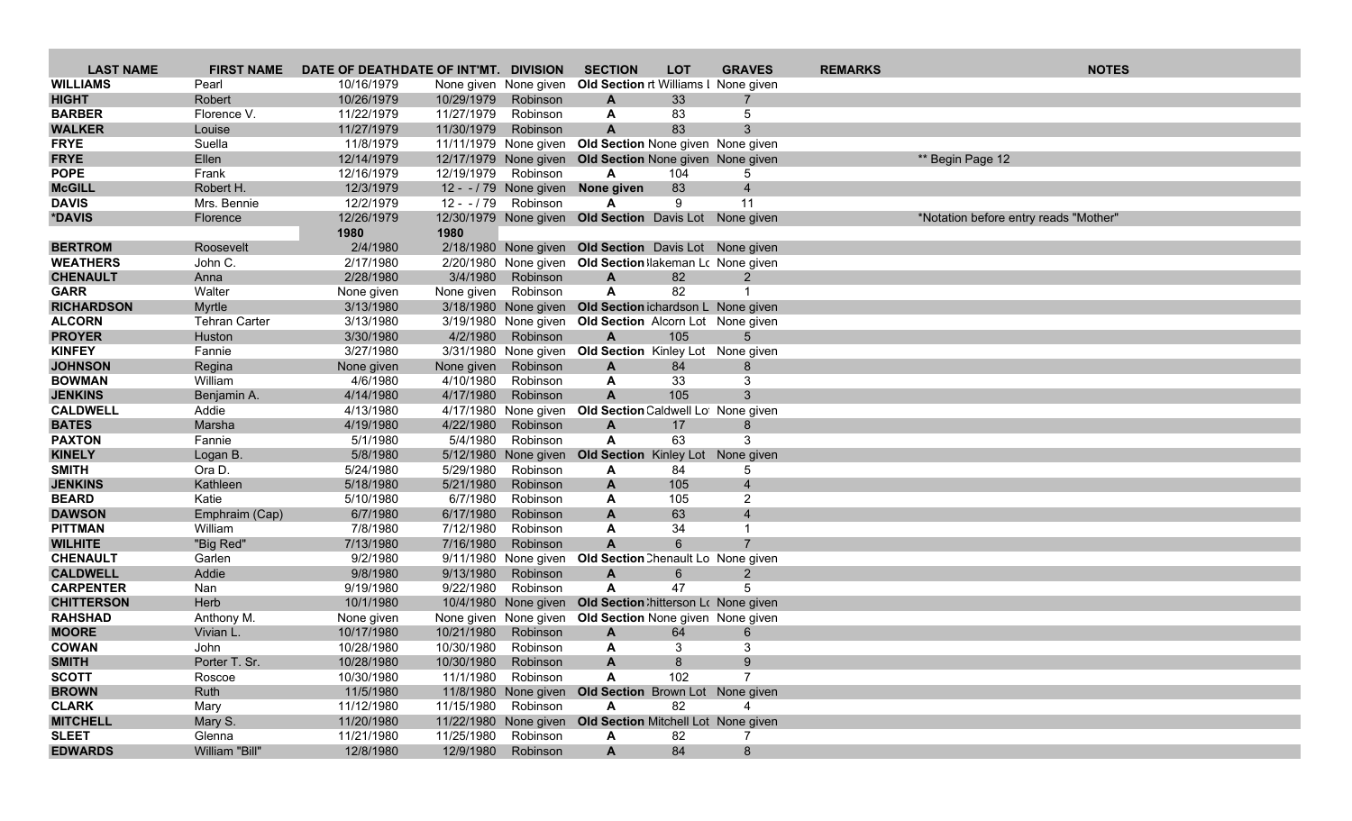| LAST NAME | FIRST NAME | DATE OF DEATH | DATE OF INT'MT. | DIVISION | SECTION | LOT | GRAVES | REMARKS | NOTES |
|---|---|---|---|---|---|---|---|---|---|
| WILLIAMS | Pearl | 10/16/1979 | None given | None given | Old Section | rt Williams l | None given | | |
| HIGHT | Robert | 10/26/1979 | 10/29/1979 | Robinson | A | 33 | 7 | | |
| BARBER | Florence V. | 11/22/1979 | 11/27/1979 | Robinson | A | 83 | 5 | | |
| WALKER | Louise | 11/27/1979 | 11/30/1979 | Robinson | A | 83 | 3 | | |
| FRYE | Suella | 11/8/1979 | 11/11/1979 | None given | Old Section | None given | None given | | |
| FRYE | Ellen | 12/14/1979 | 12/17/1979 | None given | Old Section | None given | None given | | ** Begin Page 12 |
| POPE | Frank | 12/16/1979 | 12/19/1979 | Robinson | A | 104 | 5 | | |
| McGILL | Robert H. | 12/3/1979 | 12 - - / 79 | None given | None given | 83 | 4 | | |
| DAVIS | Mrs. Bennie | 12/2/1979 | 12 - - / 79 | Robinson | A | 9 | 11 | | |
| *DAVIS | Florence | 12/26/1979 | 12/30/1979 | None given | Old Section | Davis Lot | None given | | *Notation before entry reads "Mother" |
| | | 1980 | 1980 | | | | | | |
| BERTROM | Roosevelt | 2/4/1980 | 2/18/1980 | None given | Old Section | Davis Lot | None given | | |
| WEATHERS | John C. | 2/17/1980 | 2/20/1980 | None given | Old Section | lakeman Lo | None given | | |
| CHENAULT | Anna | 2/28/1980 | 3/4/1980 | Robinson | A | 82 | 2 | | |
| GARR | Walter | None given | None given | Robinson | A | 82 | 1 | | |
| RICHARDSON | Myrtle | 3/13/1980 | 3/18/1980 | None given | Old Section | ichardson L | None given | | |
| ALCORN | Tehran Carter | 3/13/1980 | 3/19/1980 | None given | Old Section | Alcorn Lot | None given | | |
| PROYER | Huston | 3/30/1980 | 4/2/1980 | Robinson | A | 105 | 5 | | |
| KINFEY | Fannie | 3/27/1980 | 3/31/1980 | None given | Old Section | Kinley Lot | None given | | |
| JOHNSON | Regina | None given | None given | Robinson | A | 84 | 8 | | |
| BOWMAN | William | 4/6/1980 | 4/10/1980 | Robinson | A | 33 | 3 | | |
| JENKINS | Benjamin A. | 4/14/1980 | 4/17/1980 | Robinson | A | 105 | 3 | | |
| CALDWELL | Addie | 4/13/1980 | 4/17/1980 | None given | Old Section | Caldwell Lo | None given | | |
| BATES | Marsha | 4/19/1980 | 4/22/1980 | Robinson | A | 17 | 8 | | |
| PAXTON | Fannie | 5/1/1980 | 5/4/1980 | Robinson | A | 63 | 3 | | |
| KINELY | Logan B. | 5/8/1980 | 5/12/1980 | None given | Old Section | Kinley Lot | None given | | |
| SMITH | Ora D. | 5/24/1980 | 5/29/1980 | Robinson | A | 84 | 5 | | |
| JENKINS | Kathleen | 5/18/1980 | 5/21/1980 | Robinson | A | 105 | 4 | | |
| BEARD | Katie | 5/10/1980 | 6/7/1980 | Robinson | A | 105 | 2 | | |
| DAWSON | Emphraim (Cap) | 6/7/1980 | 6/17/1980 | Robinson | A | 63 | 4 | | |
| PITTMAN | William | 7/8/1980 | 7/12/1980 | Robinson | A | 34 | 1 | | |
| WILHITE | "Big Red" | 7/13/1980 | 7/16/1980 | Robinson | A | 6 | 7 | | |
| CHENAULT | Garlen | 9/2/1980 | 9/11/1980 | None given | Old Section | Chenault Lo | None given | | |
| CALDWELL | Addie | 9/8/1980 | 9/13/1980 | Robinson | A | 6 | 2 | | |
| CARPENTER | Nan | 9/19/1980 | 9/22/1980 | Robinson | A | 47 | 5 | | |
| CHITTERSON | Herb | 10/1/1980 | 10/4/1980 | None given | Old Section | hitterson L | None given | | |
| RAHSHAD | Anthony M. | None given | None given | None given | Old Section | None given | None given | | |
| MOORE | Vivian L. | 10/17/1980 | 10/21/1980 | Robinson | A | 64 | 6 | | |
| COWAN | John | 10/28/1980 | 10/30/1980 | Robinson | A | 3 | 3 | | |
| SMITH | Porter T. Sr. | 10/28/1980 | 10/30/1980 | Robinson | A | 8 | 9 | | |
| SCOTT | Roscoe | 10/30/1980 | 11/1/1980 | Robinson | A | 102 | 7 | | |
| BROWN | Ruth | 11/5/1980 | 11/8/1980 | None given | Old Section | Brown Lot | None given | | |
| CLARK | Mary | 11/12/1980 | 11/15/1980 | Robinson | A | 82 | 4 | | |
| MITCHELL | Mary S. | 11/20/1980 | 11/22/1980 | None given | Old Section | Mitchell Lot | None given | | |
| SLEET | Glenna | 11/21/1980 | 11/25/1980 | Robinson | A | 82 | 7 | | |
| EDWARDS | William "Bill" | 12/8/1980 | 12/9/1980 | Robinson | A | 84 | 8 | | |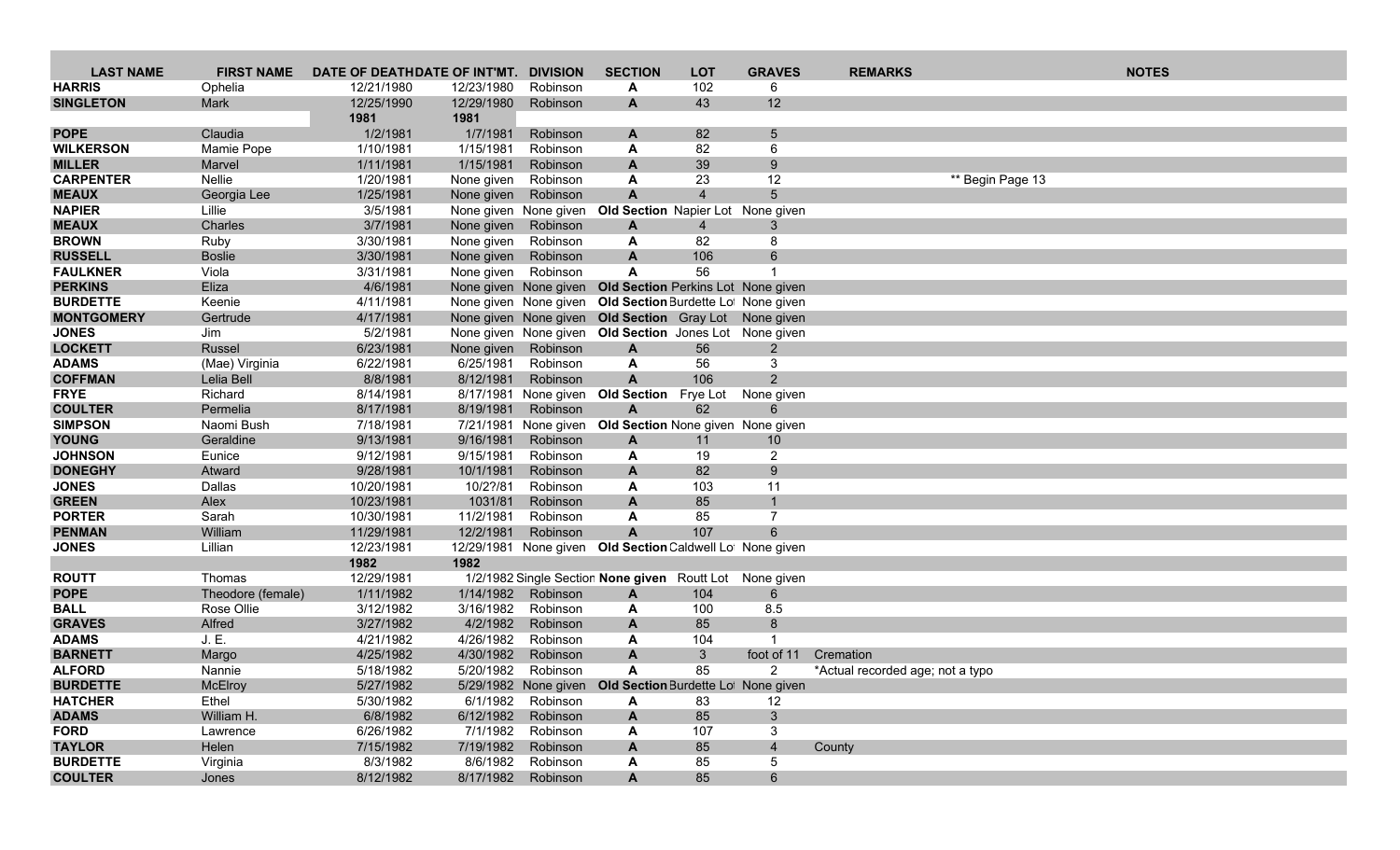| LAST NAME | FIRST NAME | DATE OF DEATH | DATE OF INT'MT. | DIVISION | SECTION | LOT | GRAVES | REMARKS | NOTES |
|---|---|---|---|---|---|---|---|---|---|
| **HARRIS** | Ophelia | 12/21/1980 | 12/23/1980 | Robinson | **A** | 102 | 6 | | |
| **SINGLETON** | Mark | 12/25/1990 | 12/29/1980 | Robinson | **A** | 43 | 12 | | |
| | | **1981** | **1981** | | | | | | |
| **POPE** | Claudia | 1/2/1981 | 1/7/1981 | Robinson | **A** | 82 | 5 | | |
| **WILKERSON** | Mamie Pope | 1/10/1981 | 1/15/1981 | Robinson | **A** | 82 | 6 | | |
| **MILLER** | Marvel | 1/11/1981 | 1/15/1981 | Robinson | **A** | 39 | 9 | | |
| **CARPENTER** | Nellie | 1/20/1981 | None given | Robinson | **A** | 23 | 12 | | ** Begin Page 13 |
| **MEAUX** | Georgia Lee | 1/25/1981 | None given | Robinson | **A** | 4 | 5 | | |
| **NAPIER** | Lillie | 3/5/1981 | None given | None given | **Old Section** | Napier Lot | None given | | |
| **MEAUX** | Charles | 3/7/1981 | None given | Robinson | **A** | 4 | 3 | | |
| **BROWN** | Ruby | 3/30/1981 | None given | Robinson | **A** | 82 | 8 | | |
| **RUSSELL** | Boslie | 3/30/1981 | None given | Robinson | **A** | 106 | 6 | | |
| **FAULKNER** | Viola | 3/31/1981 | None given | Robinson | **A** | 56 | 1 | | |
| **PERKINS** | Eliza | 4/6/1981 | None given | None given | **Old Section** | Perkins Lot | None given | | |
| **BURDETTE** | Keenie | 4/11/1981 | None given | None given | **Old Section** | Burdette Lot | None given | | |
| **MONTGOMERY** | Gertrude | 4/17/1981 | None given | None given | **Old Section** | Gray Lot | None given | | |
| **JONES** | Jim | 5/2/1981 | None given | None given | **Old Section** | Jones Lot | None given | | |
| **LOCKETT** | Russel | 6/23/1981 | None given | Robinson | **A** | 56 | 2 | | |
| **ADAMS** | (Mae) Virginia | 6/22/1981 | 6/25/1981 | Robinson | **A** | 56 | 3 | | |
| **COFFMAN** | Lelia Bell | 8/8/1981 | 8/12/1981 | Robinson | **A** | 106 | 2 | | |
| **FRYE** | Richard | 8/14/1981 | 8/17/1981 | None given | **Old Section** | Frye Lot | None given | | |
| **COULTER** | Permelia | 8/17/1981 | 8/19/1981 | Robinson | **A** | 62 | 6 | | |
| **SIMPSON** | Naomi Bush | 7/18/1981 | 7/21/1981 | None given | **Old Section** | None given | None given | | |
| **YOUNG** | Geraldine | 9/13/1981 | 9/16/1981 | Robinson | **A** | 11 | 10 | | |
| **JOHNSON** | Eunice | 9/12/1981 | 9/15/1981 | Robinson | **A** | 19 | 2 | | |
| **DONEGHY** | Atward | 9/28/1981 | 10/1/1981 | Robinson | **A** | 82 | 9 | | |
| **JONES** | Dallas | 10/20/1981 | 10/2?/81 | Robinson | **A** | 103 | 11 | | |
| **GREEN** | Alex | 10/23/1981 | 1031/81 | Robinson | **A** | 85 | 1 | | |
| **PORTER** | Sarah | 10/30/1981 | 11/2/1981 | Robinson | **A** | 85 | 7 | | |
| **PENMAN** | William | 11/29/1981 | 12/2/1981 | Robinson | **A** | 107 | 6 | | |
| **JONES** | Lillian | 12/23/1981 | 12/29/1981 | None given | **Old Section** | Caldwell Lot | None given | | |
| | | **1982** | **1982** | | | | | | |
| **ROUTT** | Thomas | 12/29/1981 | 1/2/1982 | Single Section | **None given** | Routt Lot | None given | | |
| **POPE** | Theodore (female) | 1/11/1982 | 1/14/1982 | Robinson | **A** | 104 | 6 | | |
| **BALL** | Rose Ollie | 3/12/1982 | 3/16/1982 | Robinson | **A** | 100 | 8.5 | | |
| **GRAVES** | Alfred | 3/27/1982 | 4/2/1982 | Robinson | **A** | 85 | 8 | | |
| **ADAMS** | J. E. | 4/21/1982 | 4/26/1982 | Robinson | **A** | 104 | 1 | | |
| **BARNETT** | Margo | 4/25/1982 | 4/30/1982 | Robinson | **A** | 3 | foot of 11 | Cremation | |
| **ALFORD** | Nannie | 5/18/1982 | 5/20/1982 | Robinson | **A** | 85 | 2 | *Actual recorded age; not a typo | |
| **BURDETTE** | McElroy | 5/27/1982 | 5/29/1982 | None given | **Old Section** | Burdette Lot | None given | | |
| **HATCHER** | Ethel | 5/30/1982 | 6/1/1982 | Robinson | **A** | 83 | 12 | | |
| **ADAMS** | William H. | 6/8/1982 | 6/12/1982 | Robinson | **A** | 85 | 3 | | |
| **FORD** | Lawrence | 6/26/1982 | 7/1/1982 | Robinson | **A** | 107 | 3 | | |
| **TAYLOR** | Helen | 7/15/1982 | 7/19/1982 | Robinson | **A** | 85 | 4 | County | |
| **BURDETTE** | Virginia | 8/3/1982 | 8/6/1982 | Robinson | **A** | 85 | 5 | | |
| **COULTER** | Jones | 8/12/1982 | 8/17/1982 | Robinson | **A** | 85 | 6 | | |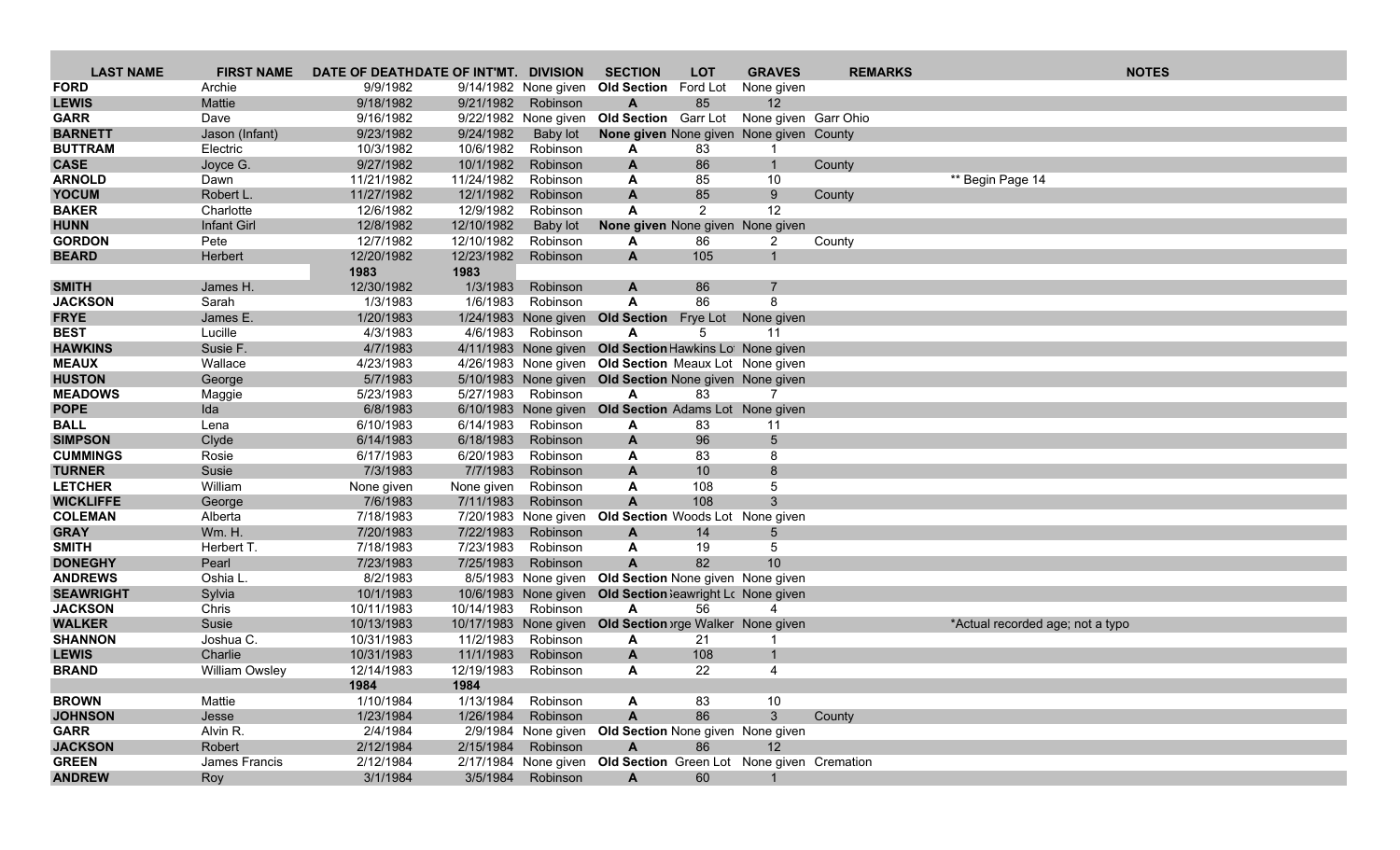| LAST NAME | FIRST NAME | DATE OF DEATH | DATE OF INT'MT. | DIVISION | SECTION | LOT | GRAVES | REMARKS | NOTES |
|---|---|---|---|---|---|---|---|---|---|
| **FORD** | Archie | 9/9/1982 | 9/14/1982 | None given | **Old Section** | Ford Lot | None given | | |
| **LEWIS** | Mattie | 9/18/1982 | 9/21/1982 | Robinson | **A** | 85 | 12 | | |
| **GARR** | Dave | 9/16/1982 | 9/22/1982 | None given | **Old Section** | Garr Lot | None given | Garr Ohio | |
| **BARNETT** | Jason (Infant) | 9/23/1982 | 9/24/1982 | Baby lot | **None given** | None given | None given | County | |
| **BUTTRAM** | Electric | 10/3/1982 | 10/6/1982 | Robinson | **A** | 83 | 1 | | |
| **CASE** | Joyce G. | 9/27/1982 | 10/1/1982 | Robinson | **A** | 86 | 1 | County | |
| **ARNOLD** | Dawn | 11/21/1982 | 11/24/1982 | Robinson | **A** | 85 | 10 | | ** Begin Page 14 |
| **YOCUM** | Robert L. | 11/27/1982 | 12/1/1982 | Robinson | **A** | 85 | 9 | County | |
| **BAKER** | Charlotte | 12/6/1982 | 12/9/1982 | Robinson | **A** | 2 | 12 | | |
| **HUNN** | Infant Girl | 12/8/1982 | 12/10/1982 | Baby lot | **None given** | None given | None given | | |
| **GORDON** | Pete | 12/7/1982 | 12/10/1982 | Robinson | **A** | 86 | 2 | County | |
| **BEARD** | Herbert | 12/20/1982 | 12/23/1982 | Robinson | **A** | 105 | 1 | | |
| | | **1983** | **1983** | | | | | | |
| **SMITH** | James H. | 12/30/1982 | 1/3/1983 | Robinson | **A** | 86 | 7 | | |
| **JACKSON** | Sarah | 1/3/1983 | 1/6/1983 | Robinson | **A** | 86 | 8 | | |
| **FRYE** | James E. | 1/20/1983 | 1/24/1983 | None given | **Old Section** | Frye Lot | None given | | |
| **BEST** | Lucille | 4/3/1983 | 4/6/1983 | Robinson | **A** | 5 | 11 | | |
| **HAWKINS** | Susie F. | 4/7/1983 | 4/11/1983 | None given | **Old Section** | Hawkins Lot | None given | | |
| **MEAUX** | Wallace | 4/23/1983 | 4/26/1983 | None given | **Old Section** | Meaux Lot | None given | | |
| **HUSTON** | George | 5/7/1983 | 5/10/1983 | None given | **Old Section** | None given | None given | | |
| **MEADOWS** | Maggie | 5/23/1983 | 5/27/1983 | Robinson | **A** | 83 | 7 | | |
| **POPE** | Ida | 6/8/1983 | 6/10/1983 | None given | **Old Section** | Adams Lot | None given | | |
| **BALL** | Lena | 6/10/1983 | 6/14/1983 | Robinson | **A** | 83 | 11 | | |
| **SIMPSON** | Clyde | 6/14/1983 | 6/18/1983 | Robinson | **A** | 96 | 5 | | |
| **CUMMINGS** | Rosie | 6/17/1983 | 6/20/1983 | Robinson | **A** | 83 | 8 | | |
| **TURNER** | Susie | 7/3/1983 | 7/7/1983 | Robinson | **A** | 10 | 8 | | |
| **LETCHER** | William | None given | None given | Robinson | **A** | 108 | 5 | | |
| **WICKLIFFE** | George | 7/6/1983 | 7/11/1983 | Robinson | **A** | 108 | 3 | | |
| **COLEMAN** | Alberta | 7/18/1983 | 7/20/1983 | None given | **Old Section** | Woods Lot | None given | | |
| **GRAY** | Wm. H. | 7/20/1983 | 7/22/1983 | Robinson | **A** | 14 | 5 | | |
| **SMITH** | Herbert T. | 7/18/1983 | 7/23/1983 | Robinson | **A** | 19 | 5 | | |
| **DONEGHY** | Pearl | 7/23/1983 | 7/25/1983 | Robinson | **A** | 82 | 10 | | |
| **ANDREWS** | Oshia L. | 8/2/1983 | 8/5/1983 | None given | **Old Section** | None given | None given | | |
| **SEAWRIGHT** | Sylvia | 10/1/1983 | 10/6/1983 | None given | **Old Section** | Seawright Lot | None given | | |
| **JACKSON** | Chris | 10/11/1983 | 10/14/1983 | Robinson | **A** | 56 | 4 | | |
| **WALKER** | Susie | 10/13/1983 | 10/17/1983 | None given | **Old Section** | George Walker | None given | | *Actual recorded age; not a typo |
| **SHANNON** | Joshua C. | 10/31/1983 | 11/2/1983 | Robinson | **A** | 21 | 1 | | |
| **LEWIS** | Charlie | 10/31/1983 | 11/1/1983 | Robinson | **A** | 108 | 1 | | |
| **BRAND** | William Owsley | 12/14/1983 | 12/19/1983 | Robinson | **A** | 22 | 4 | | |
| | | **1984** | **1984** | | | | | | |
| **BROWN** | Mattie | 1/10/1984 | 1/13/1984 | Robinson | **A** | 83 | 10 | | |
| **JOHNSON** | Jesse | 1/23/1984 | 1/26/1984 | Robinson | **A** | 86 | 3 | County | |
| **GARR** | Alvin R. | 2/4/1984 | 2/9/1984 | None given | **Old Section** | None given | None given | | |
| **JACKSON** | Robert | 2/12/1984 | 2/15/1984 | Robinson | **A** | 86 | 12 | | |
| **GREEN** | James Francis | 2/12/1984 | 2/17/1984 | None given | **Old Section** | Green Lot | None given | Cremation | |
| **ANDREW** | Roy | 3/1/1984 | 3/5/1984 | Robinson | **A** | 60 | 1 | | |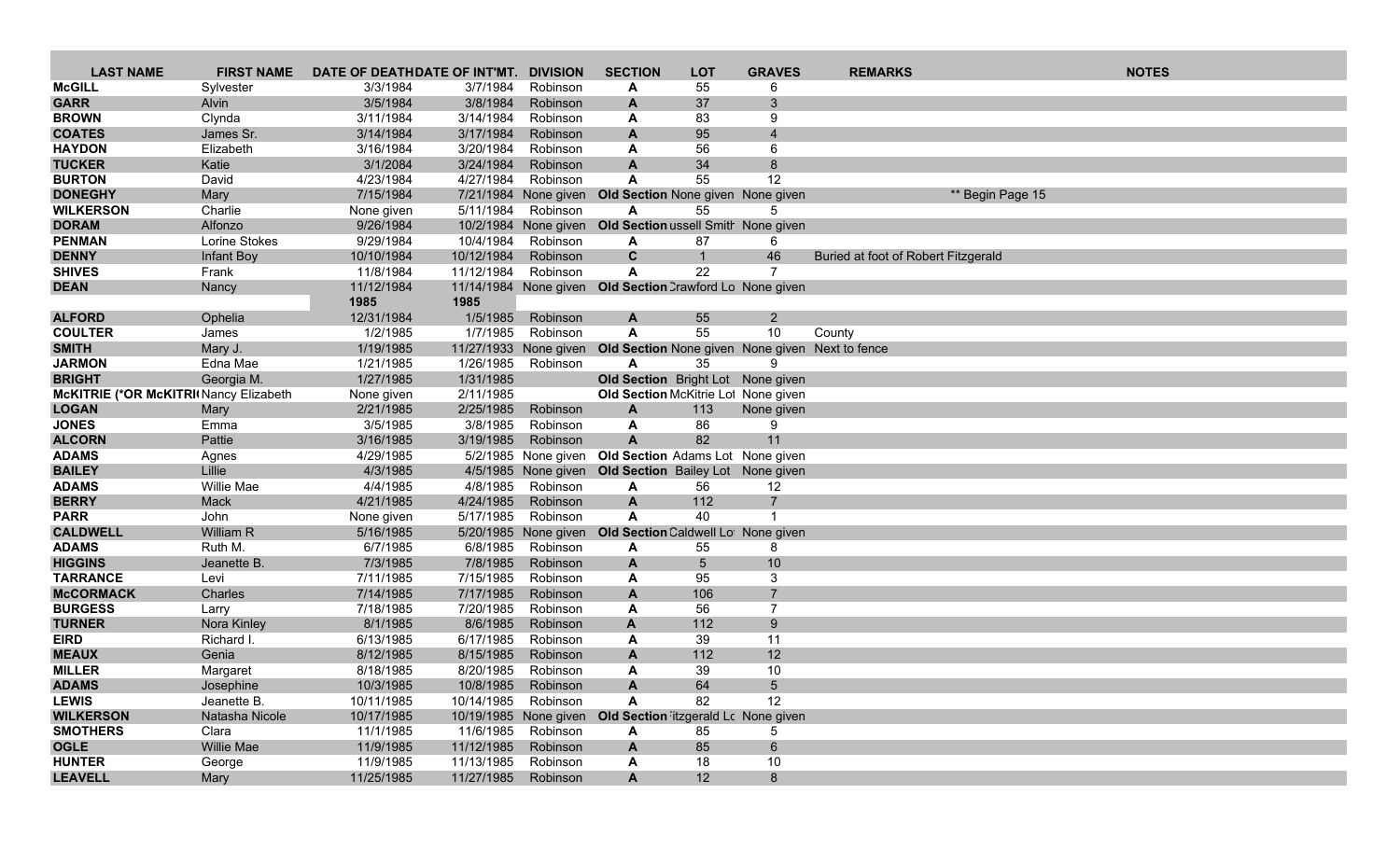| LAST NAME | FIRST NAME | DATE OF DEATH | DATE OF INT'MT. | DIVISION | SECTION | LOT | GRAVES | REMARKS | NOTES |
|---|---|---|---|---|---|---|---|---|---|
| **McGILL** | Sylvester | 3/3/1984 | 3/7/1984 | Robinson | **A** | 55 | 6 | | |
| **GARR** | Alvin | 3/5/1984 | 3/8/1984 | Robinson | **A** | 37 | 3 | | |
| **BROWN** | Clynda | 3/11/1984 | 3/14/1984 | Robinson | **A** | 83 | 9 | | |
| **COATES** | James Sr. | 3/14/1984 | 3/17/1984 | Robinson | **A** | 95 | 4 | | |
| **HAYDON** | Elizabeth | 3/16/1984 | 3/20/1984 | Robinson | **A** | 56 | 6 | | |
| **TUCKER** | Katie | 3/1/2084 | 3/24/1984 | Robinson | **A** | 34 | 8 | | |
| **BURTON** | David | 4/23/1984 | 4/27/1984 | Robinson | **A** | 55 | 12 | | |
| **DONEGHY** | Mary | 7/15/1984 | 7/21/1984 | None given | **Old Section** | None given | None given | | ** Begin Page 15 |
| **WILKERSON** | Charlie | None given | 5/11/1984 | Robinson | **A** | 55 | 5 | | |
| **DORAM** | Alfonzo | 9/26/1984 | 10/2/1984 | None given | **Old Section** | ussell Smith | None given | | |
| **PENMAN** | Lorine Stokes | 9/29/1984 | 10/4/1984 | Robinson | **A** | 87 | 6 | | |
| **DENNY** | Infant Boy | 10/10/1984 | 10/12/1984 | Robinson | **C** | 1 | 46 | Buried at foot of Robert Fitzgerald | |
| **SHIVES** | Frank | 11/8/1984 | 11/12/1984 | Robinson | **A** | 22 | 7 | | |
| **DEAN** | Nancy | 11/12/1984 | 11/14/1984 | None given | **Old Section** | Crawford Lo | None given | | |
| | | **1985** | **1985** | | | | | | |
| **ALFORD** | Ophelia | 12/31/1984 | 1/5/1985 | Robinson | **A** | 55 | 2 | | |
| **COULTER** | James | 1/2/1985 | 1/7/1985 | Robinson | **A** | 55 | 10 | County | |
| **SMITH** | Mary J. | 1/19/1985 | 11/27/1933 | None given | **Old Section** | None given | None given | Next to fence | |
| **JARMON** | Edna Mae | 1/21/1985 | 1/26/1985 | Robinson | **A** | 35 | 9 | | |
| **BRIGHT** | Georgia M. | 1/27/1985 | 1/31/1985 | | **Old Section** | Bright Lot | None given | | |
| **McKITRIE (*OR McKITRI** | Nancy Elizabeth | None given | 2/11/1985 | | **Old Section** | McKitrie Lot | None given | | |
| **LOGAN** | Mary | 2/21/1985 | 2/25/1985 | Robinson | **A** | 113 | None given | | |
| **JONES** | Emma | 3/5/1985 | 3/8/1985 | Robinson | **A** | 86 | 9 | | |
| **ALCORN** | Pattie | 3/16/1985 | 3/19/1985 | Robinson | **A** | 82 | 11 | | |
| **ADAMS** | Agnes | 4/29/1985 | 5/2/1985 | None given | **Old Section** | Adams Lot | None given | | |
| **BAILEY** | Lillie | 4/3/1985 | 4/5/1985 | None given | **Old Section** | Bailey Lot | None given | | |
| **ADAMS** | Willie Mae | 4/4/1985 | 4/8/1985 | Robinson | **A** | 56 | 12 | | |
| **BERRY** | Mack | 4/21/1985 | 4/24/1985 | Robinson | **A** | 112 | 7 | | |
| **PARR** | John | None given | 5/17/1985 | Robinson | **A** | 40 | 1 | | |
| **CALDWELL** | William R | 5/16/1985 | 5/20/1985 | None given | **Old Section** | Caldwell Lot | None given | | |
| **ADAMS** | Ruth M. | 6/7/1985 | 6/8/1985 | Robinson | **A** | 55 | 8 | | |
| **HIGGINS** | Jeanette B. | 7/3/1985 | 7/8/1985 | Robinson | **A** | 5 | 10 | | |
| **TARRANCE** | Levi | 7/11/1985 | 7/15/1985 | Robinson | **A** | 95 | 3 | | |
| **McCORMACK** | Charles | 7/14/1985 | 7/17/1985 | Robinson | **A** | 106 | 7 | | |
| **BURGESS** | Larry | 7/18/1985 | 7/20/1985 | Robinson | **A** | 56 | 7 | | |
| **TURNER** | Nora Kinley | 8/1/1985 | 8/6/1985 | Robinson | **A** | 112 | 9 | | |
| **EIRD** | Richard I. | 6/13/1985 | 6/17/1985 | Robinson | **A** | 39 | 11 | | |
| **MEAUX** | Genia | 8/12/1985 | 8/15/1985 | Robinson | **A** | 112 | 12 | | |
| **MILLER** | Margaret | 8/18/1985 | 8/20/1985 | Robinson | **A** | 39 | 10 | | |
| **ADAMS** | Josephine | 10/3/1985 | 10/8/1985 | Robinson | **A** | 64 | 5 | | |
| **LEWIS** | Jeanette B. | 10/11/1985 | 10/14/1985 | Robinson | **A** | 82 | 12 | | |
| **WILKERSON** | Natasha Nicole | 10/17/1985 | 10/19/1985 | None given | **Old Section** | Fitzgerald Lo | None given | | |
| **SMOTHERS** | Clara | 11/1/1985 | 11/6/1985 | Robinson | **A** | 85 | 5 | | |
| **OGLE** | Willie Mae | 11/9/1985 | 11/12/1985 | Robinson | **A** | 85 | 6 | | |
| **HUNTER** | George | 11/9/1985 | 11/13/1985 | Robinson | **A** | 18 | 10 | | |
| **LEAVELL** | Mary | 11/25/1985 | 11/27/1985 | Robinson | **A** | 12 | 8 | | |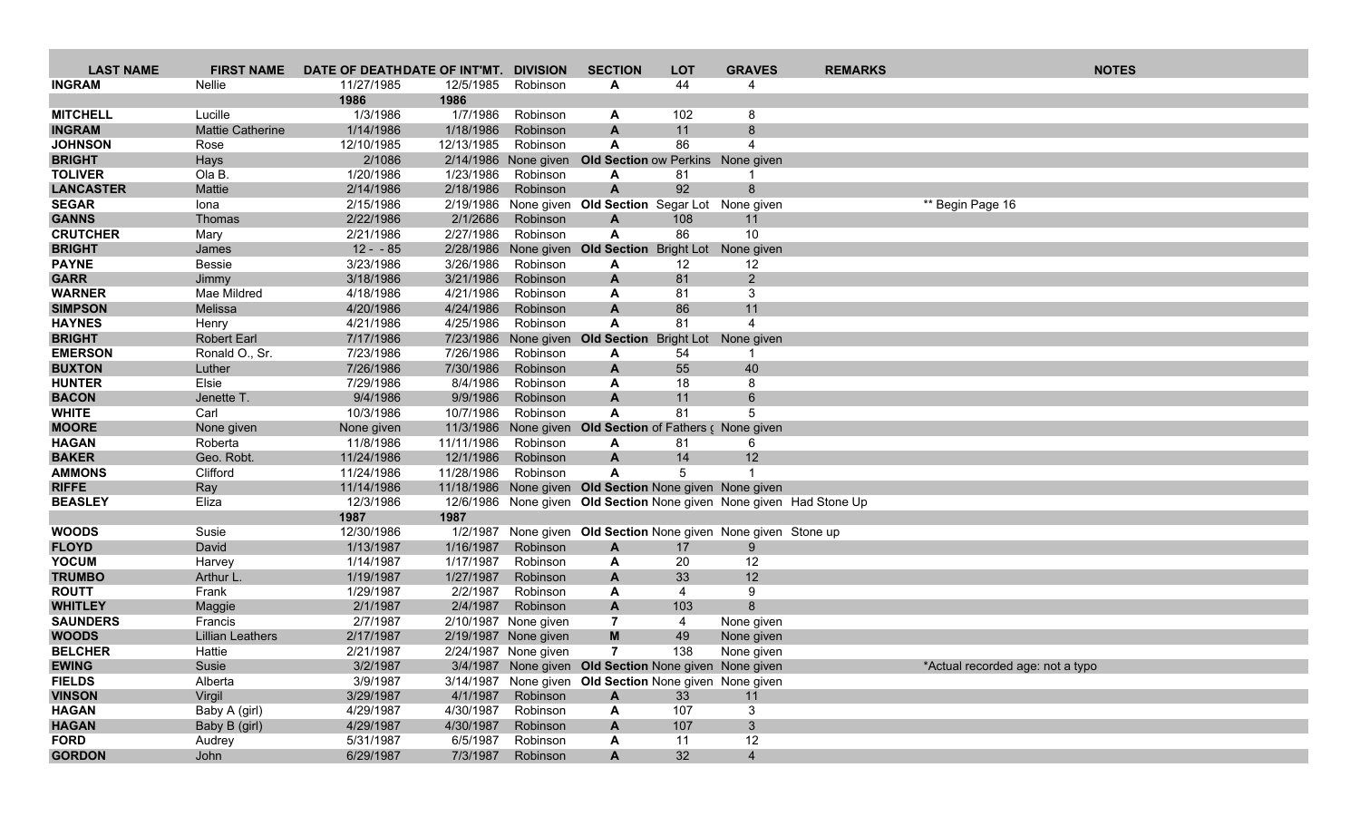| LAST NAME | FIRST NAME | DATE OF DEATH | DATE OF INT'MT. | DIVISION | SECTION | LOT | GRAVES | REMARKS | NOTES |
|---|---|---|---|---|---|---|---|---|---|
| **INGRAM** | Nellie | 11/27/1985 | 12/5/1985 | Robinson | **A** | 44 | 4 | | |
| | | **1986** | **1986** | | | | | | |
| **MITCHELL** | Lucille | 1/3/1986 | 1/7/1986 | Robinson | **A** | 102 | 8 | | |
| **INGRAM** | Mattie Catherine | 1/14/1986 | 1/18/1986 | Robinson | **A** | 11 | 8 | | |
| **JOHNSON** | Rose | 12/10/1985 | 12/13/1985 | Robinson | **A** | 86 | 4 | | |
| **BRIGHT** | Hays | 2/1086 | 2/14/1986 | None given | **Old Section** | ow Perkins | None given | | |
| **TOLIVER** | Ola B. | 1/20/1986 | 1/23/1986 | Robinson | **A** | 81 | 1 | | |
| **LANCASTER** | Mattie | 2/14/1986 | 2/18/1986 | Robinson | **A** | 92 | 8 | | |
| **SEGAR** | Iona | 2/15/1986 | 2/19/1986 | None given | **Old Section** | Segar Lot | None given | | ** Begin Page 16 |
| **GANNS** | Thomas | 2/22/1986 | 2/1/2686 | Robinson | **A** | 108 | 11 | | |
| **CRUTCHER** | Mary | 2/21/1986 | 2/27/1986 | Robinson | **A** | 86 | 10 | | |
| **BRIGHT** | James | 12 - - 85 | 2/28/1986 | None given | **Old Section** | Bright Lot | None given | | |
| **PAYNE** | Bessie | 3/23/1986 | 3/26/1986 | Robinson | **A** | 12 | 12 | | |
| **GARR** | Jimmy | 3/18/1986 | 3/21/1986 | Robinson | **A** | 81 | 2 | | |
| **WARNER** | Mae Mildred | 4/18/1986 | 4/21/1986 | Robinson | **A** | 81 | 3 | | |
| **SIMPSON** | Melissa | 4/20/1986 | 4/24/1986 | Robinson | **A** | 86 | 11 | | |
| **HAYNES** | Henry | 4/21/1986 | 4/25/1986 | Robinson | **A** | 81 | 4 | | |
| **BRIGHT** | Robert Earl | 7/17/1986 | 7/23/1986 | None given | **Old Section** | Bright Lot | None given | | |
| **EMERSON** | Ronald O., Sr. | 7/23/1986 | 7/26/1986 | Robinson | **A** | 54 | 1 | | |
| **BUXTON** | Luther | 7/26/1986 | 7/30/1986 | Robinson | **A** | 55 | 40 | | |
| **HUNTER** | Elsie | 7/29/1986 | 8/4/1986 | Robinson | **A** | 18 | 8 | | |
| **BACON** | Jenette T. | 9/4/1986 | 9/9/1986 | Robinson | **A** | 11 | 6 | | |
| **WHITE** | Carl | 10/3/1986 | 10/7/1986 | Robinson | **A** | 81 | 5 | | |
| **MOORE** | None given | None given | 11/3/1986 | None given | **Old Section** | of Fathers ( | None given | | |
| **HAGAN** | Roberta | 11/8/1986 | 11/11/1986 | Robinson | **A** | 81 | 6 | | |
| **BAKER** | Geo. Robt. | 11/24/1986 | 12/1/1986 | Robinson | **A** | 14 | 12 | | |
| **AMMONS** | Clifford | 11/24/1986 | 11/28/1986 | Robinson | **A** | 5 | 1 | | |
| **RIFFE** | Ray | 11/14/1986 | 11/18/1986 | None given | **Old Section** | None given | None given | | |
| **BEASLEY** | Eliza | 12/3/1986 | 12/6/1986 | None given | **Old Section** | None given | None given | Had Stone Up | |
| | | **1987** | **1987** | | | | | | |
| **WOODS** | Susie | 12/30/1986 | 1/2/1987 | None given | **Old Section** | None given | None given | Stone up | |
| **FLOYD** | David | 1/13/1987 | 1/16/1987 | Robinson | **A** | 17 | 9 | | |
| **YOCUM** | Harvey | 1/14/1987 | 1/17/1987 | Robinson | **A** | 20 | 12 | | |
| **TRUMBO** | Arthur L. | 1/19/1987 | 1/27/1987 | Robinson | **A** | 33 | 12 | | |
| **ROUTT** | Frank | 1/29/1987 | 2/2/1987 | Robinson | **A** | 4 | 9 | | |
| **WHITLEY** | Maggie | 2/1/1987 | 2/4/1987 | Robinson | **A** | 103 | 8 | | |
| **SAUNDERS** | Francis | 2/7/1987 | 2/10/1987 | None given | **7** | 4 | None given | | |
| **WOODS** | Lillian Leathers | 2/17/1987 | 2/19/1987 | None given | **M** | 49 | None given | | |
| **BELCHER** | Hattie | 2/21/1987 | 2/24/1987 | None given | **7** | 138 | None given | | |
| **EWING** | Susie | 3/2/1987 | 3/4/1987 | None given | **Old Section** | None given | None given | | *Actual recorded age: not a typo |
| **FIELDS** | Alberta | 3/9/1987 | 3/14/1987 | None given | **Old Section** | None given | None given | | |
| **VINSON** | Virgil | 3/29/1987 | 4/1/1987 | Robinson | **A** | 33 | 11 | | |
| **HAGAN** | Baby A (girl) | 4/29/1987 | 4/30/1987 | Robinson | **A** | 107 | 3 | | |
| **HAGAN** | Baby B (girl) | 4/29/1987 | 4/30/1987 | Robinson | **A** | 107 | 3 | | |
| **FORD** | Audrey | 5/31/1987 | 6/5/1987 | Robinson | **A** | 11 | 12 | | |
| **GORDON** | John | 6/29/1987 | 7/3/1987 | Robinson | **A** | 32 | 4 | | |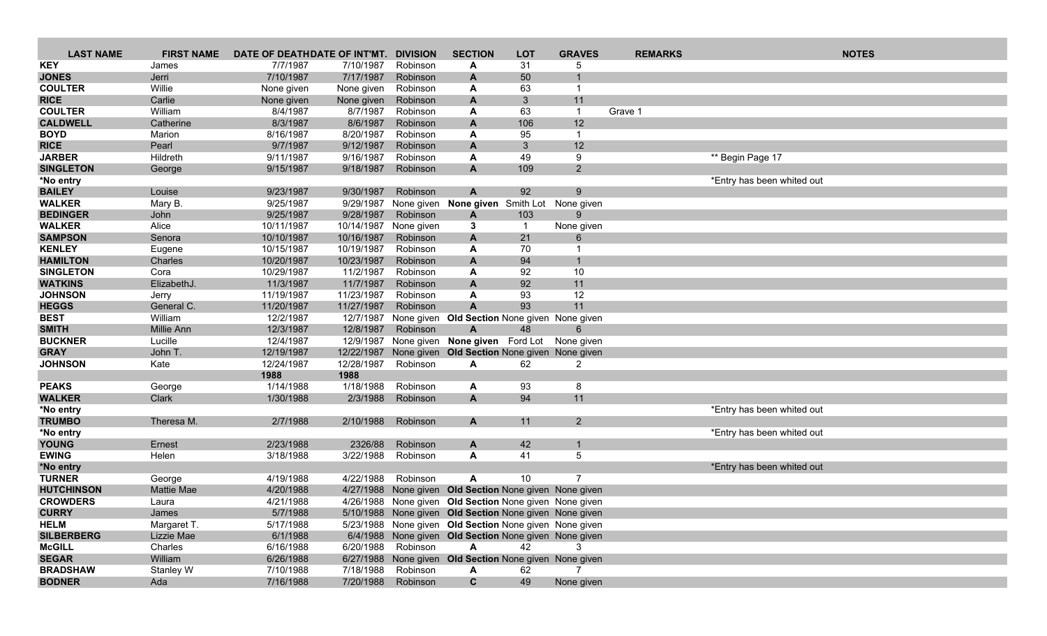| LAST NAME | FIRST NAME | DATE OF DEATH | DATE OF INT'MT. | DIVISION | SECTION | LOT | GRAVES | REMARKS | NOTES |
|---|---|---|---|---|---|---|---|---|---|
| **KEY** | James | 7/7/1987 | 7/10/1987 | Robinson | **A** | 31 | 5 | | |
| **JONES** | Jerri | 7/10/1987 | 7/17/1987 | Robinson | **A** | 50 | 1 | | |
| **COULTER** | Willie | None given | None given | Robinson | **A** | 63 | 1 | | |
| **RICE** | Carlie | None given | None given | Robinson | **A** | 3 | 11 | | |
| **COULTER** | William | 8/4/1987 | 8/7/1987 | Robinson | **A** | 63 | 1 | Grave 1 | |
| **CALDWELL** | Catherine | 8/3/1987 | 8/6/1987 | Robinson | **A** | 106 | 12 | | |
| **BOYD** | Marion | 8/16/1987 | 8/20/1987 | Robinson | **A** | 95 | 1 | | |
| **RICE** | Pearl | 9/7/1987 | 9/12/1987 | Robinson | **A** | 3 | 12 | | |
| **JARBER** | Hildreth | 9/11/1987 | 9/16/1987 | Robinson | **A** | 49 | 9 | | ** Begin Page 17 |
| **SINGLETON** | George | 9/15/1987 | 9/18/1987 | Robinson | **A** | 109 | 2 | | |
| ***No entry** | | | | | | | | | *Entry has been whited out |
| **BAILEY** | Louise | 9/23/1987 | 9/30/1987 | Robinson | **A** | 92 | 9 | | |
| **WALKER** | Mary B. | 9/25/1987 | 9/29/1987 | None given | **None given** | Smith Lot | None given | | |
| **BEDINGER** | John | 9/25/1987 | 9/28/1987 | Robinson | **A** | 103 | 9 | | |
| **WALKER** | Alice | 10/11/1987 | 10/14/1987 | None given | **3** | 1 | None given | | |
| **SAMPSON** | Senora | 10/10/1987 | 10/16/1987 | Robinson | **A** | 21 | 6 | | |
| **KENLEY** | Eugene | 10/15/1987 | 10/19/1987 | Robinson | **A** | 70 | 1 | | |
| **HAMILTON** | Charles | 10/20/1987 | 10/23/1987 | Robinson | **A** | 94 | 1 | | |
| **SINGLETON** | Cora | 10/29/1987 | 11/2/1987 | Robinson | **A** | 92 | 10 | | |
| **WATKINS** | ElizabethJ. | 11/3/1987 | 11/7/1987 | Robinson | **A** | 92 | 11 | | |
| **JOHNSON** | Jerry | 11/19/1987 | 11/23/1987 | Robinson | **A** | 93 | 12 | | |
| **HEGGS** | General C. | 11/20/1987 | 11/27/1987 | Robinson | **A** | 93 | 11 | | |
| **BEST** | William | 12/2/1987 | 12/7/1987 | None given | **Old Section** | None given | None given | | |
| **SMITH** | Millie Ann | 12/3/1987 | 12/8/1987 | Robinson | **A** | 48 | 6 | | |
| **BUCKNER** | Lucille | 12/4/1987 | 12/9/1987 | None given | **None given** | Ford Lot | None given | | |
| **GRAY** | John T. | 12/19/1987 | 12/22/1987 | None given | **Old Section** | None given | None given | | |
| **JOHNSON** | Kate | 12/24/1987 | 12/28/1987 | Robinson | **A** | 62 | 2 | | |
| | | **1988** | **1988** | | | | | | |
| **PEAKS** | George | 1/14/1988 | 1/18/1988 | Robinson | **A** | 93 | 8 | | |
| **WALKER** | Clark | 1/30/1988 | 2/3/1988 | Robinson | **A** | 94 | 11 | | |
| ***No entry** | | | | | | | | | *Entry has been whited out |
| **TRUMBO** | Theresa M. | 2/7/1988 | 2/10/1988 | Robinson | **A** | 11 | 2 | | |
| ***No entry** | | | | | | | | | *Entry has been whited out |
| **YOUNG** | Ernest | 2/23/1988 | 2326/88 | Robinson | **A** | 42 | 1 | | |
| **EWING** | Helen | 3/18/1988 | 3/22/1988 | Robinson | **A** | 41 | 5 | | |
| ***No entry** | | | | | | | | | *Entry has been whited out |
| **TURNER** | George | 4/19/1988 | 4/22/1988 | Robinson | **A** | 10 | 7 | | |
| **HUTCHINSON** | Mattie Mae | 4/20/1988 | 4/27/1988 | None given | **Old Section** | None given | None given | | |
| **CROWDERS** | Laura | 4/21/1988 | 4/26/1988 | None given | **Old Section** | None given | None given | | |
| **CURRY** | James | 5/7/1988 | 5/10/1988 | None given | **Old Section** | None given | None given | | |
| **HELM** | Margaret T. | 5/17/1988 | 5/23/1988 | None given | **Old Section** | None given | None given | | |
| **SILBERBERG** | Lizzie Mae | 6/1/1988 | 6/4/1988 | None given | **Old Section** | None given | None given | | |
| **McGILL** | Charles | 6/16/1988 | 6/20/1988 | Robinson | **A** | 42 | 3 | | |
| **SEGAR** | William | 6/26/1988 | 6/27/1988 | None given | **Old Section** | None given | None given | | |
| **BRADSHAW** | Stanley W | 7/10/1988 | 7/18/1988 | Robinson | **A** | 62 | 7 | | |
| **BODNER** | Ada | 7/16/1988 | 7/20/1988 | Robinson | **C** | 49 | None given | | |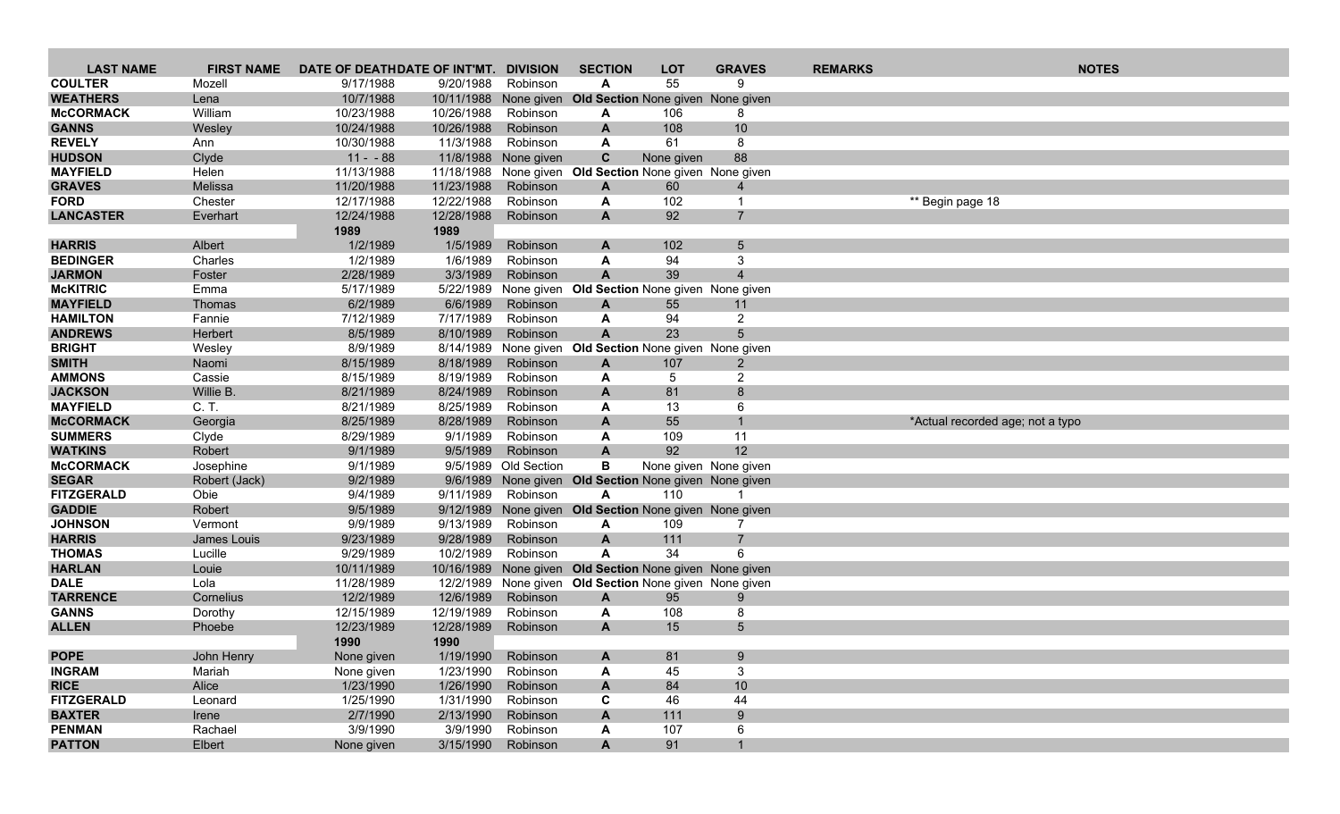| LAST NAME | FIRST NAME | DATE OF DEATH | DATE OF INT'MT. | DIVISION | SECTION | LOT | GRAVES | REMARKS | NOTES |
|---|---|---|---|---|---|---|---|---|---|
| **COULTER** | Mozell | 9/17/1988 | 9/20/1988 | Robinson | **A** | 55 | 9 | | |
| **WEATHERS** | Lena | 10/7/1988 | 10/11/1988 | None given | **Old Section** | None given | None given | | |
| **McCORMACK** | William | 10/23/1988 | 10/26/1988 | Robinson | **A** | 106 | 8 | | |
| **GANNS** | Wesley | 10/24/1988 | 10/26/1988 | Robinson | **A** | 108 | 10 | | |
| **REVELY** | Ann | 10/30/1988 | 11/3/1988 | Robinson | **A** | 61 | 8 | | |
| **HUDSON** | Clyde | 11 - - 88 | 11/8/1988 | None given | **C** | None given | 88 | | |
| **MAYFIELD** | Helen | 11/13/1988 | 11/18/1988 | None given | **Old Section** | None given | None given | | |
| **GRAVES** | Melissa | 11/20/1988 | 11/23/1988 | Robinson | **A** | 60 | 4 | | |
| **FORD** | Chester | 12/17/1988 | 12/22/1988 | Robinson | **A** | 102 | 1 | | ** Begin page 18 |
| **LANCASTER** | Everhart | 12/24/1988 | 12/28/1988 | Robinson | **A** | 92 | 7 | | |
| | | **1989** | **1989** | | | | | | |
| **HARRIS** | Albert | 1/2/1989 | 1/5/1989 | Robinson | **A** | 102 | 5 | | |
| **BEDINGER** | Charles | 1/2/1989 | 1/6/1989 | Robinson | **A** | 94 | 3 | | |
| **JARMON** | Foster | 2/28/1989 | 3/3/1989 | Robinson | **A** | 39 | 4 | | |
| **McKITRIC** | Emma | 5/17/1989 | 5/22/1989 | None given | **Old Section** | None given | None given | | |
| **MAYFIELD** | Thomas | 6/2/1989 | 6/6/1989 | Robinson | **A** | 55 | 11 | | |
| **HAMILTON** | Fannie | 7/12/1989 | 7/17/1989 | Robinson | **A** | 94 | 2 | | |
| **ANDREWS** | Herbert | 8/5/1989 | 8/10/1989 | Robinson | **A** | 23 | 5 | | |
| **BRIGHT** | Wesley | 8/9/1989 | 8/14/1989 | None given | **Old Section** | None given | None given | | |
| **SMITH** | Naomi | 8/15/1989 | 8/18/1989 | Robinson | **A** | 107 | 2 | | |
| **AMMONS** | Cassie | 8/15/1989 | 8/19/1989 | Robinson | **A** | 5 | 2 | | |
| **JACKSON** | Willie B. | 8/21/1989 | 8/24/1989 | Robinson | **A** | 81 | 8 | | |
| **MAYFIELD** | C. T. | 8/21/1989 | 8/25/1989 | Robinson | **A** | 13 | 6 | | |
| **McCORMACK** | Georgia | 8/25/1989 | 8/28/1989 | Robinson | **A** | 55 | 1 | | *Actual recorded age; not a typo |
| **SUMMERS** | Clyde | 8/29/1989 | 9/1/1989 | Robinson | **A** | 109 | 11 | | |
| **WATKINS** | Robert | 9/1/1989 | 9/5/1989 | Robinson | **A** | 92 | 12 | | |
| **McCORMACK** | Josephine | 9/1/1989 | 9/5/1989 | Old Section | **B** | None given | None given | | |
| **SEGAR** | Robert (Jack) | 9/2/1989 | 9/6/1989 | None given | **Old Section** | None given | None given | | |
| **FITZGERALD** | Obie | 9/4/1989 | 9/11/1989 | Robinson | **A** | 110 | 1 | | |
| **GADDIE** | Robert | 9/5/1989 | 9/12/1989 | None given | **Old Section** | None given | None given | | |
| **JOHNSON** | Vermont | 9/9/1989 | 9/13/1989 | Robinson | **A** | 109 | 7 | | |
| **HARRIS** | James Louis | 9/23/1989 | 9/28/1989 | Robinson | **A** | 111 | 7 | | |
| **THOMAS** | Lucille | 9/29/1989 | 10/2/1989 | Robinson | **A** | 34 | 6 | | |
| **HARLAN** | Louie | 10/11/1989 | 10/16/1989 | None given | **Old Section** | None given | None given | | |
| **DALE** | Lola | 11/28/1989 | 12/2/1989 | None given | **Old Section** | None given | None given | | |
| **TARRENCE** | Cornelius | 12/2/1989 | 12/6/1989 | Robinson | **A** | 95 | 9 | | |
| **GANNS** | Dorothy | 12/15/1989 | 12/19/1989 | Robinson | **A** | 108 | 8 | | |
| **ALLEN** | Phoebe | 12/23/1989 | 12/28/1989 | Robinson | **A** | 15 | 5 | | |
| | | **1990** | **1990** | | | | | | |
| **POPE** | John Henry | None given | 1/19/1990 | Robinson | **A** | 81 | 9 | | |
| **INGRAM** | Mariah | None given | 1/23/1990 | Robinson | **A** | 45 | 3 | | |
| **RICE** | Alice | 1/23/1990 | 1/26/1990 | Robinson | **A** | 84 | 10 | | |
| **FITZGERALD** | Leonard | 1/25/1990 | 1/31/1990 | Robinson | **C** | 46 | 44 | | |
| **BAXTER** | Irene | 2/7/1990 | 2/13/1990 | Robinson | **A** | 111 | 9 | | |
| **PENMAN** | Rachael | 3/9/1990 | 3/9/1990 | Robinson | **A** | 107 | 6 | | |
| **PATTON** | Elbert | None given | 3/15/1990 | Robinson | **A** | 91 | 1 | | |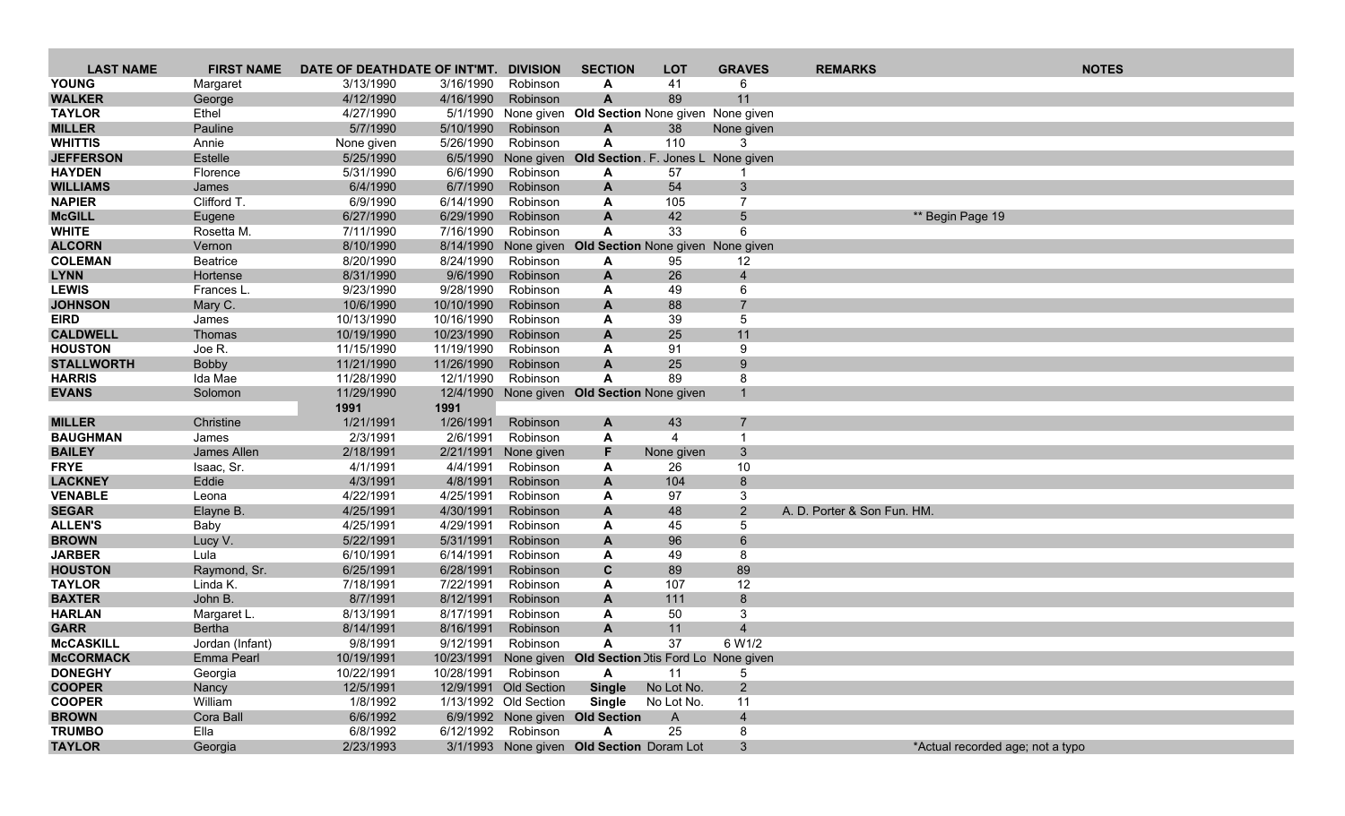| LAST NAME | FIRST NAME | DATE OF DEATH | DATE OF INT'MT. | DIVISION | SECTION | LOT | GRAVES | REMARKS | NOTES |
|---|---|---|---|---|---|---|---|---|---|
| **YOUNG** | Margaret | 3/13/1990 | 3/16/1990 | Robinson | **A** | 41 | 6 | | |
| **WALKER** | George | 4/12/1990 | 4/16/1990 | Robinson | **A** | 89 | 11 | | |
| **TAYLOR** | Ethel | 4/27/1990 | 5/1/1990 | None given | **Old Section** | None given | None given | | |
| **MILLER** | Pauline | 5/7/1990 | 5/10/1990 | Robinson | **A** | 38 | None given | | |
| **WHITTIS** | Annie | None given | 5/26/1990 | Robinson | **A** | 110 | 3 | | |
| **JEFFERSON** | Estelle | 5/25/1990 | 6/5/1990 | None given | **Old Section** | . F. Jones L | None given | | |
| **HAYDEN** | Florence | 5/31/1990 | 6/6/1990 | Robinson | **A** | 57 | 1 | | |
| **WILLIAMS** | James | 6/4/1990 | 6/7/1990 | Robinson | **A** | 54 | 3 | | |
| **NAPIER** | Clifford T. | 6/9/1990 | 6/14/1990 | Robinson | **A** | 105 | 7 | | |
| **McGILL** | Eugene | 6/27/1990 | 6/29/1990 | Robinson | **A** | 42 | 5 | | ** Begin Page 19 |
| **WHITE** | Rosetta M. | 7/11/1990 | 7/16/1990 | Robinson | **A** | 33 | 6 | | |
| **ALCORN** | Vernon | 8/10/1990 | 8/14/1990 | None given | **Old Section** | None given | None given | | |
| **COLEMAN** | Beatrice | 8/20/1990 | 8/24/1990 | Robinson | **A** | 95 | 12 | | |
| **LYNN** | Hortense | 8/31/1990 | 9/6/1990 | Robinson | **A** | 26 | 4 | | |
| **LEWIS** | Frances L. | 9/23/1990 | 9/28/1990 | Robinson | **A** | 49 | 6 | | |
| **JOHNSON** | Mary C. | 10/6/1990 | 10/10/1990 | Robinson | **A** | 88 | 7 | | |
| **EIRD** | James | 10/13/1990 | 10/16/1990 | Robinson | **A** | 39 | 5 | | |
| **CALDWELL** | Thomas | 10/19/1990 | 10/23/1990 | Robinson | **A** | 25 | 11 | | |
| **HOUSTON** | Joe R. | 11/15/1990 | 11/19/1990 | Robinson | **A** | 91 | 9 | | |
| **STALLWORTH** | Bobby | 11/21/1990 | 11/26/1990 | Robinson | **A** | 25 | 9 | | |
| **HARRIS** | Ida Mae | 11/28/1990 | 12/1/1990 | Robinson | **A** | 89 | 8 | | |
| **EVANS** | Solomon | 11/29/1990 | 12/4/1990 | None given | **Old Section** | None given | 1 | | |
| | | **1991** | **1991** | | | | | | |
| **MILLER** | Christine | 1/21/1991 | 1/26/1991 | Robinson | **A** | 43 | 7 | | |
| **BAUGHMAN** | James | 2/3/1991 | 2/6/1991 | Robinson | **A** | 4 | 1 | | |
| **BAILEY** | James Allen | 2/18/1991 | 2/21/1991 | None given | **F** | None given | 3 | | |
| **FRYE** | Isaac, Sr. | 4/1/1991 | 4/4/1991 | Robinson | **A** | 26 | 10 | | |
| **LACKNEY** | Eddie | 4/3/1991 | 4/8/1991 | Robinson | **A** | 104 | 8 | | |
| **VENABLE** | Leona | 4/22/1991 | 4/25/1991 | Robinson | **A** | 97 | 3 | | |
| **SEGAR** | Elayne B. | 4/25/1991 | 4/30/1991 | Robinson | **A** | 48 | 2 | A. D. Porter & Son Fun. HM. | |
| **ALLEN'S** | Baby | 4/25/1991 | 4/29/1991 | Robinson | **A** | 45 | 5 | | |
| **BROWN** | Lucy V. | 5/22/1991 | 5/31/1991 | Robinson | **A** | 96 | 6 | | |
| **JARBER** | Lula | 6/10/1991 | 6/14/1991 | Robinson | **A** | 49 | 8 | | |
| **HOUSTON** | Raymond, Sr. | 6/25/1991 | 6/28/1991 | Robinson | **C** | 89 | 89 | | |
| **TAYLOR** | Linda K. | 7/18/1991 | 7/22/1991 | Robinson | **A** | 107 | 12 | | |
| **BAXTER** | John B. | 8/7/1991 | 8/12/1991 | Robinson | **A** | 111 | 8 | | |
| **HARLAN** | Margaret L. | 8/13/1991 | 8/17/1991 | Robinson | **A** | 50 | 3 | | |
| **GARR** | Bertha | 8/14/1991 | 8/16/1991 | Robinson | **A** | 11 | 4 | | |
| **McCASKILL** | Jordan (Infant) | 9/8/1991 | 9/12/1991 | Robinson | **A** | 37 | 6 W1/2 | | |
| **McCORMACK** | Emma Pearl | 10/19/1991 | 10/23/1991 | None given | **Old Section** | Otis Ford Lo | None given | | |
| **DONEGHY** | Georgia | 10/22/1991 | 10/28/1991 | Robinson | **A** | 11 | 5 | | |
| **COOPER** | Nancy | 12/5/1991 | 12/9/1991 | Old Section | **Single** | No Lot No. | 2 | | |
| **COOPER** | William | 1/8/1992 | 1/13/1992 | Old Section | **Single** | No Lot No. | 11 | | |
| **BROWN** | Cora Ball | 6/6/1992 | 6/9/1992 | None given | **Old Section** | A | 4 | | |
| **TRUMBO** | Ella | 6/8/1992 | 6/12/1992 | Robinson | **A** | 25 | 8 | | |
| **TAYLOR** | Georgia | 2/23/1993 | 3/1/1993 | None given | **Old Section** | Doram Lot | 3 | | *Actual recorded age; not a typo |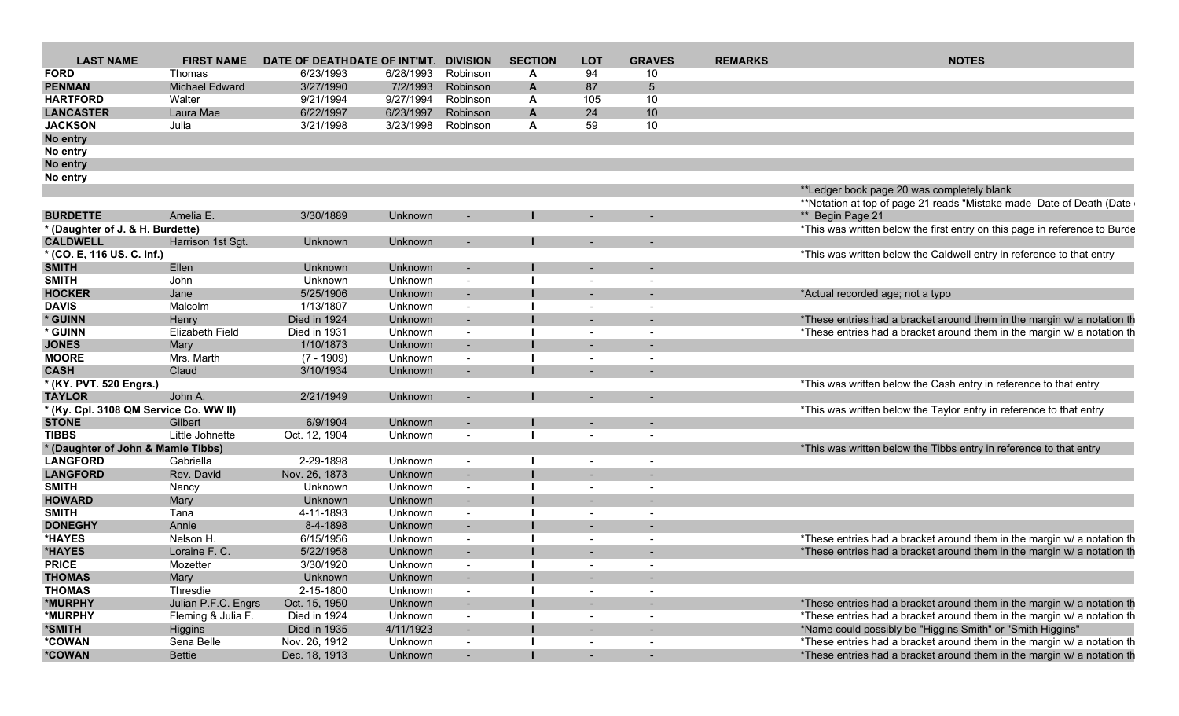| LAST NAME | FIRST NAME | DATE OF DEATH | DATE OF INT'MT. | DIVISION | SECTION | LOT | GRAVES | REMARKS | NOTES |
|---|---|---|---|---|---|---|---|---|---|
| **FORD** | Thomas | 6/23/1993 | 6/28/1993 | Robinson | **A** | 94 | 10 | | |
| **PENMAN** | Michael Edward | 3/27/1990 | 7/2/1993 | Robinson | **A** | 87 | 5 | | |
| **HARTFORD** | Walter | 9/21/1994 | 9/27/1994 | Robinson | **A** | 105 | 10 | | |
| **LANCASTER** | Laura Mae | 6/22/1997 | 6/23/1997 | Robinson | **A** | 24 | 10 | | |
| **JACKSON** | Julia | 3/21/1998 | 3/23/1998 | Robinson | **A** | 59 | 10 | | |
| **No entry** | | | | | | | | | |
| **No entry** | | | | | | | | | |
| **No entry** | | | | | | | | | |
| **No entry** | | | | | | | | | |
| | | | | | | | | | **Ledger book page 20 was completely blank |
| | | | | | | | | | **Notation at top of page 21 reads "Mistake made Date of Death (Date |
| **BURDETTE** | Amelia E. | 3/30/1889 | Unknown | - | **I** | - | - | | ** Begin Page 21 |
| **\* (Daughter of J. & H. Burdette)** | | | | | | | | | *This was written below the first entry on this page in reference to Burde |
| **CALDWELL** | Harrison 1st Sgt. | Unknown | Unknown | - | **I** | - | - | | |
| **\* (CO. E, 116 US. C. Inf.)** | | | | | | | | | *This was written below the Caldwell entry in reference to that entry |
| **SMITH** | Ellen | Unknown | Unknown | - | **I** | - | - | | |
| **SMITH** | John | Unknown | Unknown | - | **I** | - | - | | |
| **HOCKER** | Jane | 5/25/1906 | Unknown | - | **I** | - | - | | *Actual recorded age; not a typo |
| **DAVIS** | Malcolm | 1/13/1807 | Unknown | - | **I** | - | - | | |
| **\* GUINN** | Henry | Died in 1924 | Unknown | - | **I** | - | - | | *These entries had a bracket around them in the margin w/ a notation th |
| **\* GUINN** | Elizabeth Field | Died in 1931 | Unknown | - | **I** | - | - | | *These entries had a bracket around them in the margin w/ a notation th |
| **JONES** | Mary | 1/10/1873 | Unknown | - | **I** | - | - | | |
| **MOORE** | Mrs. Marth | (7 - 1909) | Unknown | - | **I** | - | - | | |
| **CASH** | Claud | 3/10/1934 | Unknown | - | **I** | - | - | | |
| **\* (KY. PVT. 520 Engrs.)** | | | | | | | | | *This was written below the Cash entry in reference to that entry |
| **TAYLOR** | John A. | 2/21/1949 | Unknown | - | **I** | - | - | | |
| **\* (Ky. Cpl. 3108 QM Service Co. WW II)** | | | | | | | | | *This was written below the Taylor entry in reference to that entry |
| **STONE** | Gilbert | 6/9/1904 | Unknown | - | **I** | - | - | | |
| **TIBBS** | Little Johnette | Oct. 12, 1904 | Unknown | - | **I** | - | - | | |
| **\* (Daughter of John & Mamie Tibbs)** | | | | | | | | | *This was written below the Tibbs entry in reference to that entry |
| **LANGFORD** | Gabriella | 2-29-1898 | Unknown | - | **I** | - | - | | |
| **LANGFORD** | Rev. David | Nov. 26, 1873 | Unknown | - | **I** | - | - | | |
| **SMITH** | Nancy | Unknown | Unknown | - | **I** | - | - | | |
| **HOWARD** | Mary | Unknown | Unknown | - | **I** | - | - | | |
| **SMITH** | Tana | 4-11-1893 | Unknown | - | **I** | - | - | | |
| **DONEGHY** | Annie | 8-4-1898 | Unknown | - | **I** | - | - | | |
| **\*HAYES** | Nelson H. | 6/15/1956 | Unknown | - | **I** | - | - | | *These entries had a bracket around them in the margin w/ a notation th |
| **\*HAYES** | Loraine F. C. | 5/22/1958 | Unknown | - | **I** | - | - | | *These entries had a bracket around them in the margin w/ a notation th |
| **PRICE** | Mozetter | 3/30/1920 | Unknown | - | **I** | - | - | | |
| **THOMAS** | Mary | Unknown | Unknown | - | **I** | - | - | | |
| **THOMAS** | Thresdie | 2-15-1800 | Unknown | - | **I** | - | - | | |
| **\*MURPHY** | Julian P.F.C. Engrs | Oct. 15, 1950 | Unknown | - | **I** | - | - | | *These entries had a bracket around them in the margin w/ a notation th |
| **\*MURPHY** | Fleming & Julia F. | Died in 1924 | Unknown | - | **I** | - | - | | *These entries had a bracket around them in the margin w/ a notation th |
| **\*SMITH** | Higgins | Died in 1935 | 4/11/1923 | - | **I** | - | - | | *Name could possibly be "Higgins Smith" or "Smith Higgins" |
| **\*COWAN** | Sena Belle | Nov. 26, 1912 | Unknown | - | **I** | - | - | | *These entries had a bracket around them in the margin w/ a notation th |
| **\*COWAN** | Bettie | Dec. 18, 1913 | Unknown | - | **I** | - | - | | *These entries had a bracket around them in the margin w/ a notation th |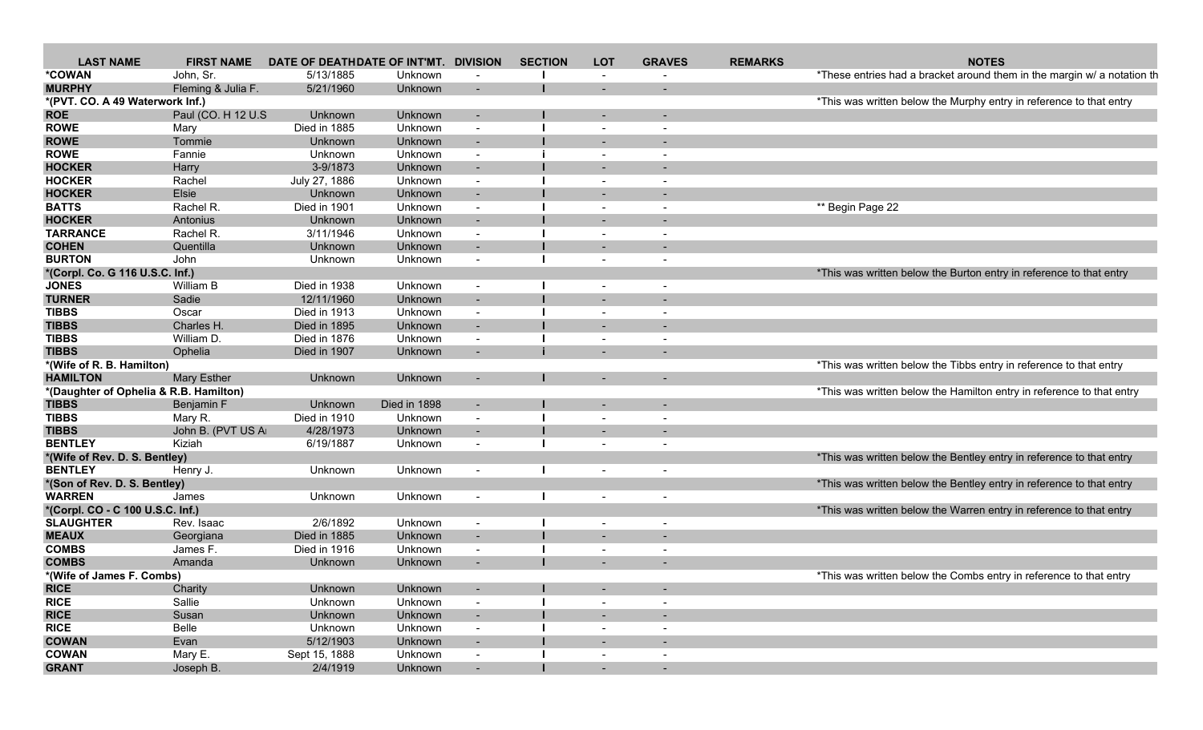| LAST NAME | FIRST NAME | DATE OF DEATH | DATE OF INT'MT. | DIVISION | SECTION | LOT | GRAVES | REMARKS | NOTES |
|---|---|---|---|---|---|---|---|---|---|
| *COWAN | John, Sr. | 5/13/1885 | Unknown | - | I | - | - | | *These entries had a bracket around them in the margin w/ a notation th |
| MURPHY | Fleming & Julia F. | 5/21/1960 | Unknown | - | I | - | - | | |
| *(PVT. CO. A 49 Waterwork Inf.) | | | | | | | | | *This was written below the Murphy entry in reference to that entry |
| ROE | Paul (CO. H 12 U.S | Unknown | Unknown | - | I | - | - | | |
| ROWE | Mary | Died in 1885 | Unknown | - | I | - | - | | |
| ROWE | Tommie | Unknown | Unknown | - | I | - | - | | |
| ROWE | Fannie | Unknown | Unknown | - | i | - | - | | |
| HOCKER | Harry | 3-9/1873 | Unknown | - | I | - | - | | |
| HOCKER | Rachel | July 27, 1886 | Unknown | - | I | - | - | | |
| HOCKER | Elsie | Unknown | Unknown | - | I | - | - | | |
| BATTS | Rachel R. | Died in 1901 | Unknown | - | I | - | - | | ** Begin Page 22 |
| HOCKER | Antonius | Unknown | Unknown | - | I | - | - | | |
| TARRANCE | Rachel R. | 3/11/1946 | Unknown | - | I | - | - | | |
| COHEN | Quentilla | Unknown | Unknown | - | I | - | - | | |
| BURTON | John | Unknown | Unknown | - | I | - | - | | |
| *(Corpl. Co. G 116 U.S.C. Inf.) | | | | | | | | | *This was written below the Burton entry in reference to that entry |
| JONES | William B | Died in 1938 | Unknown | - | I | - | - | | |
| TURNER | Sadie | 12/11/1960 | Unknown | - | I | - | - | | |
| TIBBS | Oscar | Died in 1913 | Unknown | - | I | - | - | | |
| TIBBS | Charles H. | Died in 1895 | Unknown | - | I | - | - | | |
| TIBBS | William D. | Died in 1876 | Unknown | - | I | - | - | | |
| TIBBS | Ophelia | Died in 1907 | Unknown | - | i | - | - | | |
| *(Wife of R. B. Hamilton) | | | | | | | | | *This was written below the Tibbs entry in reference to that entry |
| HAMILTON | Mary Esther | Unknown | Unknown | - | I | - | - | | |
| *(Daughter of Ophelia & R.B. Hamilton) | | | | | | | | | *This was written below the Hamilton entry in reference to that entry |
| TIBBS | Benjamin F | Unknown | Died in 1898 | - | I | - | - | | |
| TIBBS | Mary R. | Died in 1910 | Unknown | - | I | - | - | | |
| TIBBS | John B. (PVT US A | 4/28/1973 | Unknown | - | I | - | - | | |
| BENTLEY | Kiziah | 6/19/1887 | Unknown | - | I | - | - | | |
| *(Wife of Rev. D. S. Bentley) | | | | | | | | | *This was written below the Bentley entry in reference to that entry |
| BENTLEY | Henry J. | Unknown | Unknown | - | I | - | - | | |
| *(Son of Rev. D. S. Bentley) | | | | | | | | | *This was written below the Bentley entry in reference to that entry |
| WARREN | James | Unknown | Unknown | - | I | - | - | | |
| *(Corpl. CO - C 100 U.S.C. Inf.) | | | | | | | | | *This was written below the Warren entry in reference to that entry |
| SLAUGHTER | Rev. Isaac | 2/6/1892 | Unknown | - | I | - | - | | |
| MEAUX | Georgiana | Died in 1885 | Unknown | - | I | - | - | | |
| COMBS | James F. | Died in 1916 | Unknown | - | I | - | - | | |
| COMBS | Amanda | Unknown | Unknown | - | I | - | - | | |
| *(Wife of James F. Combs) | | | | | | | | | *This was written below the Combs entry in reference to that entry |
| RICE | Charity | Unknown | Unknown | - | I | - | - | | |
| RICE | Sallie | Unknown | Unknown | - | I | - | - | | |
| RICE | Susan | Unknown | Unknown | - | I | - | - | | |
| RICE | Belle | Unknown | Unknown | - | I | - | - | | |
| COWAN | Evan | 5/12/1903 | Unknown | - | I | - | - | | |
| COWAN | Mary E. | Sept 15, 1888 | Unknown | - | I | - | - | | |
| GRANT | Joseph B. | 2/4/1919 | Unknown | - | I | - | - | | |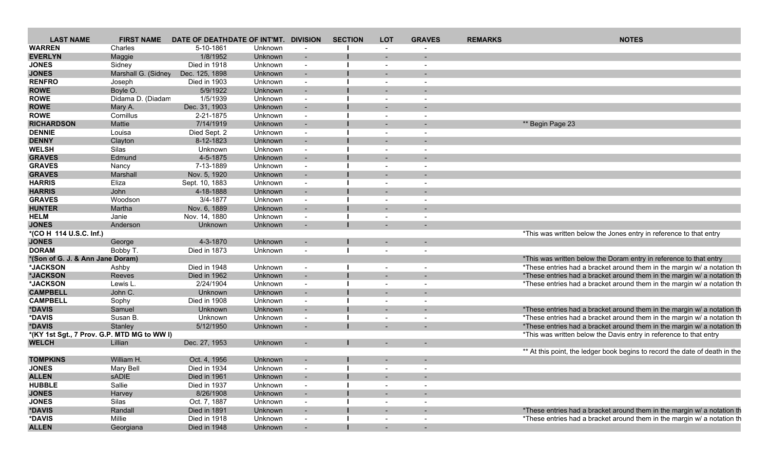| LAST NAME | FIRST NAME | DATE OF DEATH | DATE OF INT'MT. | DIVISION | SECTION | LOT | GRAVES | REMARKS | NOTES |
|---|---|---|---|---|---|---|---|---|---|
| WARREN | Charles | 5-10-1861 | Unknown | - | I | - | - | | |
| EVERLYN | Maggie | 1/8/1952 | Unknown | - | I | - | - | | |
| JONES | Sidney | Died in 1918 | Unknown | - | I | - | - | | |
| JONES | Marshall G. (Sidney | Dec. 125, 1898 | Unknown | - | I | - | - | | |
| RENFRO | Joseph | Died in 1903 | Unknown | - | I | - | - | | |
| ROWE | Boyle O. | 5/9/1922 | Unknown | - | I | - | - | | |
| ROWE | Didama D. (Diadam | 1/5/1939 | Unknown | - | I | - | - | | |
| ROWE | Mary A. | Dec. 31, 1903 | Unknown | - | I | - | - | | |
| ROWE | Cornillus | 2-21-1875 | Unknown | - | I | - | - | | |
| RICHARDSON | Mattie | 7/14/1919 | Unknown | - | I | - | - | | ** Begin Page 23 |
| DENNIE | Louisa | Died Sept. 2 | Unknown | - | I | - | - | | |
| DENNY | Clayton | 8-12-1823 | Unknown | - | I | - | - | | |
| WELSH | Silas | Unknown | Unknown | - | I | - | - | | |
| GRAVES | Edmund | 4-5-1875 | Unknown | - | I | - | - | | |
| GRAVES | Nancy | 7-13-1889 | Unknown | - | I | - | - | | |
| GRAVES | Marshall | Nov. 5, 1920 | Unknown | - | I | - | - | | |
| HARRIS | Eliza | Sept. 10, 1883 | Unknown | - | I | - | - | | |
| HARRIS | John | 4-18-1888 | Unknown | - | I | - | - | | |
| GRAVES | Woodson | 3/4-1877 | Unknown | - | I | - | - | | |
| HUNTER | Martha | Nov. 6, 1889 | Unknown | - | I | - | - | | |
| HELM | Janie | Nov. 14, 1880 | Unknown | - | I | - | - | | |
| JONES | Anderson | Unknown | Unknown | - | I | - | - | | |
| *(CO H 114 U.S.C. Inf.) | | | | | | | | | *This was written below the Jones entry in reference to that entry |
| JONES | George | 4-3-1870 | Unknown | - | I | - | - | | |
| DORAM | Bobby T. | Died in 1873 | Unknown | - | I | - | - | | |
| *(Son of G. J. & Ann Jane Doram) | | | | | | | | | *This was written below the Doram entry in reference to that entry |
| *JACKSON | Ashby | Died in 1948 | Unknown | - | I | - | - | | *These entries had a bracket around them in the margin w/ a notation th |
| *JACKSON | Reeves | Died in 1962 | Unknown | - | I | - | - | | *These entries had a bracket around them in the margin w/ a notation th |
| *JACKSON | Lewis L. | 2/24/1904 | Unknown | - | I | - | - | | *These entries had a bracket around them in the margin w/ a notation th |
| CAMPBELL | John C. | Unknown | Unknown | - | I | - | - | | |
| CAMPBELL | Sophy | Died in 1908 | Unknown | - | I | - | - | | |
| *DAVIS | Samuel | Unknown | Unknown | - | I | - | - | | *These entries had a bracket around them in the margin w/ a notation th |
| *DAVIS | Susan B. | Unknown | Unknown | - | I | - | - | | *These entries had a bracket around them in the margin w/ a notation th |
| *DAVIS | Stanley | 5/12/1950 | Unknown | - | I | - | - | | *These entries had a bracket around them in the margin w/ a notation th |
| *(KY 1st Sgt., 7 Prov. G.P. MTD MG to WW I) | | | | | | | | | *This was written below the Davis entry in reference to that entry |
| WELCH | Lillian | Dec. 27, 1953 | Unknown | - | I | - | - | | |
| | | | | | | | | | ** At this point, the ledger book begins to record the date of death in the |
| TOMPKINS | William H. | Oct. 4, 1956 | Unknown | - | I | - | - | | |
| JONES | Mary Bell | Died in 1934 | Unknown | - | I | - | - | | |
| ALLEN | sADIE | Died in 1961 | Unknown | - | I | - | - | | |
| HUBBLE | Sallie | Died in 1937 | Unknown | - | I | - | - | | |
| JONES | Harvey | 8/26/1908 | Unknown | - | I | - | - | | |
| JONES | Silas | Oct. 7, 1887 | Unknown | - | I | - | - | | |
| *DAVIS | Randall | Died in 1891 | Unknown | - | I | - | - | | *These entries had a bracket around them in the margin w/ a notation th |
| *DAVIS | Millie | Died in 1918 | Unknown | - | I | - | - | | *These entries had a bracket around them in the margin w/ a notation th |
| ALLEN | Georgiana | Died in 1948 | Unknown | - | I | - | - | | |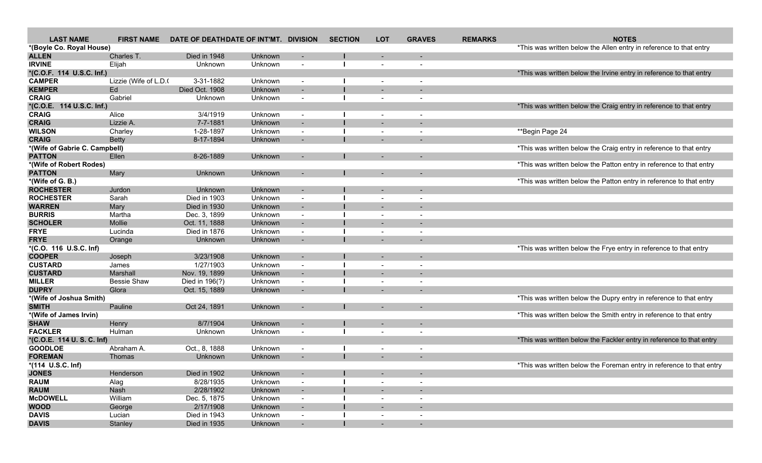| LAST NAME | FIRST NAME | DATE OF DEATH | DATE OF INT'MT. | DIVISION | SECTION | LOT | GRAVES | REMARKS | NOTES |
|---|---|---|---|---|---|---|---|---|---|
| *(Boyle Co. Royal House) | | | | | | | | | *This was written below the Allen entry in reference to that entry |
| ALLEN | Charles T. | Died in 1948 | Unknown | - | I | - | - | | |
| IRVINE | Elijah | Unknown | Unknown | - | I | - | - | | |
| *(C.O.F. 114 U.S.C. Inf.) | | | | | | | | | *This was written below the Irvine entry in reference to that entry |
| CAMPER | Lizzie (Wife of L.D.( | 3-31-1882 | Unknown | - | I | - | - | | |
| KEMPER | Ed | Died Oct. 1908 | Unknown | - | I | - | - | | |
| CRAIG | Gabriel | Unknown | Unknown | - | I | - | - | | |
| *(C.O.E. 114 U.S.C. Inf.) | | | | | | | | | *This was written below the Craig entry in reference to that entry |
| CRAIG | Alice | 3/4/1919 | Unknown | - | I | - | - | | |
| CRAIG | Lizzie A. | 7-7-1881 | Unknown | - | I | - | - | | |
| WILSON | Charley | 1-28-1897 | Unknown | - | I | - | - | | **Begin Page 24 |
| CRAIG | Betty | 8-17-1894 | Unknown | - | I | - | - | | |
| *(Wife of Gabrie C. Campbell) | | | | | | | | | *This was written below the Craig entry in reference to that entry |
| PATTON | Ellen | 8-26-1889 | Unknown | - | I | - | - | | |
| *(Wife of Robert Rodes) | | | | | | | | | *This was written below the Patton entry in reference to that entry |
| PATTON | Mary | Unknown | Unknown | - | I | - | - | | |
| *(Wife of G. B.) | | | | | | | | | *This was written below the Patton entry in reference to that entry |
| ROCHESTER | Jurdon | Unknown | Unknown | - | I | - | - | | |
| ROCHESTER | Sarah | Died in 1903 | Unknown | - | I | - | - | | |
| WARREN | Mary | Died in 1930 | Unknown | - | I | - | - | | |
| BURRIS | Martha | Dec. 3, 1899 | Unknown | - | I | - | - | | |
| SCHOLER | Mollie | Oct. 11, 1888 | Unknown | - | I | - | - | | |
| FRYE | Lucinda | Died in 1876 | Unknown | - | I | - | - | | |
| FRYE | Orange | Unknown | Unknown | - | I | - | - | | |
| *(C.O. 116 U.S.C. Inf) | | | | | | | | | *This was written below the Frye entry in reference to that entry |
| COOPER | Joseph | 3/23/1908 | Unknown | - | I | - | - | | |
| CUSTARD | James | 1/27/1903 | Unknown | - | I | - | - | | |
| CUSTARD | Marshall | Nov. 19, 1899 | Unknown | - | I | - | - | | |
| MILLER | Bessie Shaw | Died in 196(?) | Unknown | - | I | - | - | | |
| DUPRY | Glora | Oct. 15, 1889 | Unknown | - | I | - | - | | |
| *(Wife of Joshua Smith) | | | | | | | | | *This was written below the Dupry entry in reference to that entry |
| SMITH | Pauline | Oct 24, 1891 | Unknown | - | I | - | - | | |
| *(Wife of James Irvin) | | | | | | | | | *This was written below the Smith entry in reference to that entry |
| SHAW | Henry | 8/7/1904 | Unknown | - | I | - | - | | |
| FACKLER | Hulman | Unknown | Unknown | - | I | - | - | | |
| *(C.O.E. 114 U. S. C. Inf) | | | | | | | | | *This was written below the Fackler entry in reference to that entry |
| GOODLOE | Abraham A. | Oct., 8, 1888 | Unknown | - | I | - | - | | |
| FOREMAN | Thomas | Unknown | Unknown | - | I | - | - | | |
| *(114 U.S.C. Inf) | | | | | | | | | *This was written below the Foreman entry in reference to that entry |
| JONES | Henderson | Died in 1902 | Unknown | - | I | - | - | | |
| RAUM | Alag | 8/28/1935 | Unknown | - | I | - | - | | |
| RAUM | Nash | 2/28/1902 | Unknown | - | I | - | - | | |
| McDOWELL | William | Dec. 5, 1875 | Unknown | - | I | - | - | | |
| WOOD | George | 2/17/1908 | Unknown | - | I | - | - | | |
| DAVIS | Lucian | Died in 1943 | Unknown | - | I | - | - | | |
| DAVIS | Stanley | Died in 1935 | Unknown | - | I | - | - | | |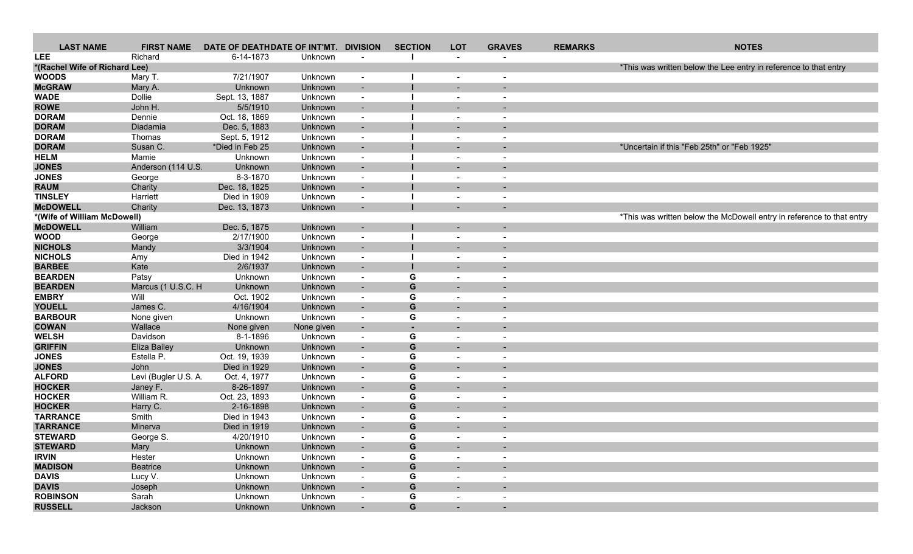| LAST NAME | FIRST NAME | DATE OF DEATH | DATE OF INT'MT. | DIVISION | SECTION | LOT | GRAVES | REMARKS | NOTES |
|---|---|---|---|---|---|---|---|---|---|
| **LEE** | Richard | 6-14-1873 | Unknown | - | I | - | - | | |
| **\*(Rachel Wife of Richard Lee)** | | | | | | | | | *This was written below the Lee entry in reference to that entry |
| **WOODS** | Mary T. | 7/21/1907 | Unknown | - | I | - | - | | |
| **McGRAW** | Mary A. | Unknown | Unknown | - | I | - | - | | |
| **WADE** | Dollie | Sept. 13, 1887 | Unknown | - | I | - | - | | |
| **ROWE** | John H. | 5/5/1910 | Unknown | - | I | - | - | | |
| **DORAM** | Dennie | Oct. 18, 1869 | Unknown | - | I | - | - | | |
| **DORAM** | Diadamia | Dec. 5, 1883 | Unknown | - | I | - | - | | |
| **DORAM** | Thomas | Sept. 5, 1912 | Unknown | - | I | - | - | | |
| **DORAM** | Susan C. | *Died in Feb 25 | Unknown | - | I | - | - | | *Uncertain if this "Feb 25th" or "Feb 1925" |
| **HELM** | Mamie | Unknown | Unknown | - | I | - | - | | |
| **JONES** | Anderson (114 U.S. | Unknown | Unknown | - | I | - | - | | |
| **JONES** | George | 8-3-1870 | Unknown | - | I | - | - | | |
| **RAUM** | Charity | Dec. 18, 1825 | Unknown | - | I | - | - | | |
| **TINSLEY** | Harriett | Died in 1909 | Unknown | - | I | - | - | | |
| **McDOWELL** | Charity | Dec. 13, 1873 | Unknown | - | I | - | - | | |
| **\*(Wife of William McDowell)** | | | | | | | | | *This was written below the McDowell entry in reference to that entry |
| **McDOWELL** | William | Dec. 5, 1875 | Unknown | - | I | - | - | | |
| **WOOD** | George | 2/17/1900 | Unknown | - | I | - | - | | |
| **NICHOLS** | Mandy | 3/3/1904 | Unknown | - | I | - | - | | |
| **NICHOLS** | Amy | Died in 1942 | Unknown | - | I | - | - | | |
| **BARBEE** | Kate | 2/6/1937 | Unknown | - | I | - | - | | |
| **BEARDEN** | Patsy | Unknown | Unknown | - | G | - | - | | |
| **BEARDEN** | Marcus (1 U.S.C. H | Unknown | Unknown | - | G | - | - | | |
| **EMBRY** | Will | Oct. 1902 | Unknown | - | G | - | - | | |
| **YOUELL** | James C. | 4/16/1904 | Unknown | - | G | - | - | | |
| **BARBOUR** | None given | Unknown | Unknown | - | G | - | - | | |
| **COWAN** | Wallace | None given | None given | - | - | - | - | | |
| **WELSH** | Davidson | 8-1-1896 | Unknown | - | G | - | - | | |
| **GRIFFIN** | Eliza Bailey | Unknown | Unknown | - | G | - | - | | |
| **JONES** | Estella P. | Oct. 19, 1939 | Unknown | - | G | - | - | | |
| **JONES** | John | Died in 1929 | Unknown | - | G | - | - | | |
| **ALFORD** | Levi (Bugler U.S. A. | Oct. 4, 1977 | Unknown | - | G | - | - | | |
| **HOCKER** | Janey F. | 8-26-1897 | Unknown | - | G | - | - | | |
| **HOCKER** | William R. | Oct. 23, 1893 | Unknown | - | G | - | - | | |
| **HOCKER** | Harry C. | 2-16-1898 | Unknown | - | G | - | - | | |
| **TARRANCE** | Smith | Died in 1943 | Unknown | - | G | - | - | | |
| **TARRANCE** | Minerva | Died in 1919 | Unknown | - | G | - | - | | |
| **STEWARD** | George S. | 4/20/1910 | Unknown | - | G | - | - | | |
| **STEWARD** | Mary | Unknown | Unknown | - | G | - | - | | |
| **IRVIN** | Hester | Unknown | Unknown | - | G | - | - | | |
| **MADISON** | Beatrice | Unknown | Unknown | - | G | - | - | | |
| **DAVIS** | Lucy V. | Unknown | Unknown | - | G | - | - | | |
| **DAVIS** | Joseph | Unknown | Unknown | - | G | - | - | | |
| **ROBINSON** | Sarah | Unknown | Unknown | - | G | - | - | | |
| **RUSSELL** | Jackson | Unknown | Unknown | - | G | - | - | | |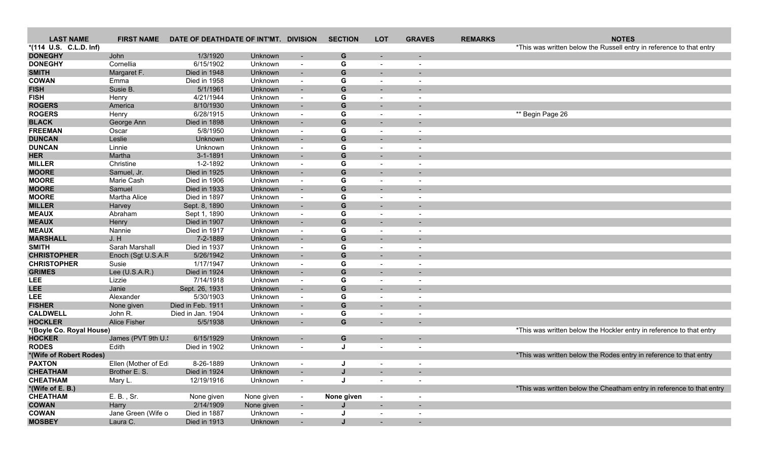| LAST NAME | FIRST NAME | DATE OF DEATH | DATE OF INT'MT. | DIVISION | SECTION | LOT | GRAVES | REMARKS | NOTES |
|---|---|---|---|---|---|---|---|---|---|
| *(114 U.S. C.L.D. Inf) | | | | | | | | | *This was written below the Russell entry in reference to that entry |
| DONEGHY | John | 1/3/1920 | Unknown | - | G | - | - | | |
| DONEGHY | Cornellia | 6/15/1902 | Unknown | - | G | - | - | | |
| SMITH | Margaret F. | Died in 1948 | Unknown | - | G | - | - | | |
| COWAN | Emma | Died in 1958 | Unknown | - | G | - | - | | |
| FISH | Susie B. | 5/1/1961 | Unknown | - | G | - | - | | |
| FISH | Henry | 4/21/1944 | Unknown | - | G | - | - | | |
| ROGERS | America | 8/10/1930 | Unknown | - | G | - | - | | |
| ROGERS | Henry | 6/28/1915 | Unknown | - | G | - | - | | ** Begin Page 26 |
| BLACK | George Ann | Died in 1898 | Unknown | - | G | - | - | | |
| FREEMAN | Oscar | 5/8/1950 | Unknown | - | G | - | - | | |
| DUNCAN | Leslie | Unknown | Unknown | - | G | - | - | | |
| DUNCAN | Linnie | Unknown | Unknown | - | G | - | - | | |
| HER | Martha | 3-1-1891 | Unknown | - | G | - | - | | |
| MILLER | Christine | 1-2-1892 | Unknown | - | G | - | - | | |
| MOORE | Samuel, Jr. | Died in 1925 | Unknown | - | G | - | - | | |
| MOORE | Marie Cash | Died in 1906 | Unknown | - | G | - | - | | |
| MOORE | Samuel | Died in 1933 | Unknown | - | G | - | - | | |
| MOORE | Martha Alice | Died in 1897 | Unknown | - | G | - | - | | |
| MILLER | Harvey | Sept. 8, 1890 | Unknown | - | G | - | - | | |
| MEAUX | Abraham | Sept 1, 1890 | Unknown | - | G | - | - | | |
| MEAUX | Henry | Died in 1907 | Unknown | - | G | - | - | | |
| MEAUX | Nannie | Died in 1917 | Unknown | - | G | - | - | | |
| MARSHALL | J. H | 7-2-1889 | Unknown | - | G | - | - | | |
| SMITH | Sarah Marshall | Died in 1937 | Unknown | - | G | - | - | | |
| CHRISTOPHER | Enoch (Sgt U.S.A.R | 5/26/1942 | Unknown | - | G | - | - | | |
| CHRISTOPHER | Susie | 1/17/1947 | Unknown | - | G | - | - | | |
| GRIMES | Lee (U.S.A.R.) | Died in 1924 | Unknown | - | G | - | - | | |
| LEE | Lizzie | 7/14/1918 | Unknown | - | G | - | - | | |
| LEE | Janie | Sept. 26, 1931 | Unknown | - | G | - | - | | |
| LEE | Alexander | 5/30/1903 | Unknown | - | G | - | - | | |
| FISHER | None given | Died in Feb. 1911 | Unknown | - | G | - | - | | |
| CALDWELL | John R. | Died in Jan. 1904 | Unknown | - | G | - | - | | |
| HOCKLER | Alice Fisher | 5/5/1938 | Unknown | - | G | - | - | | |
| *(Boyle Co. Royal House) | | | | | | | | | *This was written below the Hockler entry in reference to that entry |
| HOCKER | James (PVT 9th U.S | 6/15/1929 | Unknown | - | G | - | - | | |
| RODES | Edith | Died in 1902 | Unknown | - | J | - | - | | |
| *(Wife of Robert Rodes) | | | | | | | | | *This was written below the Rodes entry in reference to that entry |
| PAXTON | Ellen (Mother of Edi | 8-26-1889 | Unknown | - | J | - | - | | |
| CHEATHAM | Brother E. S. | Died in 1924 | Unknown | - | J | - | - | | |
| CHEATHAM | Mary L. | 12/19/1916 | Unknown | - | J | - | - | | |
| *(Wife of E. B.) | | | | | | | | | *This was written below the Cheatham entry in reference to that entry |
| CHEATHAM | E. B. , Sr. | None given | None given | - | None given | - | - | | |
| COWAN | Harry | 2/14/1909 | None given | - | J | - | - | | |
| COWAN | Jane Green (Wife o | Died in 1887 | Unknown | - | J | - | - | | |
| MOSBEY | Laura C. | Died in 1913 | Unknown | - | J | - | - | | |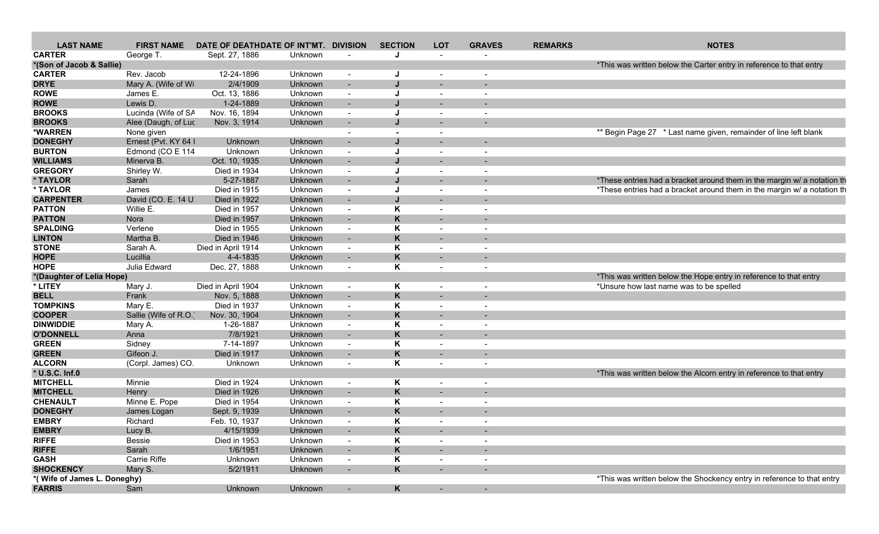| LAST NAME | FIRST NAME | DATE OF DEATH | DATE OF INT'MT. | DIVISION | SECTION | LOT | GRAVES | REMARKS | NOTES |
|---|---|---|---|---|---|---|---|---|---|
| CARTER | George T. | Sept. 27, 1886 | Unknown | - | J | - | - | | |
| *(Son of Jacob & Sallie) | | | | | | | | | *This was written below the Carter entry in reference to that entry |
| CARTER | Rev. Jacob | 12-24-1896 | Unknown | - | J | - | - | | |
| DRYE | Mary A. (Wife of Wi | 2/4/1909 | Unknown | - | J | - | - | | |
| ROWE | James E. | Oct. 13, 1886 | Unknown | - | J | - | - | | |
| ROWE | Lewis D. | 1-24-1889 | Unknown | - | J | - | - | | |
| BROOKS | Lucinda (Wife of SA | Nov. 16, 1894 | Unknown | - | J | - | - | | |
| BROOKS | Alee (Daugh, of Luc | Nov. 3, 1914 | Unknown | - | J | - | - | | |
| *WARREN | None given | | | - | - | - | | | ** Begin Page 27 * Last name given, remainder of line left blank |
| DONEGHY | Ernest (Pvt. KY 64 I | Unknown | Unknown | - | J | - | - | | |
| BURTON | Edmond (CO E 114 | Unknown | Unknown | - | J | - | - | | |
| WILLIAMS | Minerva B. | Oct. 10, 1935 | Unknown | - | J | - | - | | |
| GREGORY | Shirley W. | Died in 1934 | Unknown | - | J | - | - | | |
| * TAYLOR | Sarah | 5-27-1887 | Unknown | - | J | - | - | | *These entries had a bracket around them in the margin w/ a notation th |
| * TAYLOR | James | Died in 1915 | Unknown | - | J | - | - | | *These entries had a bracket around them in the margin w/ a notation th |
| CARPENTER | David (CO. E. 14 U | Died in 1922 | Unknown | - | J | - | - | | |
| PATTON | Willie E. | Died in 1957 | Unknown | - | K | - | - | | |
| PATTON | Nora | Died in 1957 | Unknown | - | K | - | - | | |
| SPALDING | Verlene | Died in 1955 | Unknown | - | K | - | - | | |
| LINTON | Martha B. | Died in 1946 | Unknown | - | K | - | - | | |
| STONE | Sarah A. | Died in April 1914 | Unknown | - | K | - | - | | |
| HOPE | Lucillia | 4-4-1835 | Unknown | - | K | - | - | | |
| HOPE | Julia Edward | Dec. 27, 1888 | Unknown | - | K | - | - | | |
| *(Daughter of Lelia Hope) | | | | | | | | | *This was written below the Hope entry in reference to that entry |
| * LITEY | Mary J. | Died in April 1904 | Unknown | - | K | - | - | | *Unsure how last name was to be spelled |
| BELL | Frank | Nov. 5, 1888 | Unknown | - | K | - | - | | |
| TOMPKINS | Mary E. | Died in 1937 | Unknown | - | K | - | - | | |
| COOPER | Sallie (Wife of R.O.) | Nov. 30, 1904 | Unknown | - | K | - | - | | |
| DINWIDDIE | Mary A. | 1-26-1887 | Unknown | - | K | - | - | | |
| O'DONNELL | Anna | 7/8/1921 | Unknown | - | K | - | - | | |
| GREEN | Sidney | 7-14-1897 | Unknown | - | K | - | - | | |
| GREEN | Gifeon J. | Died in 1917 | Unknown | - | K | - | - | | |
| ALCORN | (Corpl. James) CO. | Unknown | Unknown | - | K | - | - | | |
| * U.S.C. Inf.0 | | | | | | | | | *This was written below the Alcorn entry in reference to that entry |
| MITCHELL | Minnie | Died in 1924 | Unknown | - | K | - | - | | |
| MITCHELL | Henry | Died in 1926 | Unknown | - | K | - | - | | |
| CHENAULT | Minne E. Pope | Died in 1954 | Unknown | - | K | - | - | | |
| DONEGHY | James Logan | Sept. 9, 1939 | Unknown | - | K | - | - | | |
| EMBRY | Richard | Feb. 10, 1937 | Unknown | - | K | - | - | | |
| EMBRY | Lucy B. | 4/15/1939 | Unknown | - | K | - | - | | |
| RIFFE | Bessie | Died in 1953 | Unknown | - | K | - | - | | |
| RIFFE | Sarah | 1/6/1951 | Unknown | - | K | - | - | | |
| GASH | Carrie Riffe | Unknown | Unknown | - | K | - | - | | |
| SHOCKENCY | Mary S. | 5/2/1911 | Unknown | - | K | - | - | | |
| *( Wife of James L. Doneghy) | | | | | | | | | *This was written below the Shockency entry in reference to that entry |
| FARRIS | Sam | Unknown | Unknown | - | K | - | - | | |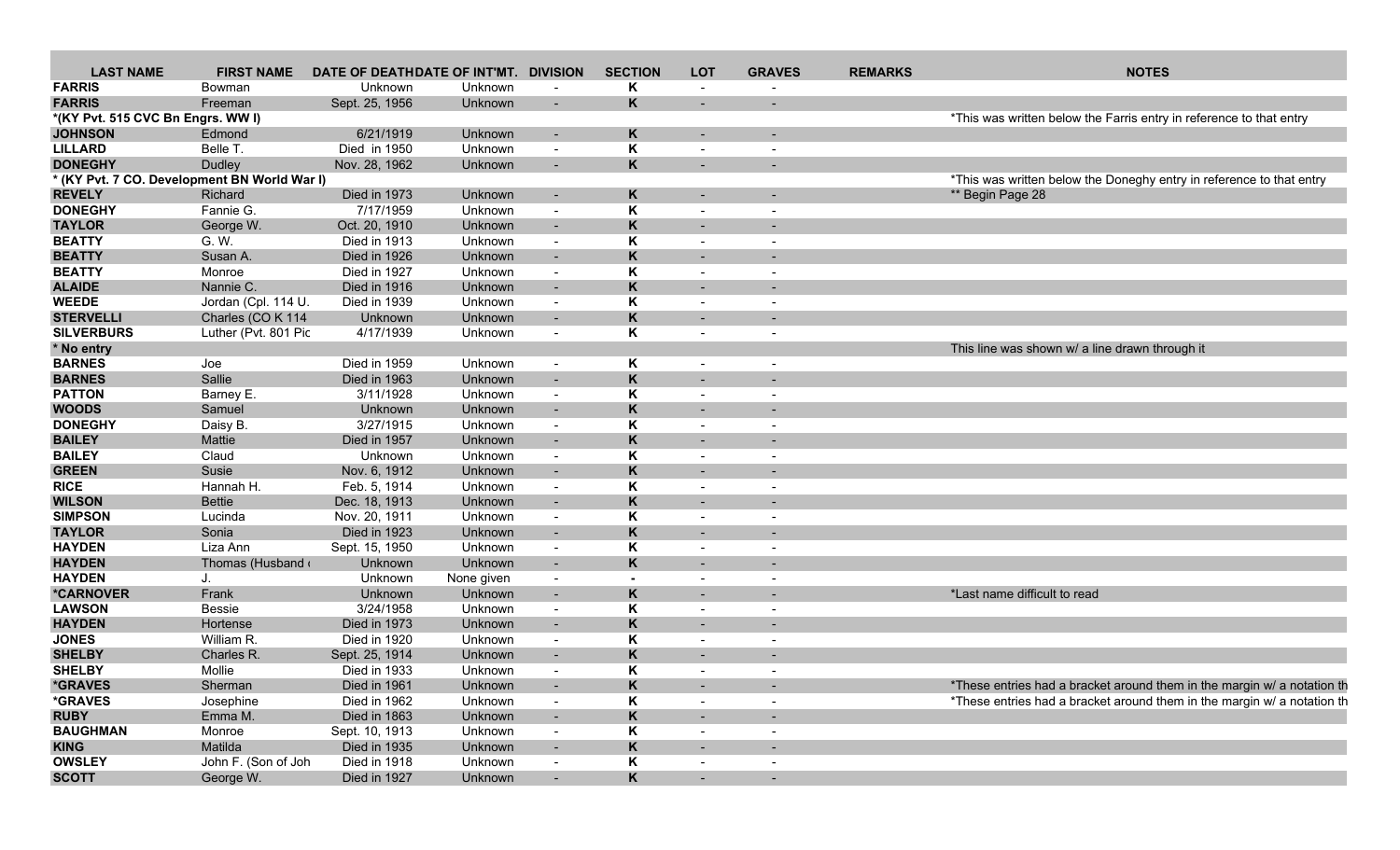| LAST NAME | FIRST NAME | DATE OF DEATH | DATE OF INT'MT. | DIVISION | SECTION | LOT | GRAVES | REMARKS | NOTES |
|---|---|---|---|---|---|---|---|---|---|
| FARRIS | Bowman | Unknown | Unknown | - | K | - | - | | |
| FARRIS | Freeman | Sept. 25, 1956 | Unknown | - | K | - | - | | |
| *(KY Pvt. 515 CVC Bn Engrs. WW I) | | | | | | | | | *This was written below the Farris entry in reference to that entry |
| JOHNSON | Edmond | 6/21/1919 | Unknown | - | K | - | - | | |
| LILLARD | Belle T. | Died in 1950 | Unknown | - | K | - | - | | |
| DONEGHY | Dudley | Nov. 28, 1962 | Unknown | - | K | - | - | | |
| * (KY Pvt. 7 CO. Development BN World War I) | | | | | | | | | *This was written below the Doneghy entry in reference to that entry |
| REVELY | Richard | Died in 1973 | Unknown | - | K | - | - | | ** Begin Page 28 |
| DONEGHY | Fannie G. | 7/17/1959 | Unknown | - | K | - | - | | |
| TAYLOR | George W. | Oct. 20, 1910 | Unknown | - | K | - | - | | |
| BEATTY | G. W. | Died in 1913 | Unknown | - | K | - | - | | |
| BEATTY | Susan A. | Died in 1926 | Unknown | - | K | - | - | | |
| BEATTY | Monroe | Died in 1927 | Unknown | - | K | - | - | | |
| ALAIDE | Nannie C. | Died in 1916 | Unknown | - | K | - | - | | |
| WEEDE | Jordan (Cpl. 114 U. | Died in 1939 | Unknown | - | K | - | - | | |
| STERVELLI | Charles (CO K 114 | Unknown | Unknown | - | K | - | - | | |
| SILVERBURS | Luther (Pvt. 801 Pic | 4/17/1939 | Unknown | - | K | - | - | | |
| * No entry | | | | | | | | | This line was shown w/ a line drawn through it |
| BARNES | Joe | Died in 1959 | Unknown | - | K | - | - | | |
| BARNES | Sallie | Died in 1963 | Unknown | - | K | - | - | | |
| PATTON | Barney E. | 3/11/1928 | Unknown | - | K | - | - | | |
| WOODS | Samuel | Unknown | Unknown | - | K | - | - | | |
| DONEGHY | Daisy B. | 3/27/1915 | Unknown | - | K | - | - | | |
| BAILEY | Mattie | Died in 1957 | Unknown | - | K | - | - | | |
| BAILEY | Claud | Unknown | Unknown | - | K | - | - | | |
| GREEN | Susie | Nov. 6, 1912 | Unknown | - | K | - | - | | |
| RICE | Hannah H. | Feb. 5, 1914 | Unknown | - | K | - | - | | |
| WILSON | Bettie | Dec. 18, 1913 | Unknown | - | K | - | - | | |
| SIMPSON | Lucinda | Nov. 20, 1911 | Unknown | - | K | - | - | | |
| TAYLOR | Sonia | Died in 1923 | Unknown | - | K | - | - | | |
| HAYDEN | Liza Ann | Sept. 15, 1950 | Unknown | - | K | - | - | | |
| HAYDEN | Thomas (Husband o | Unknown | Unknown | - | K | - | - | | |
| HAYDEN | J. | Unknown | None given | - | - | - | - | | |
| *CARNOVER | Frank | Unknown | Unknown | - | K | - | - | | *Last name difficult to read |
| LAWSON | Bessie | 3/24/1958 | Unknown | - | K | - | - | | |
| HAYDEN | Hortense | Died in 1973 | Unknown | - | K | - | - | | |
| JONES | William R. | Died in 1920 | Unknown | - | K | - | - | | |
| SHELBY | Charles R. | Sept. 25, 1914 | Unknown | - | K | - | - | | |
| SHELBY | Mollie | Died in 1933 | Unknown | - | K | - | - | | |
| *GRAVES | Sherman | Died in 1961 | Unknown | - | K | - | - | | *These entries had a bracket around them in the margin w/ a notation th |
| *GRAVES | Josephine | Died in 1962 | Unknown | - | K | - | - | | *These entries had a bracket around them in the margin w/ a notation th |
| RUBY | Emma M. | Died in 1863 | Unknown | - | K | - | - | | |
| BAUGHMAN | Monroe | Sept. 10, 1913 | Unknown | - | K | - | - | | |
| KING | Matilda | Died in 1935 | Unknown | - | K | - | - | | |
| OWSLEY | John F. (Son of Joh | Died in 1918 | Unknown | - | K | - | - | | |
| SCOTT | George W. | Died in 1927 | Unknown | - | K | - | - | | |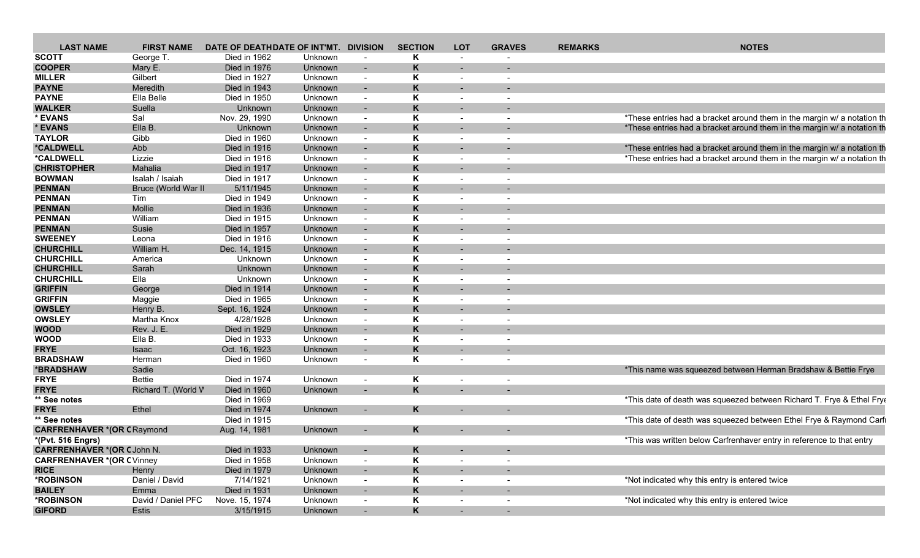| LAST NAME | FIRST NAME | DATE OF DEATH | DATE OF INT'MT. | DIVISION | SECTION | LOT | GRAVES | REMARKS | NOTES |
|---|---|---|---|---|---|---|---|---|---|
| **SCOTT** | George T. | Died in 1962 | Unknown | - | **K** | - | - | | |
| **COOPER** | Mary E. | Died in 1976 | Unknown | - | **K** | - | - | | |
| **MILLER** | Gilbert | Died in 1927 | Unknown | - | **K** | - | - | | |
| **PAYNE** | Meredith | Died in 1943 | Unknown | - | **K** | - | - | | |
| **PAYNE** | Ella Belle | Died in 1950 | Unknown | - | **K** | - | - | | |
| **WALKER** | Suella | Unknown | Unknown | - | **K** | - | - | | |
| **\* EVANS** | Sal | Nov. 29, 1990 | Unknown | - | **K** | - | - | | *These entries had a bracket around them in the margin w/ a notation th |
| **\* EVANS** | Ella B. | Unknown | Unknown | - | **K** | - | - | | *These entries had a bracket around them in the margin w/ a notation th |
| **TAYLOR** | Gibb | Died in 1960 | Unknown | - | **K** | - | - | | |
| **\*CALDWELL** | Abb | Died in 1916 | Unknown | - | **K** | - | - | | *These entries had a bracket around them in the margin w/ a notation th |
| **\*CALDWELL** | Lizzie | Died in 1916 | Unknown | - | **K** | - | - | | *These entries had a bracket around them in the margin w/ a notation th |
| **CHRISTOPHER** | Mahalia | Died in 1917 | Unknown | - | **K** | - | - | | |
| **BOWMAN** | Isalah / Isaiah | Died in 1917 | Unknown | - | **K** | - | - | | |
| **PENMAN** | Bruce (World War II | 5/11/1945 | Unknown | - | **K** | - | - | | |
| **PENMAN** | Tim | Died in 1949 | Unknown | - | **K** | - | - | | |
| **PENMAN** | Mollie | Died in 1936 | Unknown | - | **K** | - | - | | |
| **PENMAN** | William | Died in 1915 | Unknown | - | **K** | - | - | | |
| **PENMAN** | Susie | Died in 1957 | Unknown | - | **K** | - | - | | |
| **SWEENEY** | Leona | Died in 1916 | Unknown | - | **K** | - | - | | |
| **CHURCHILL** | William H. | Dec. 14, 1915 | Unknown | - | **K** | - | - | | |
| **CHURCHILL** | America | Unknown | Unknown | - | **K** | - | - | | |
| **CHURCHILL** | Sarah | Unknown | Unknown | - | **K** | - | - | | |
| **CHURCHILL** | Ella | Unknown | Unknown | - | **K** | - | - | | |
| **GRIFFIN** | George | Died in 1914 | Unknown | - | **K** | - | - | | |
| **GRIFFIN** | Maggie | Died in 1965 | Unknown | - | **K** | - | - | | |
| **OWSLEY** | Henry B. | Sept. 16, 1924 | Unknown | - | **K** | - | - | | |
| **OWSLEY** | Martha Knox | 4/28/1928 | Unknown | - | **K** | - | - | | |
| **WOOD** | Rev. J. E. | Died in 1929 | Unknown | - | **K** | - | - | | |
| **WOOD** | Ella B. | Died in 1933 | Unknown | - | **K** | - | - | | |
| **FRYE** | Isaac | Oct. 16, 1923 | Unknown | - | **K** | - | - | | |
| **BRADSHAW** | Herman | Died in 1960 | Unknown | - | **K** | - | - | | |
| **\*BRADSHAW** | Sadie | | | | | | | | *This name was squeezed between Herman Bradshaw & Bettie Frye |
| **FRYE** | Bettie | Died in 1974 | Unknown | - | **K** | - | - | | |
| **FRYE** | Richard T. (World W | Died in 1960 | Unknown | - | **K** | - | - | | |
| **\*\* See notes** | | Died in 1969 | | | | | | | *This date of death was squeezed between Richard T. Frye & Ethel Frye |
| **FRYE** | Ethel | Died in 1974 | Unknown | - | **K** | - | - | | |
| **\*\* See notes** | | Died in 1915 | | | | | | | *This date of death was squeezed between Ethel Frye & Raymond Carfr |
| **CARFRENHAVER \*(OR C** | Raymond | Aug. 14, 1981 | Unknown | - | **K** | - | - | | |
| **\*(Pvt. 516 Engrs)** | | | | | | | | | *This was written below Carfrenhaver entry in reference to that entry |
| **CARFRENHAVER \*(OR C** | John N. | Died in 1933 | Unknown | - | **K** | - | - | | |
| **CARFRENHAVER \*(OR C** | Vinney | Died in 1958 | Unknown | - | **K** | - | - | | |
| **RICE** | Henry | Died in 1979 | Unknown | - | **K** | - | - | | |
| **\*ROBINSON** | Daniel / David | 7/14/1921 | Unknown | - | **K** | - | - | | *Not indicated why this entry is entered twice |
| **BAILEY** | Emma | Died in 1931 | Unknown | - | **K** | - | - | | |
| **\*ROBINSON** | David / Daniel PFC | Nove. 15, 1974 | Unknown | - | **K** | - | - | | *Not indicated why this entry is entered twice |
| **GIFORD** | Estis | 3/15/1915 | Unknown | - | **K** | - | - | | |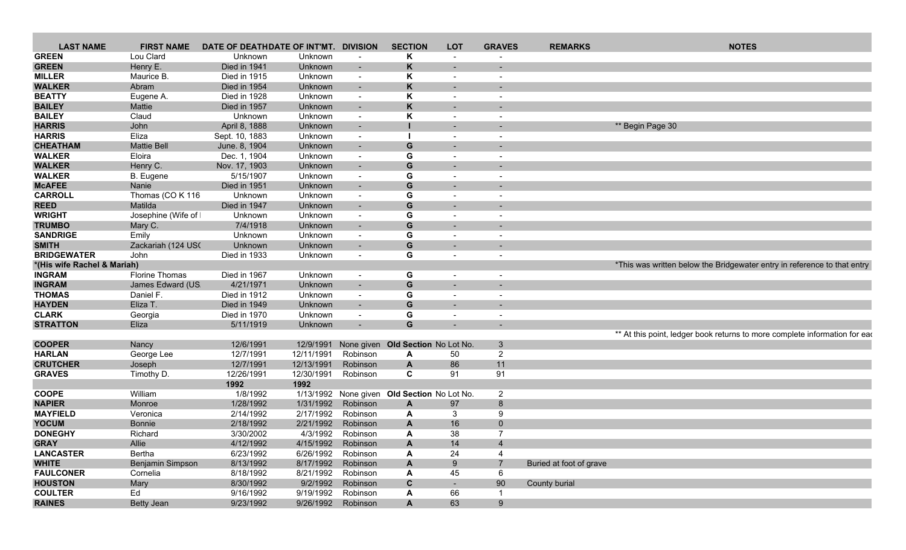| LAST NAME | FIRST NAME | DATE OF DEATH | DATE OF INT'MT. | DIVISION | SECTION | LOT | GRAVES | REMARKS | NOTES |
|---|---|---|---|---|---|---|---|---|---|
| **GREEN** | Lou Clard | Unknown | Unknown | - | **K** | - | - | | |
| **GREEN** | Henry E. | Died in 1941 | Unknown | - | **K** | - | - | | |
| **MILLER** | Maurice B. | Died in 1915 | Unknown | - | **K** | - | - | | |
| **WALKER** | Abram | Died in 1954 | Unknown | - | **K** | - | - | | |
| **BEATTY** | Eugene A. | Died in 1928 | Unknown | - | **K** | - | - | | |
| **BAILEY** | Mattie | Died in 1957 | Unknown | - | **K** | - | - | | |
| **BAILEY** | Claud | Unknown | Unknown | - | **K** | - | - | | |
| **HARRIS** | John | April 8, 1888 | Unknown | - | **I** | - | - | | ** Begin Page 30 |
| **HARRIS** | Eliza | Sept. 10, 1883 | Unknown | - | **I** | - | - | | |
| **CHEATHAM** | Mattie Bell | June. 8, 1904 | Unknown | - | **G** | - | - | | |
| **WALKER** | Eloira | Dec. 1, 1904 | Unknown | - | **G** | - | - | | |
| **WALKER** | Henry C. | Nov. 17, 1903 | Unknown | - | **G** | - | - | | |
| **WALKER** | B. Eugene | 5/15/1907 | Unknown | - | **G** | - | - | | |
| **McAFEE** | Nanie | Died in 1951 | Unknown | - | **G** | - | - | | |
| **CARROLL** | Thomas (CO K 116 | Unknown | Unknown | - | **G** | - | - | | |
| **REED** | Matilda | Died in 1947 | Unknown | - | **G** | - | - | | |
| **WRIGHT** | Josephine (Wife of | Unknown | Unknown | - | **G** | - | - | | |
| **TRUMBO** | Mary C. | 7/4/1918 | Unknown | - | **G** | - | - | | |
| **SANDRIGE** | Emily | Unknown | Unknown | - | **G** | - | - | | |
| **SMITH** | Zackariah (124 USC | Unknown | Unknown | - | **G** | - | - | | |
| **BRIDGEWATER** | John | Died in 1933 | Unknown | - | **G** | - | - | | |
| ***(His wife Rachel & Mariah)** | | | | | | | | | *This was written below the Bridgewater entry in reference to that entry |
| **INGRAM** | Florine Thomas | Died in 1967 | Unknown | - | **G** | - | - | | |
| **INGRAM** | James Edward (US | 4/21/1971 | Unknown | - | **G** | - | - | | |
| **THOMAS** | Daniel F. | Died in 1912 | Unknown | - | **G** | - | - | | |
| **HAYDEN** | Eliza T. | Died in 1949 | Unknown | - | **G** | - | - | | |
| **CLARK** | Georgia | Died in 1970 | Unknown | - | **G** | - | - | | |
| **STRATTON** | Eliza | 5/11/1919 | Unknown | - | **G** | - | - | | |
| | | | | | | | | | ** At this point, ledger book returns to more complete information for ea |
| **COOPER** | Nancy | 12/6/1991 | 12/9/1991 | None given | **Old Section** | No Lot No. | 3 | | |
| **HARLAN** | George Lee | 12/7/1991 | 12/11/1991 | Robinson | **A** | 50 | 2 | | |
| **CRUTCHER** | Joseph | 12/7/1991 | 12/13/1991 | Robinson | **A** | 86 | 11 | | |
| **GRAVES** | Timothy D. | 12/26/1991 | 12/30/1991 | Robinson | **C** | 91 | 91 | | |
| | | **1992** | **1992** | | | | | | |
| **COOPE** | William | 1/8/1992 | 1/13/1992 | None given | **Old Section** | No Lot No. | 2 | | |
| **NAPIER** | Monroe | 1/28/1992 | 1/31/1992 | Robinson | **A** | 97 | 8 | | |
| **MAYFIELD** | Veronica | 2/14/1992 | 2/17/1992 | Robinson | **A** | 3 | 9 | | |
| **YOCUM** | Bonnie | 2/18/1992 | 2/21/1992 | Robinson | **A** | 16 | 0 | | |
| **DONEGHY** | Richard | 3/30/2002 | 4/3/1992 | Robinson | **A** | 38 | 7 | | |
| **GRAY** | Allie | 4/12/1992 | 4/15/1992 | Robinson | **A** | 14 | 4 | | |
| **LANCASTER** | Bertha | 6/23/1992 | 6/26/1992 | Robinson | **A** | 24 | 4 | | |
| **WHITE** | Benjamin Simpson | 8/13/1992 | 8/17/1992 | Robinson | **A** | 9 | 7 | Buried at foot of grave | |
| **FAULCONER** | Cornelia | 8/18/1992 | 8/21/1992 | Robinson | **A** | 45 | 6 | | |
| **HOUSTON** | Mary | 8/30/1992 | 9/2/1992 | Robinson | **C** | - | 90 | County burial | |
| **COULTER** | Ed | 9/16/1992 | 9/19/1992 | Robinson | **A** | 66 | 1 | | |
| **RAINES** | Betty Jean | 9/23/1992 | 9/26/1992 | Robinson | **A** | 63 | 9 | | |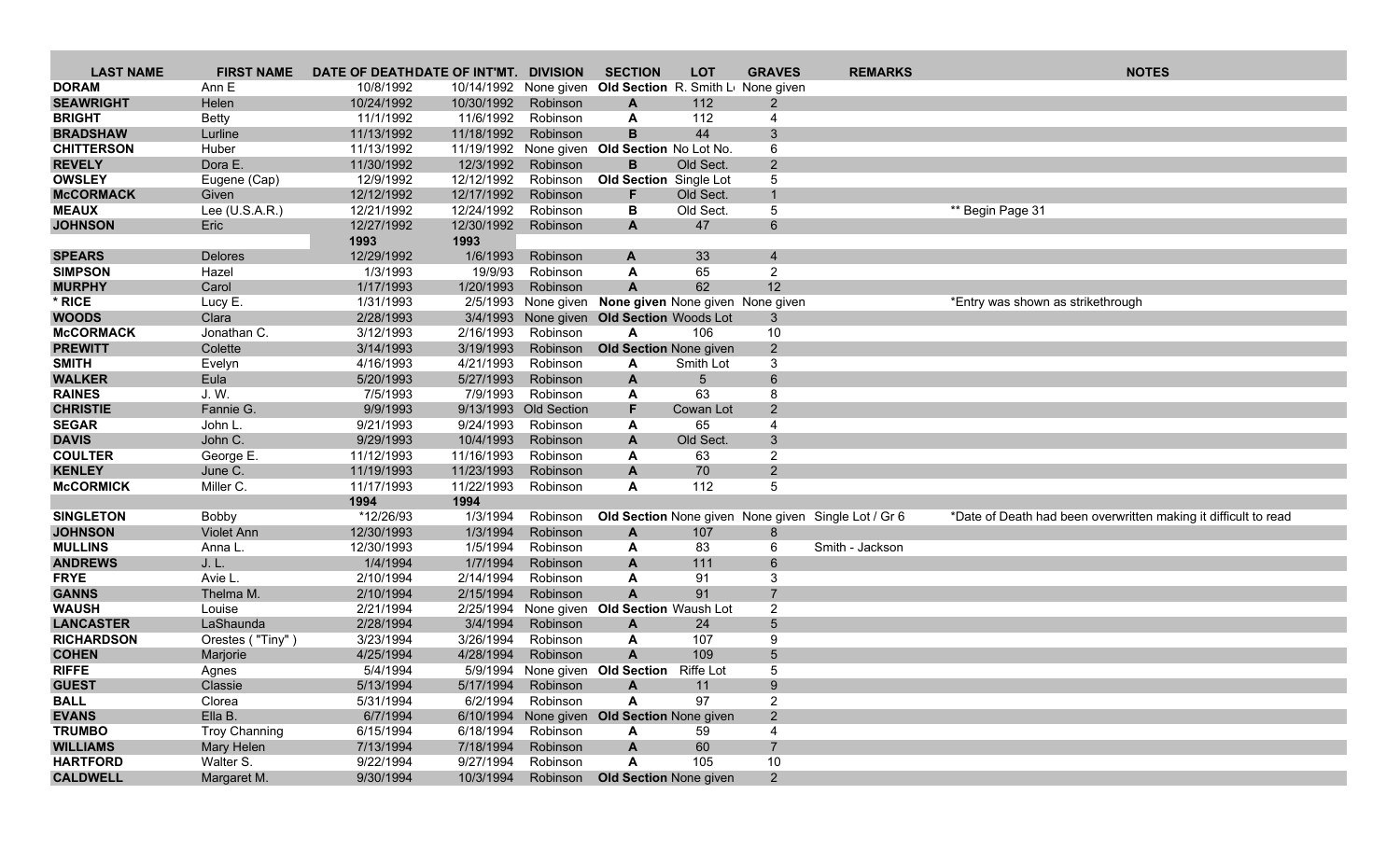| LAST NAME | FIRST NAME | DATE OF DEATH | DATE OF INT'MT. | DIVISION | SECTION | LOT | GRAVES | REMARKS | NOTES |
|---|---|---|---|---|---|---|---|---|---|
| **DORAM** | Ann E | 10/8/1992 | 10/14/1992 | None given | **Old Section** | R. Smith Lo | None given | | |
| **SEAWRIGHT** | Helen | 10/24/1992 | 10/30/1992 | Robinson | **A** | 112 | 2 | | |
| **BRIGHT** | Betty | 11/1/1992 | 11/6/1992 | Robinson | **A** | 112 | 4 | | |
| **BRADSHAW** | Lurline | 11/13/1992 | 11/18/1992 | Robinson | **B** | 44 | 3 | | |
| **CHITTERSON** | Huber | 11/13/1992 | 11/19/1992 | None given | **Old Section** | No Lot No. | 6 | | |
| **REVELY** | Dora E. | 11/30/1992 | 12/3/1992 | Robinson | **B** | Old Sect. | 2 | | |
| **OWSLEY** | Eugene (Cap) | 12/9/1992 | 12/12/1992 | Robinson | **Old Section** | Single Lot | 5 | | |
| **McCORMACK** | Given | 12/12/1992 | 12/17/1992 | Robinson | **F** | Old Sect. | 1 | | |
| **MEAUX** | Lee (U.S.A.R.) | 12/21/1992 | 12/24/1992 | Robinson | **B** | Old Sect. | 5 | | ** Begin Page 31 |
| **JOHNSON** | Eric | 12/27/1992 | 12/30/1992 | Robinson | **A** | 47 | 6 | | |
| | | **1993** | **1993** | | | | | | |
| **SPEARS** | Delores | 12/29/1992 | 1/6/1993 | Robinson | **A** | 33 | 4 | | |
| **SIMPSON** | Hazel | 1/3/1993 | 19/9/93 | Robinson | **A** | 65 | 2 | | |
| **MURPHY** | Carol | 1/17/1993 | 1/20/1993 | Robinson | **A** | 62 | 12 | | |
| **\* RICE** | Lucy E. | 1/31/1993 | 2/5/1993 | None given | **None given** | None given | None given | | *Entry was shown as strikethrough |
| **WOODS** | Clara | 2/28/1993 | 3/4/1993 | None given | **Old Section** | Woods Lot | 3 | | |
| **McCORMACK** | Jonathan C. | 3/12/1993 | 2/16/1993 | Robinson | **A** | 106 | 10 | | |
| **PREWITT** | Colette | 3/14/1993 | 3/19/1993 | Robinson | **Old Section** | None given | 2 | | |
| **SMITH** | Evelyn | 4/16/1993 | 4/21/1993 | Robinson | **A** | Smith Lot | 3 | | |
| **WALKER** | Eula | 5/20/1993 | 5/27/1993 | Robinson | **A** | 5 | 6 | | |
| **RAINES** | J. W. | 7/5/1993 | 7/9/1993 | Robinson | **A** | 63 | 8 | | |
| **CHRISTIE** | Fannie G. | 9/9/1993 | 9/13/1993 | Old Section | **F** | Cowan Lot | 2 | | |
| **SEGAR** | John L. | 9/21/1993 | 9/24/1993 | Robinson | **A** | 65 | 4 | | |
| **DAVIS** | John C. | 9/29/1993 | 10/4/1993 | Robinson | **A** | Old Sect. | 3 | | |
| **COULTER** | George E. | 11/12/1993 | 11/16/1993 | Robinson | **A** | 63 | 2 | | |
| **KENLEY** | June C. | 11/19/1993 | 11/23/1993 | Robinson | **A** | 70 | 2 | | |
| **McCORMICK** | Miller C. | 11/17/1993 | 11/22/1993 | Robinson | **A** | 112 | 5 | | |
| | | **1994** | **1994** | | | | | | |
| **SINGLETON** | Bobby | *12/26/93 | 1/3/1994 | Robinson | **Old Section** | None given | None given | Single Lot / Gr 6 | *Date of Death had been overwritten making it difficult to read |
| **JOHNSON** | Violet Ann | 12/30/1993 | 1/3/1994 | Robinson | **A** | 107 | 8 | | |
| **MULLINS** | Anna L. | 12/30/1993 | 1/5/1994 | Robinson | **A** | 83 | 6 | Smith - Jackson | |
| **ANDREWS** | J. L. | 1/4/1994 | 1/7/1994 | Robinson | **A** | 111 | 6 | | |
| **FRYE** | Avie L. | 2/10/1994 | 2/14/1994 | Robinson | **A** | 91 | 3 | | |
| **GANNS** | Thelma M. | 2/10/1994 | 2/15/1994 | Robinson | **A** | 91 | 7 | | |
| **WAUSH** | Louise | 2/21/1994 | 2/25/1994 | None given | **Old Section** | Waush Lot | 2 | | |
| **LANCASTER** | LaShaunda | 2/28/1994 | 3/4/1994 | Robinson | **A** | 24 | 5 | | |
| **RICHARDSON** | Orestes ( "Tiny" ) | 3/23/1994 | 3/26/1994 | Robinson | **A** | 107 | 9 | | |
| **COHEN** | Marjorie | 4/25/1994 | 4/28/1994 | Robinson | **A** | 109 | 5 | | |
| **RIFFE** | Agnes | 5/4/1994 | 5/9/1994 | None given | **Old Section** | Riffe Lot | 5 | | |
| **GUEST** | Classie | 5/13/1994 | 5/17/1994 | Robinson | **A** | 11 | 9 | | |
| **BALL** | Clorea | 5/31/1994 | 6/2/1994 | Robinson | **A** | 97 | 2 | | |
| **EVANS** | Ella B. | 6/7/1994 | 6/10/1994 | None given | **Old Section** | None given | 2 | | |
| **TRUMBO** | Troy Channing | 6/15/1994 | 6/18/1994 | Robinson | **A** | 59 | 4 | | |
| **WILLIAMS** | Mary Helen | 7/13/1994 | 7/18/1994 | Robinson | **A** | 60 | 7 | | |
| **HARTFORD** | Walter S. | 9/22/1994 | 9/27/1994 | Robinson | **A** | 105 | 10 | | |
| **CALDWELL** | Margaret M. | 9/30/1994 | 10/3/1994 | Robinson | **Old Section** | None given | 2 | | |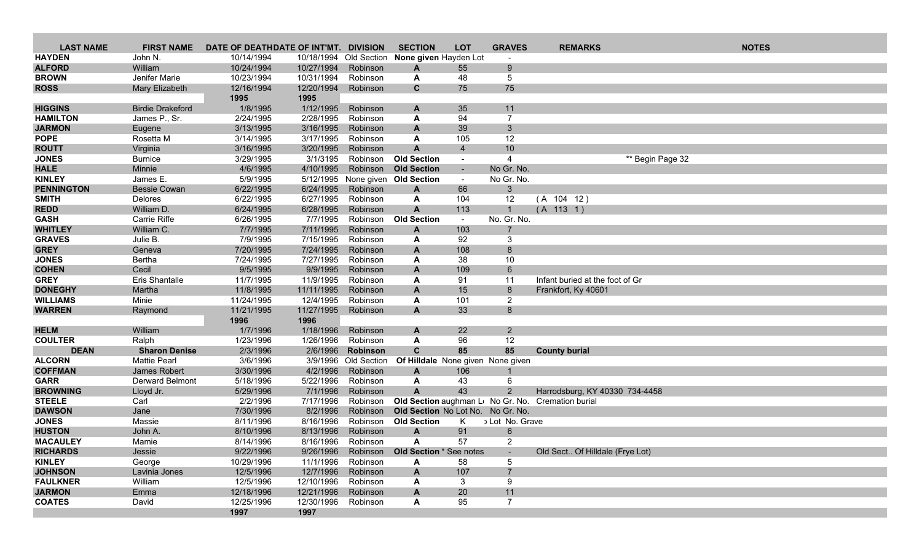| LAST NAME | FIRST NAME | DATE OF DEATH | DATE OF INT'MT. | DIVISION | SECTION | LOT | GRAVES | REMARKS | NOTES |
|---|---|---|---|---|---|---|---|---|---|
| **HAYDEN** | John N. | 10/14/1994 | 10/18/1994 | Old Section | **None given** | Hayden Lot | - | | |
| **ALFORD** | William | 10/24/1994 | 10/27/1994 | Robinson | **A** | 55 | 9 | | |
| **BROWN** | Jenifer Marie | 10/23/1994 | 10/31/1994 | Robinson | **A** | 48 | 5 | | |
| **ROSS** | Mary Elizabeth | 12/16/1994 | 12/20/1994 | Robinson | **C** | 75 | 75 | | |
| | | **1995** | **1995** | | | | | | |
| **HIGGINS** | Birdie Drakeford | 1/8/1995 | 1/12/1995 | Robinson | **A** | 35 | 11 | | |
| **HAMILTON** | James P., Sr. | 2/24/1995 | 2/28/1995 | Robinson | **A** | 94 | 7 | | |
| **JARMON** | Eugene | 3/13/1995 | 3/16/1995 | Robinson | **A** | 39 | 3 | | |
| **POPE** | Rosetta M | 3/14/1995 | 3/17/1995 | Robinson | **A** | 105 | 12 | | |
| **ROUTT** | Virginia | 3/16/1995 | 3/20/1995 | Robinson | **A** | 4 | 10 | | |
| **JONES** | Burnice | 3/29/1995 | 3/1/3195 | Robinson | **Old Section** | - | 4 | | ** Begin Page 32 |
| **HALE** | Minnie | 4/6/1995 | 4/10/1995 | Robinson | **Old Section** | - | No Gr. No. | | |
| **KINLEY** | James E. | 5/9/1995 | 5/12/1995 | None given | **Old Section** | - | No Gr. No. | | |
| **PENNINGTON** | Bessie Cowan | 6/22/1995 | 6/24/1995 | Robinson | **A** | 66 | 3 | | |
| **SMITH** | Delores | 6/22/1995 | 6/27/1995 | Robinson | **A** | 104 | 12 | ( A 104 12 ) | |
| **REDD** | William D. | 6/24/1995 | 6/28/1995 | Robinson | **A** | 113 | 1 | ( A 113 1 ) | |
| **GASH** | Carrie Riffe | 6/26/1995 | 7/7/1995 | Robinson | **Old Section** | - | No. Gr. No. | | |
| **WHITLEY** | William C. | 7/7/1995 | 7/11/1995 | Robinson | **A** | 103 | 7 | | |
| **GRAVES** | Julie B. | 7/9/1995 | 7/15/1995 | Robinson | **A** | 92 | 3 | | |
| **GREY** | Geneva | 7/20/1995 | 7/24/1995 | Robinson | **A** | 108 | 8 | | |
| **JONES** | Bertha | 7/24/1995 | 7/27/1995 | Robinson | **A** | 38 | 10 | | |
| **COHEN** | Cecil | 9/5/1995 | 9/9/1995 | Robinson | **A** | 109 | 6 | | |
| **GREY** | Eris Shantalle | 11/7/1995 | 11/9/1995 | Robinson | **A** | 91 | 11 | Infant buried at the foot of Gr | |
| **DONEGHY** | Martha | 11/8/1995 | 11/11/1995 | Robinson | **A** | 15 | 8 | Frankfort, Ky 40601 | |
| **WILLIAMS** | Minie | 11/24/1995 | 12/4/1995 | Robinson | **A** | 101 | 2 | | |
| **WARREN** | Raymond | 11/21/1995 | 11/27/1995 | Robinson | **A** | 33 | 8 | | |
| | | **1996** | **1996** | | | | | | |
| **HELM** | William | 1/7/1996 | 1/18/1996 | Robinson | **A** | 22 | 2 | | |
| **COULTER** | Ralph | 1/23/1996 | 1/26/1996 | Robinson | **A** | 96 | 12 | | |
| **DEAN** | **Sharon Denise** | 2/3/1996 | 2/6/1996 | **Robinson** | **C** | **85** | **85** | **County burial** | |
| **ALCORN** | Mattie Pearl | 3/6/1996 | 3/9/1996 | Old Section | **Of Hilldale** | None given | None given | | |
| **COFFMAN** | James Robert | 3/30/1996 | 4/2/1996 | Robinson | **A** | 106 | 1 | | |
| **GARR** | Derward Belmont | 5/18/1996 | 5/22/1996 | Robinson | **A** | 43 | 6 | | |
| **BROWNING** | Lloyd Jr. | 5/29/1996 | 7/1/1996 | Robinson | **A** | 43 | 2 | Harrodsburg, KY 40330 734-4458 | |
| **STEELE** | Carl | 2/2/1996 | 7/17/1996 | Robinson | **Old Section** | aughman L | No Gr. No. | Cremation burial | |
| **DAWSON** | Jane | 7/30/1996 | 8/2/1996 | Robinson | **Old Section** | No Lot No. | No Gr. No. | | |
| **JONES** | Massie | 8/11/1996 | 8/16/1996 | Robinson | **Old Section** | K | Lot No. Grave | | |
| **HUSTON** | John A. | 8/10/1996 | 8/13/1996 | Robinson | **A** | 91 | 6 | | |
| **MACAULEY** | Mamie | 8/14/1996 | 8/16/1996 | Robinson | **A** | 57 | 2 | | |
| **RICHARDS** | Jessie | 9/22/1996 | 9/26/1996 | Robinson | **Old Section** | * See notes | - | Old Sect.. Of Hilldale (Frye Lot) | |
| **KINLEY** | George | 10/29/1996 | 11/1/1996 | Robinson | **A** | 58 | 5 | | |
| **JOHNSON** | Lavinia Jones | 12/5/1996 | 12/7/1996 | Robinson | **A** | 107 | 7 | | |
| **FAULKNER** | William | 12/5/1996 | 12/10/1996 | Robinson | **A** | 3 | 9 | | |
| **JARMON** | Emma | 12/18/1996 | 12/21/1996 | Robinson | **A** | 20 | 11 | | |
| **COATES** | David | 12/25/1996 | 12/30/1996 | Robinson | **A** | 95 | 7 | | |
| | | **1997** | **1997** | | | | | | |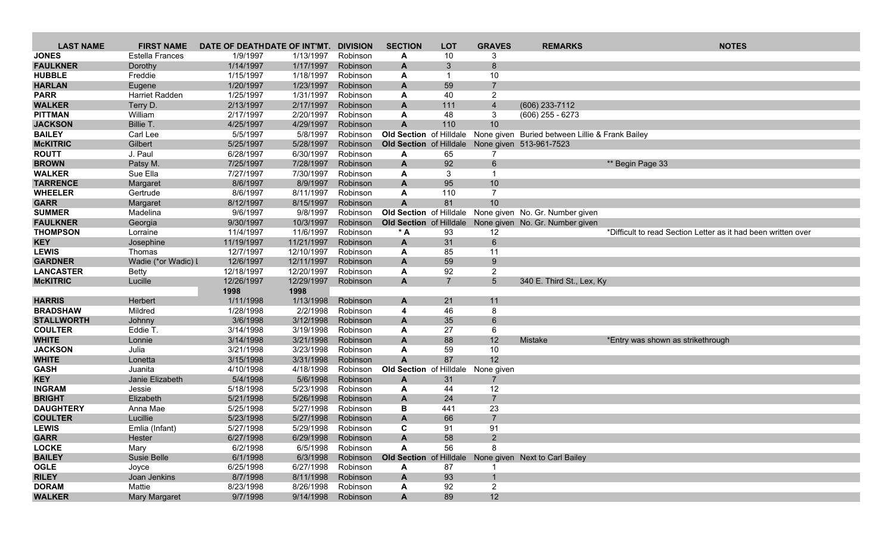| LAST NAME | FIRST NAME | DATE OF DEATH | DATE OF INT'MT. | DIVISION | SECTION | LOT | GRAVES | REMARKS | NOTES |
|---|---|---|---|---|---|---|---|---|---|
| **JONES** | Estella Frances | 1/9/1997 | 1/13/1997 | Robinson | **A** | 10 | 3 | | |
| **FAULKNER** | Dorothy | 1/14/1997 | 1/17/1997 | Robinson | **A** | 3 | 8 | | |
| **HUBBLE** | Freddie | 1/15/1997 | 1/18/1997 | Robinson | **A** | 1 | 10 | | |
| **HARLAN** | Eugene | 1/20/1997 | 1/23/1997 | Robinson | **A** | 59 | 7 | | |
| **PARR** | Harriet Radden | 1/25/1997 | 1/31/1997 | Robinson | **A** | 40 | 2 | | |
| **WALKER** | Terry D. | 2/13/1997 | 2/17/1997 | Robinson | **A** | 111 | 4 | (606) 233-7112 | |
| **PITTMAN** | William | 2/17/1997 | 2/20/1997 | Robinson | **A** | 48 | 3 | (606) 255 - 6273 | |
| **JACKSON** | Billie T. | 4/25/1997 | 4/29/1997 | Robinson | **A** | 110 | 10 | | |
| **BAILEY** | Carl Lee | 5/5/1997 | 5/8/1997 | Robinson | **Old Section** | of Hilldale | None given | Buried between Lillie & Frank Bailey | |
| **McKITRIC** | Gilbert | 5/25/1997 | 5/28/1997 | Robinson | **Old Section** | of Hilldale | None given | 513-961-7523 | |
| **ROUTT** | J. Paul | 6/28/1997 | 6/30/1997 | Robinson | **A** | 65 | 7 | | |
| **BROWN** | Patsy M. | 7/25/1997 | 7/28/1997 | Robinson | **A** | 92 | 6 | | ** Begin Page 33 |
| **WALKER** | Sue Ella | 7/27/1997 | 7/30/1997 | Robinson | **A** | 3 | 1 | | |
| **TARRENCE** | Margaret | 8/6/1997 | 8/9/1997 | Robinson | **A** | 95 | 10 | | |
| **WHEELER** | Gertrude | 8/6/1997 | 8/11/1997 | Robinson | **A** | 110 | 7 | | |
| **GARR** | Margaret | 8/12/1997 | 8/15/1997 | Robinson | **A** | 81 | 10 | | |
| **SUMMER** | Madelina | 9/6/1997 | 9/8/1997 | Robinson | **Old Section** | of Hilldale | None given | No. Gr. Number given | |
| **FAULKNER** | Georgia | 9/30/1997 | 10/3/1997 | Robinson | **Old Section** | of Hilldale | None given | No. Gr. Number given | |
| **THOMPSON** | Lorraine | 11/4/1997 | 11/6/1997 | Robinson | *** A** | 93 | 12 | | *Difficult to read Section Letter as it had been written over |
| **KEY** | Josephine | 11/19/1997 | 11/21/1997 | Robinson | **A** | 31 | 6 | | |
| **LEWIS** | Thomas | 12/7/1997 | 12/10/1997 | Robinson | **A** | 85 | 11 | | |
| **GARDNER** | Wadie (*or Wadic) L | 12/6/1997 | 12/11/1997 | Robinson | **A** | 59 | 9 | | |
| **LANCASTER** | Betty | 12/18/1997 | 12/20/1997 | Robinson | **A** | 92 | 2 | | |
| **McKITRIC** | Lucille | 12/26/1997 | 12/29/1997 | Robinson | **A** | 7 | 5 | 340 E. Third St., Lex, Ky | |
| | | **1998** | **1998** | | | | | | |
| **HARRIS** | Herbert | 1/11/1998 | 1/13/1998 | Robinson | **A** | 21 | 11 | | |
| **BRADSHAW** | Mildred | 1/28/1998 | 2/2/1998 | Robinson | **4** | 46 | 8 | | |
| **STALLWORTH** | Johnny | 3/6/1998 | 3/12/1998 | Robinson | **A** | 35 | 6 | | |
| **COULTER** | Eddie T. | 3/14/1998 | 3/19/1998 | Robinson | **A** | 27 | 6 | | |
| **WHITE** | Lonnie | 3/14/1998 | 3/21/1998 | Robinson | **A** | 88 | 12 | Mistake | *Entry was shown as strikethrough |
| **JACKSON** | Julia | 3/21/1998 | 3/23/1998 | Robinson | **A** | 59 | 10 | | |
| **WHITE** | Lonetta | 3/15/1998 | 3/31/1998 | Robinson | **A** | 87 | 12 | | |
| **GASH** | Juanita | 4/10/1998 | 4/18/1998 | Robinson | **Old Section** | of Hilldale | None given | | |
| **KEY** | Janie Elizabeth | 5/4/1998 | 5/6/1998 | Robinson | **A** | 31 | 7 | | |
| **INGRAM** | Jessie | 5/18/1998 | 5/23/1998 | Robinson | **A** | 44 | 12 | | |
| **BRIGHT** | Elizabeth | 5/21/1998 | 5/26/1998 | Robinson | **A** | 24 | 7 | | |
| **DAUGHTERY** | Anna Mae | 5/25/1998 | 5/27/1998 | Robinson | **B** | 441 | 23 | | |
| **COULTER** | Lucillie | 5/23/1998 | 5/27/1998 | Robinson | **A** | 66 | 7 | | |
| **LEWIS** | Emlia (Infant) | 5/27/1998 | 5/29/1998 | Robinson | **C** | 91 | 91 | | |
| **GARR** | Hester | 6/27/1998 | 6/29/1998 | Robinson | **A** | 58 | 2 | | |
| **LOCKE** | Mary | 6/2/1998 | 6/5/1998 | Robinson | **A** | 56 | 8 | | |
| **BAILEY** | Susie Belle | 6/1/1998 | 6/3/1998 | Robinson | **Old Section** | of Hilldale | None given | Next to Carl Bailey | |
| **OGLE** | Joyce | 6/25/1998 | 6/27/1998 | Robinson | **A** | 87 | 1 | | |
| **RILEY** | Joan Jenkins | 8/7/1998 | 8/11/1998 | Robinson | **A** | 93 | 1 | | |
| **DORAM** | Mattie | 8/23/1998 | 8/26/1998 | Robinson | **A** | 92 | 2 | | |
| **WALKER** | Mary Margaret | 9/7/1998 | 9/14/1998 | Robinson | **A** | 89 | 12 | | |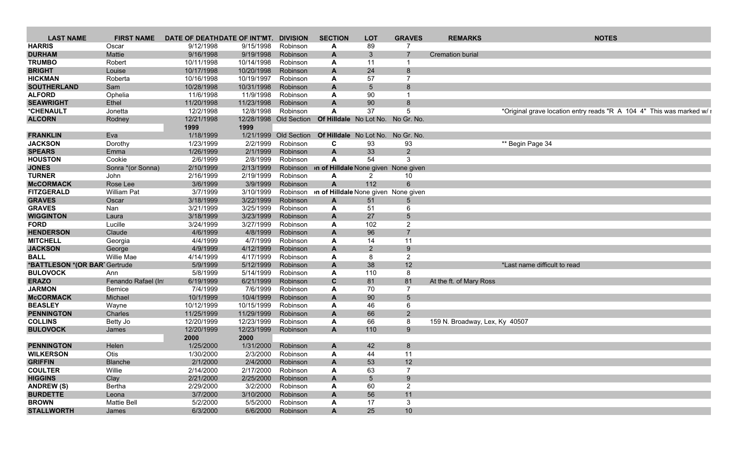| LAST NAME | FIRST NAME | DATE OF DEATH | DATE OF INT'MT. | DIVISION | SECTION | LOT | GRAVES | REMARKS | NOTES |
|---|---|---|---|---|---|---|---|---|---|
| **HARRIS** | Oscar | 9/12/1998 | 9/15/1998 | Robinson | **A** | 89 | 7 | | |
| **DURHAM** | Mattie | 9/16/1998 | 9/19/1998 | Robinson | **A** | 3 | 7 | Cremation burial | |
| **TRUMBO** | Robert | 10/11/1998 | 10/14/1998 | Robinson | **A** | 11 | 1 | | |
| **BRIGHT** | Louise | 10/17/1998 | 10/20/1998 | Robinson | **A** | 24 | 8 | | |
| **HICKMAN** | Roberta | 10/16/1998 | 10/19/1997 | Robinson | **A** | 57 | 7 | | |
| **SOUTHERLAND** | Sam | 10/28/1998 | 10/31/1998 | Robinson | **A** | 5 | 8 | | |
| **ALFORD** | Ophelia | 11/6/1998 | 11/9/1998 | Robinson | **A** | 90 | 1 | | |
| **SEAWRIGHT** | Ethel | 11/20/1998 | 11/23/1998 | Robinson | **A** | 90 | 8 | | |
| ***CHENAULT** | Jonetta | 12/2/1998 | 12/8/1998 | Robinson | **A** | 37 | 5 | | *Original grave location entry reads "R A 104 4" This was marked w/ r |
| **ALCORN** | Rodney | 12/21/1998 | 12/28/1998 | Old Section | **Of Hilldale** | No Lot No. | No Gr. No. | | |
| | | **1999** | **1999** | | | | | | |
| **FRANKLIN** | Eva | 1/18/1999 | 1/21/1999 | Old Section | **Of Hilldale** | No Lot No. | No Gr. No. | | |
| **JACKSON** | Dorothy | 1/23/1999 | 2/2/1999 | Robinson | **C** | 93 | 93 | | ** Begin Page 34 |
| **SPEARS** | Emma | 1/26/1999 | 2/1/1999 | Robinson | **A** | 33 | 2 | | |
| **HOUSTON** | Cookie | 2/6/1999 | 2/8/1999 | Robinson | **A** | 54 | 3 | | |
| **JONES** | Sonra *(or Sonna) | 2/10/1999 | 2/13/1999 | Robinson | **n of Hilldale** | None given | None given | | |
| **TURNER** | John | 2/16/1999 | 2/19/1999 | Robinson | **A** | 2 | 10 | | |
| **McCORMACK** | Rose Lee | 3/6/1999 | 3/9/1999 | Robinson | **A** | 112 | 6 | | |
| **FITZGERALD** | William Pat | 3/7/1999 | 3/10/1999 | Robinson | **n of Hilldale** | None given | None given | | |
| **GRAVES** | Oscar | 3/18/1999 | 3/22/1999 | Robinson | **A** | 51 | 5 | | |
| **GRAVES** | Nan | 3/21/1999 | 3/25/1999 | Robinson | **A** | 51 | 6 | | |
| **WIGGINTON** | Laura | 3/18/1999 | 3/23/1999 | Robinson | **A** | 27 | 5 | | |
| **FORD** | Lucille | 3/24/1999 | 3/27/1999 | Robinson | **A** | 102 | 2 | | |
| **HENDERSON** | Claude | 4/6/1999 | 4/8/1999 | Robinson | **A** | 96 | 7 | | |
| **MITCHELL** | Georgia | 4/4/1999 | 4/7/1999 | Robinson | **A** | 14 | 11 | | |
| **JACKSON** | George | 4/9/1999 | 4/12/1999 | Robinson | **A** | 2 | 9 | | |
| **BALL** | Willie Mae | 4/14/1999 | 4/17/1999 | Robinson | **A** | 8 | 2 | | |
| ***BATTLESON *(OR BAR** | Gertrude | 5/9/1999 | 5/12/1999 | Robinson | **A** | 38 | 12 | | *Last name difficult to read |
| **BULOVOCK** | Ann | 5/8/1999 | 5/14/1999 | Robinson | **A** | 110 | 8 | | |
| **ERAZO** | Fenando Rafael (In | 6/19/1999 | 6/21/1999 | Robinson | **C** | 81 | 81 | At the ft. of Mary Ross | |
| **JARMON** | Bernice | 7/4/1999 | 7/6/1999 | Robinson | **A** | 70 | 7 | | |
| **McCORMACK** | Michael | 10/1/1999 | 10/4/1999 | Robinson | **A** | 90 | 5 | | |
| **BEASLEY** | Wayne | 10/12/1999 | 10/15/1999 | Robinson | **A** | 46 | 6 | | |
| **PENNINGTON** | Charles | 11/25/1999 | 11/29/1999 | Robinson | **A** | 66 | 2 | | |
| **COLLINS** | Betty Jo | 12/20/1999 | 12/23/1999 | Robinson | **A** | 66 | 8 | 159 N. Broadway, Lex, Ky 40507 | |
| **BULOVOCK** | James | 12/20/1999 | 12/23/1999 | Robinson | **A** | 110 | 9 | | |
| | | **2000** | **2000** | | | | | | |
| **PENNINGTON** | Helen | 1/25/2000 | 1/31/2000 | Robinson | **A** | 42 | 8 | | |
| **WILKERSON** | Otis | 1/30/2000 | 2/3/2000 | Robinson | **A** | 44 | 11 | | |
| **GRIFFIN** | Blanche | 2/1/2000 | 2/4/2000 | Robinson | **A** | 53 | 12 | | |
| **COULTER** | Willie | 2/14/2000 | 2/17/2000 | Robinson | **A** | 63 | 7 | | |
| **HIGGINS** | Clay | 2/21/2000 | 2/25/2000 | Robinson | **A** | 5 | 9 | | |
| **ANDREW (S)** | Bertha | 2/29/2000 | 3/2/2000 | Robinson | **A** | 60 | 2 | | |
| **BURDETTE** | Leona | 3/7/2000 | 3/10/2000 | Robinson | **A** | 56 | 11 | | |
| **BROWN** | Mattie Bell | 5/2/2000 | 5/5/2000 | Robinson | **A** | 17 | 3 | | |
| **STALLWORTH** | James | 6/3/2000 | 6/6/2000 | Robinson | **A** | 25 | 10 | | |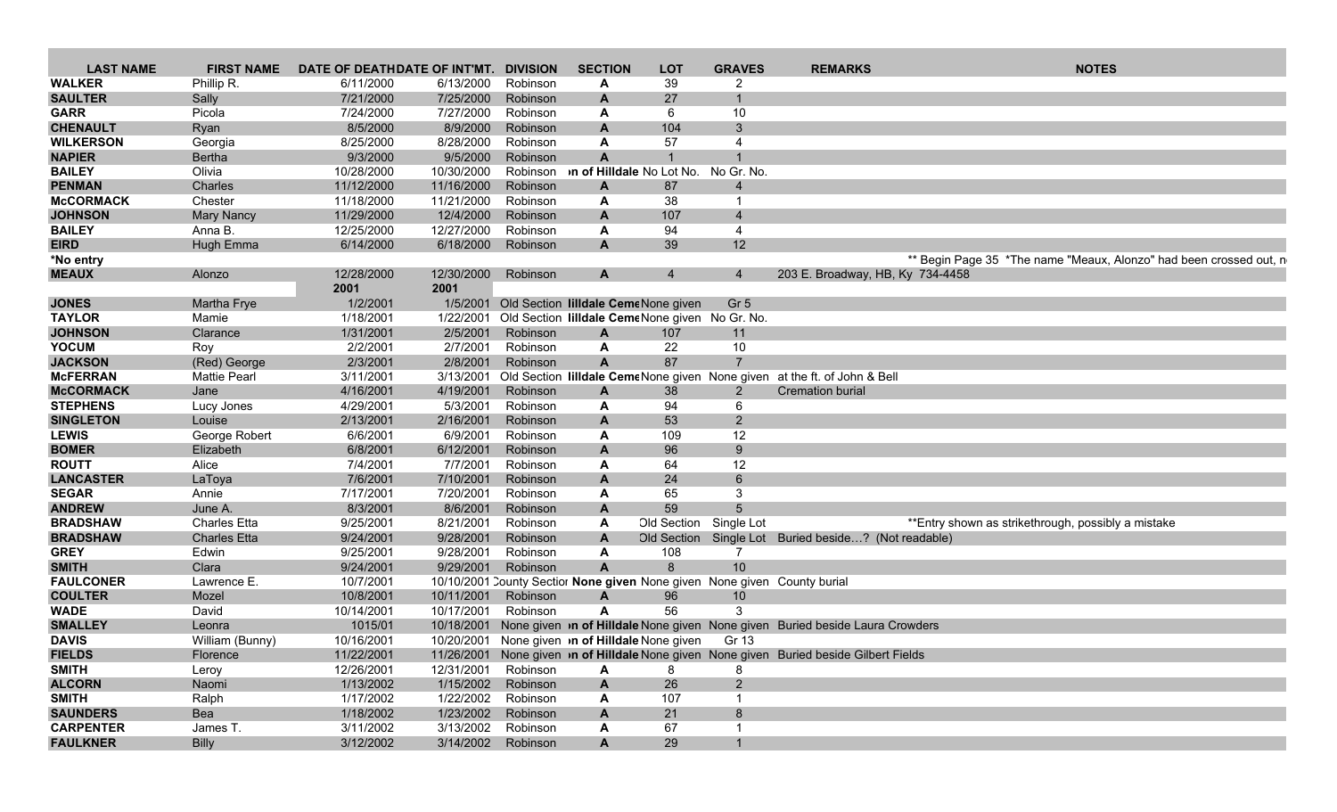| LAST NAME | FIRST NAME | DATE OF DEATH | DATE OF INT'MT. | DIVISION | SECTION | LOT | GRAVES | REMARKS | NOTES |
|---|---|---|---|---|---|---|---|---|---|
| **WALKER** | Phillip R. | 6/11/2000 | 6/13/2000 | Robinson | **A** | 39 | 2 | | |
| **SAULTER** | Sally | 7/21/2000 | 7/25/2000 | Robinson | **A** | 27 | 1 | | |
| **GARR** | Picola | 7/24/2000 | 7/27/2000 | Robinson | **A** | 6 | 10 | | |
| **CHENAULT** | Ryan | 8/5/2000 | 8/9/2000 | Robinson | **A** | 104 | 3 | | |
| **WILKERSON** | Georgia | 8/25/2000 | 8/28/2000 | Robinson | **A** | 57 | 4 | | |
| **NAPIER** | Bertha | 9/3/2000 | 9/5/2000 | Robinson | **A** | 1 | 1 | | |
| **BAILEY** | Olivia | 10/28/2000 | 10/30/2000 | Robinson | **on of Hilldale** | No Lot No. | No Gr. No. | | |
| **PENMAN** | Charles | 11/12/2000 | 11/16/2000 | Robinson | **A** | 87 | 4 | | |
| **McCORMACK** | Chester | 11/18/2000 | 11/21/2000 | Robinson | **A** | 38 | 1 | | |
| **JOHNSON** | Mary Nancy | 11/29/2000 | 12/4/2000 | Robinson | **A** | 107 | 4 | | |
| **BAILEY** | Anna B. | 12/25/2000 | 12/27/2000 | Robinson | **A** | 94 | 4 | | |
| **EIRD** | Hugh Emma | 6/14/2000 | 6/18/2000 | Robinson | **A** | 39 | 12 | | |
| ***No entry** | | | | | | | | | ** Begin Page 35 *The name "Meaux, Alonzo" had been crossed out, n |
| **MEAUX** | Alonzo | 12/28/2000 | 12/30/2000 | Robinson | **A** | 4 | 4 | 203 E. Broadway, HB, Ky 734-4458 | |
| | | **2001** | **2001** | | | | | | |
| **JONES** | Martha Frye | 1/2/2001 | 1/5/2001 | Old Section | **Iilldale Ceme** | None given | Gr 5 | | |
| **TAYLOR** | Mamie | 1/18/2001 | 1/22/2001 | Old Section | **Iilldale Ceme** | None given | No Gr. No. | | |
| **JOHNSON** | Clarance | 1/31/2001 | 2/5/2001 | Robinson | **A** | 107 | 11 | | |
| **YOCUM** | Roy | 2/2/2001 | 2/7/2001 | Robinson | **A** | 22 | 10 | | |
| **JACKSON** | (Red) George | 2/3/2001 | 2/8/2001 | Robinson | **A** | 87 | 7 | | |
| **McFERRAN** | Mattie Pearl | 3/11/2001 | 3/13/2001 | Old Section | **Iilldale Ceme** | None given | None given | at the ft. of John & Bell | |
| **McCORMACK** | Jane | 4/16/2001 | 4/19/2001 | Robinson | **A** | 38 | 2 | Cremation burial | |
| **STEPHENS** | Lucy Jones | 4/29/2001 | 5/3/2001 | Robinson | **A** | 94 | 6 | | |
| **SINGLETON** | Louise | 2/13/2001 | 2/16/2001 | Robinson | **A** | 53 | 2 | | |
| **LEWIS** | George Robert | 6/6/2001 | 6/9/2001 | Robinson | **A** | 109 | 12 | | |
| **BOMER** | Elizabeth | 6/8/2001 | 6/12/2001 | Robinson | **A** | 96 | 9 | | |
| **ROUTT** | Alice | 7/4/2001 | 7/7/2001 | Robinson | **A** | 64 | 12 | | |
| **LANCASTER** | LaToya | 7/6/2001 | 7/10/2001 | Robinson | **A** | 24 | 6 | | |
| **SEGAR** | Annie | 7/17/2001 | 7/20/2001 | Robinson | **A** | 65 | 3 | | |
| **ANDREW** | June A. | 8/3/2001 | 8/6/2001 | Robinson | **A** | 59 | 5 | | |
| **BRADSHAW** | Charles Etta | 9/25/2001 | 8/21/2001 | Robinson | **A** | Old Section | Single Lot | | **Entry shown as strikethrough, possibly a mistake |
| **BRADSHAW** | Charles Etta | 9/24/2001 | 9/28/2001 | Robinson | **A** | Old Section | Single Lot | Buried beside…? (Not readable) | |
| **GREY** | Edwin | 9/25/2001 | 9/28/2001 | Robinson | **A** | 108 | 7 | | |
| **SMITH** | Clara | 9/24/2001 | 9/29/2001 | Robinson | **A** | 8 | 10 | | |
| **FAULCONER** | Lawrence E. | 10/7/2001 | 10/10/2001 | County Section | **None given** | None given | None given | County burial | |
| **COULTER** | Mozel | 10/8/2001 | 10/11/2001 | Robinson | **A** | 96 | 10 | | |
| **WADE** | David | 10/14/2001 | 10/17/2001 | Robinson | **A** | 56 | 3 | | |
| **SMALLEY** | Leonra | 1015/01 | 10/18/2001 | None given | **on of Hilldale** | None given | None given | Buried beside Laura Crowders | |
| **DAVIS** | William (Bunny) | 10/16/2001 | 10/20/2001 | None given | **on of Hilldale** | None given | Gr 13 | | |
| **FIELDS** | Florence | 11/22/2001 | 11/26/2001 | None given | **on of Hilldale** | None given | None given | Buried beside Gilbert Fields | |
| **SMITH** | Leroy | 12/26/2001 | 12/31/2001 | Robinson | **A** | 8 | 8 | | |
| **ALCORN** | Naomi | 1/13/2002 | 1/15/2002 | Robinson | **A** | 26 | 2 | | |
| **SMITH** | Ralph | 1/17/2002 | 1/22/2002 | Robinson | **A** | 107 | 1 | | |
| **SAUNDERS** | Bea | 1/18/2002 | 1/23/2002 | Robinson | **A** | 21 | 8 | | |
| **CARPENTER** | James T. | 3/11/2002 | 3/13/2002 | Robinson | **A** | 67 | 1 | | |
| **FAULKNER** | Billy | 3/12/2002 | 3/14/2002 | Robinson | **A** | 29 | 1 | | |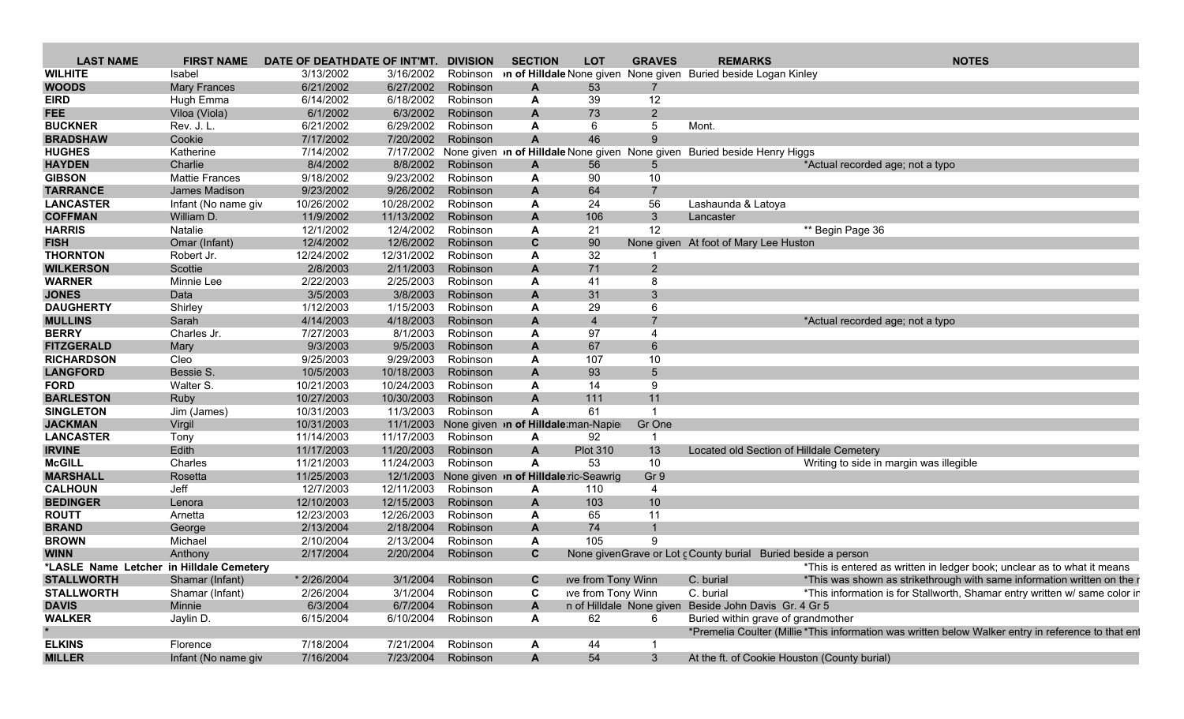| LAST NAME | FIRST NAME | DATE OF DEATH | DATE OF INT'MT. | DIVISION | SECTION | LOT | GRAVES | REMARKS | NOTES |
|---|---|---|---|---|---|---|---|---|---|
| **WILHITE** | Isabel | 3/13/2002 | 3/16/2002 | Robinson | **n of Hilldale** | None given | None given | Buried beside Logan Kinley | |
| **WOODS** | Mary Frances | 6/21/2002 | 6/27/2002 | Robinson | **A** | 53 | 7 | | |
| **EIRD** | Hugh Emma | 6/14/2002 | 6/18/2002 | Robinson | **A** | 39 | 12 | | |
| **FEE** | Viloa (Viola) | 6/1/2002 | 6/3/2002 | Robinson | **A** | 73 | 2 | | |
| **BUCKNER** | Rev. J. L. | 6/21/2002 | 6/29/2002 | Robinson | **A** | 6 | 5 | Mont. | |
| **BRADSHAW** | Cookie | 7/17/2002 | 7/20/2002 | Robinson | **A** | 46 | 9 | | |
| **HUGHES** | Katherine | 7/14/2002 | 7/17/2002 | None given | **n of Hilldale** | None given | None given | Buried beside Henry Higgs | |
| **HAYDEN** | Charlie | 8/4/2002 | 8/8/2002 | Robinson | **A** | 56 | 5 | | *Actual recorded age; not a typo |
| **GIBSON** | Mattie Frances | 9/18/2002 | 9/23/2002 | Robinson | **A** | 90 | 10 | | |
| **TARRANCE** | James Madison | 9/23/2002 | 9/26/2002 | Robinson | **A** | 64 | 7 | | |
| **LANCASTER** | Infant (No name giv | 10/26/2002 | 10/28/2002 | Robinson | **A** | 24 | 56 | Lashaunda & Latoya | |
| **COFFMAN** | William D. | 11/9/2002 | 11/13/2002 | Robinson | **A** | 106 | 3 | Lancaster | |
| **HARRIS** | Natalie | 12/1/2002 | 12/4/2002 | Robinson | **A** | 21 | 12 | | ** Begin Page 36 |
| **FISH** | Omar (Infant) | 12/4/2002 | 12/6/2002 | Robinson | **C** | 90 | None given | At foot of Mary Lee Huston | |
| **THORNTON** | Robert Jr. | 12/24/2002 | 12/31/2002 | Robinson | **A** | 32 | 1 | | |
| **WILKERSON** | Scottie | 2/8/2003 | 2/11/2003 | Robinson | **A** | 71 | 2 | | |
| **WARNER** | Minnie Lee | 2/22/2003 | 2/25/2003 | Robinson | **A** | 41 | 8 | | |
| **JONES** | Data | 3/5/2003 | 3/8/2003 | Robinson | **A** | 31 | 3 | | |
| **DAUGHERTY** | Shirley | 1/12/2003 | 1/15/2003 | Robinson | **A** | 29 | 6 | | |
| **MULLINS** | Sarah | 4/14/2003 | 4/18/2003 | Robinson | **A** | 4 | 7 | | *Actual recorded age; not a typo |
| **BERRY** | Charles Jr. | 7/27/2003 | 8/1/2003 | Robinson | **A** | 97 | 4 | | |
| **FITZGERALD** | Mary | 9/3/2003 | 9/5/2003 | Robinson | **A** | 67 | 6 | | |
| **RICHARDSON** | Cleo | 9/25/2003 | 9/29/2003 | Robinson | **A** | 107 | 10 | | |
| **LANGFORD** | Bessie S. | 10/5/2003 | 10/18/2003 | Robinson | **A** | 93 | 5 | | |
| **FORD** | Walter S. | 10/21/2003 | 10/24/2003 | Robinson | **A** | 14 | 9 | | |
| **BARLESTON** | Ruby | 10/27/2003 | 10/30/2003 | Robinson | **A** | 111 | 11 | | |
| **SINGLETON** | Jim (James) | 10/31/2003 | 11/3/2003 | Robinson | **A** | 61 | 1 | | |
| **JACKMAN** | Virgil | 10/31/2003 | 11/1/2003 | None given | **n of Hilldale** | man-Napie | Gr One | | |
| **LANCASTER** | Tony | 11/14/2003 | 11/17/2003 | Robinson | **A** | 92 | 1 | | |
| **IRVINE** | Edith | 11/17/2003 | 11/20/2003 | Robinson | **A** | Plot 310 | 13 | Located old Section of Hilldale Cemetery | |
| **McGILL** | Charles | 11/21/2003 | 11/24/2003 | Robinson | **A** | 53 | 10 | | Writing to side in margin was illegible |
| **MARSHALL** | Rosetta | 11/25/2003 | 12/1/2003 | None given | **n of Hilldale** | ric-Seawrig | Gr 9 | | |
| **CALHOUN** | Jeff | 12/7/2003 | 12/11/2003 | Robinson | **A** | 110 | 4 | | |
| **BEDINGER** | Lenora | 12/10/2003 | 12/15/2003 | Robinson | **A** | 103 | 10 | | |
| **ROUTT** | Arnetta | 12/23/2003 | 12/26/2003 | Robinson | **A** | 65 | 11 | | |
| **BRAND** | George | 2/13/2004 | 2/18/2004 | Robinson | **A** | 74 | 1 | | |
| **BROWN** | Michael | 2/10/2004 | 2/13/2004 | Robinson | **A** | 105 | 9 | | |
| **WINN** | Anthony | 2/17/2004 | 2/20/2004 | Robinson | **C** | None given | Grave or Lot g | County burial | Buried beside a person |
| **\*LASLE Name Letcher in Hilldale Cemetery** | | | | | | | | | *This is entered as written in ledger book; unclear as to what it means |
| **STALLWORTH** | Shamar (Infant) | * 2/26/2004 | 3/1/2004 | Robinson | **C** | ive from Tony Winn | | C. burial | *This was shown as strikethrough with same information written on the r |
| **STALLWORTH** | Shamar (Infant) | 2/26/2004 | 3/1/2004 | Robinson | **C** | ive from Tony Winn | | C. burial | *This information is for Stallworth, Shamar entry written w/ same color ir |
| **DAVIS** | Minnie | 6/3/2004 | 6/7/2004 | Robinson | **A** | n of Hilldale | None given | Beside John Davis Gr. 4 Gr 5 | |
| **WALKER** | Jaylin D. | 6/15/2004 | 6/10/2004 | Robinson | **A** | 62 | 6 | Buried within grave of grandmother | |
| ***** | | | | | | | | | *Premelia Coulter (Millie *This information was written below Walker entry in reference to that ent |
| **ELKINS** | Florence | 7/18/2004 | 7/21/2004 | Robinson | **A** | 44 | 1 | | |
| **MILLER** | Infant (No name giv | 7/16/2004 | 7/23/2004 | Robinson | **A** | 54 | 3 | At the ft. of Cookie Houston (County burial) | |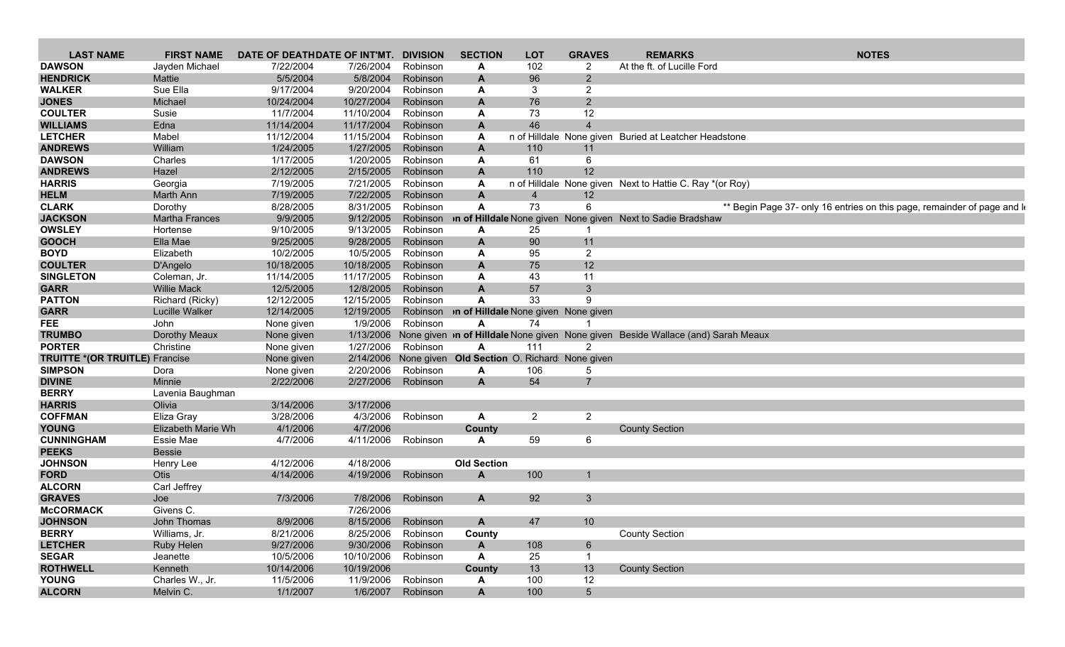| LAST NAME | FIRST NAME | DATE OF DEATH | DATE OF INT'MT. | DIVISION | SECTION | LOT | GRAVES | REMARKS | NOTES |
|---|---|---|---|---|---|---|---|---|---|
| DAWSON | Jayden Michael | 7/22/2004 | 7/26/2004 | Robinson | A | 102 | 2 | At the ft. of Lucille Ford | |
| HENDRICK | Mattie | 5/5/2004 | 5/8/2004 | Robinson | A | 96 | 2 | | |
| WALKER | Sue Ella | 9/17/2004 | 9/20/2004 | Robinson | A | 3 | 2 | | |
| JONES | Michael | 10/24/2004 | 10/27/2004 | Robinson | A | 76 | 2 | | |
| COULTER | Susie | 11/7/2004 | 11/10/2004 | Robinson | A | 73 | 12 | | |
| WILLIAMS | Edna | 11/14/2004 | 11/17/2004 | Robinson | A | 46 | 4 | | |
| LETCHER | Mabel | 11/12/2004 | 11/15/2004 | Robinson | A | n of Hilldale | None given | Buried at Leatcher Headstone | |
| ANDREWS | William | 1/24/2005 | 1/27/2005 | Robinson | A | 110 | 11 | | |
| DAWSON | Charles | 1/17/2005 | 1/20/2005 | Robinson | A | 61 | 6 | | |
| ANDREWS | Hazel | 2/12/2005 | 2/15/2005 | Robinson | A | 110 | 12 | | |
| HARRIS | Georgia | 7/19/2005 | 7/21/2005 | Robinson | A | n of Hilldale | None given | Next to Hattie C. Ray *(or Roy) | |
| HELM | Marth Ann | 7/19/2005 | 7/22/2005 | Robinson | A | 4 | 12 | | |
| CLARK | Dorothy | 8/28/2005 | 8/31/2005 | Robinson | A | 73 | 6 | | ** Begin Page 37- only 16 entries on this page, remainder of page and l |
| JACKSON | Martha Frances | 9/9/2005 | 9/12/2005 | Robinson | n of Hilldale | None given | None given | Next to Sadie Bradshaw | |
| OWSLEY | Hortense | 9/10/2005 | 9/13/2005 | Robinson | A | 25 | 1 | | |
| GOOCH | Ella Mae | 9/25/2005 | 9/28/2005 | Robinson | A | 90 | 11 | | |
| BOYD | Elizabeth | 10/2/2005 | 10/5/2005 | Robinson | A | 95 | 2 | | |
| COULTER | D'Angelo | 10/18/2005 | 10/18/2005 | Robinson | A | 75 | 12 | | |
| SINGLETON | Coleman, Jr. | 11/14/2005 | 11/17/2005 | Robinson | A | 43 | 11 | | |
| GARR | Willie Mack | 12/5/2005 | 12/8/2005 | Robinson | A | 57 | 3 | | |
| PATTON | Richard (Ricky) | 12/12/2005 | 12/15/2005 | Robinson | A | 33 | 9 | | |
| GARR | Lucille Walker | 12/14/2005 | 12/19/2005 | Robinson | n of Hilldale | None given | None given | | |
| FEE | John | None given | 1/9/2006 | Robinson | A | 74 | 1 | | |
| TRUMBO | Dorothy Meaux | None given | 1/13/2006 | None given | n of Hilldale | None given | None given | Beside Wallace (and) Sarah Meaux | |
| PORTER | Christine | None given | 1/27/2006 | Robinson | A | 111 | 2 | | |
| TRUITTE *(OR TRUITLE) | Francise | None given | 2/14/2006 | None given | Old Section | O. Richard | None given | | |
| SIMPSON | Dora | None given | 2/20/2006 | Robinson | A | 106 | 5 | | |
| DIVINE | Minnie | 2/22/2006 | 2/27/2006 | Robinson | A | 54 | 7 | | |
| BERRY | Lavenia Baughman | | | | | | | | |
| HARRIS | Olivia | 3/14/2006 | 3/17/2006 | | | | | | |
| COFFMAN | Eliza Gray | 3/28/2006 | 4/3/2006 | Robinson | A | 2 | 2 | | |
| YOUNG | Elizabeth Marie Wh | 4/1/2006 | 4/7/2006 | | County | | | County Section | |
| CUNNINGHAM | Essie Mae | 4/7/2006 | 4/11/2006 | Robinson | A | 59 | 6 | | |
| PEEKS | Bessie | | | | | | | | |
| JOHNSON | Henry Lee | 4/12/2006 | 4/18/2006 | | Old Section | | | | |
| FORD | Otis | 4/14/2006 | 4/19/2006 | Robinson | A | 100 | 1 | | |
| ALCORN | Carl Jeffrey | | | | | | | | |
| GRAVES | Joe | 7/3/2006 | 7/8/2006 | Robinson | A | 92 | 3 | | |
| McCORMACK | Givens C. | | 7/26/2006 | | | | | | |
| JOHNSON | John Thomas | 8/9/2006 | 8/15/2006 | Robinson | A | 47 | 10 | | |
| BERRY | Williams, Jr. | 8/21/2006 | 8/25/2006 | Robinson | County | | | County Section | |
| LETCHER | Ruby Helen | 9/27/2006 | 9/30/2006 | Robinson | A | 108 | 6 | | |
| SEGAR | Jeanette | 10/5/2006 | 10/10/2006 | Robinson | A | 25 | 1 | | |
| ROTHWELL | Kenneth | 10/14/2006 | 10/19/2006 | | County | 13 | 13 | County Section | |
| YOUNG | Charles W., Jr. | 11/5/2006 | 11/9/2006 | Robinson | A | 100 | 12 | | |
| ALCORN | Melvin C. | 1/1/2007 | 1/6/2007 | Robinson | A | 100 | 5 | | |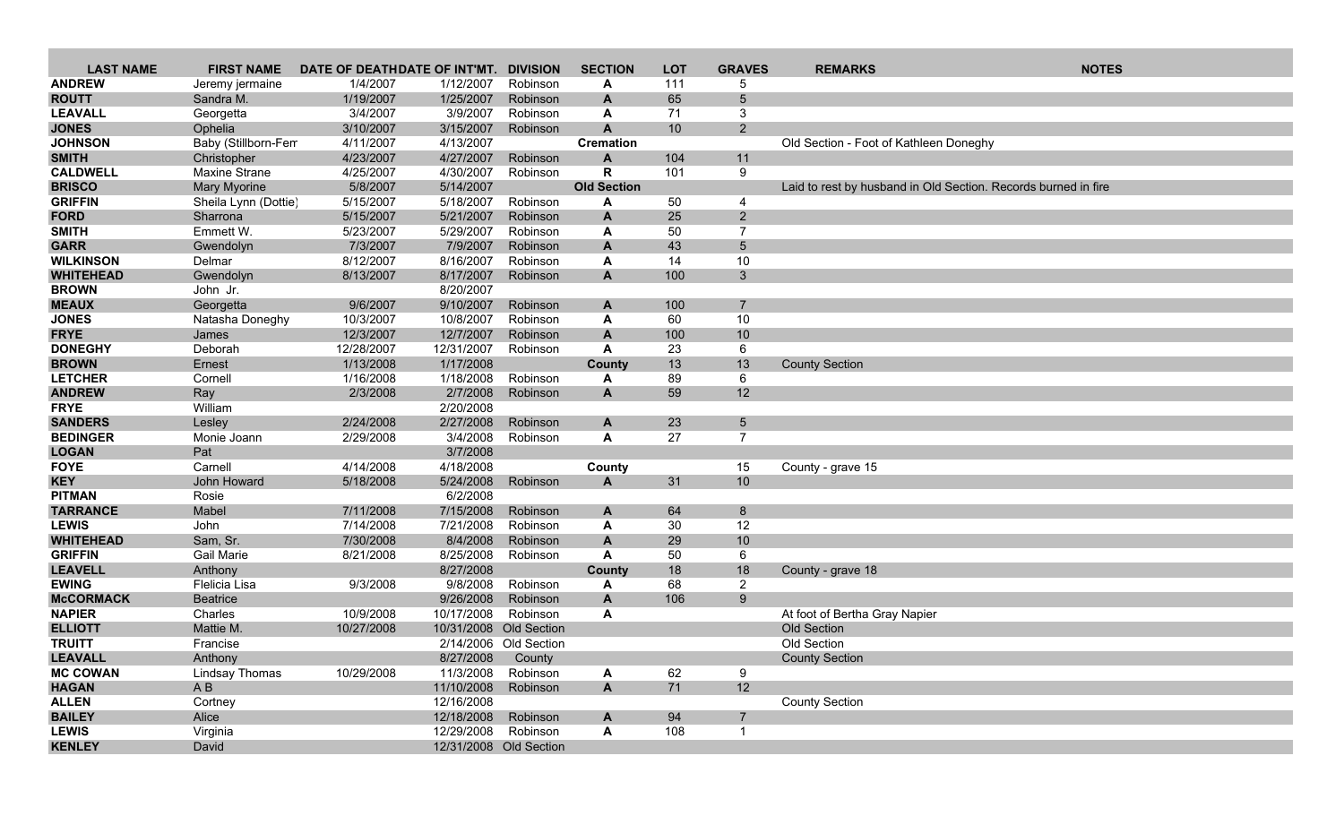| LAST NAME | FIRST NAME | DATE OF DEATH | DATE OF INT'MT. | DIVISION | SECTION | LOT | GRAVES | REMARKS | NOTES |
|---|---|---|---|---|---|---|---|---|---|
| ANDREW | Jeremy jermaine | 1/4/2007 | 1/12/2007 | Robinson | A | 111 | 5 | | |
| ROUTT | Sandra M. | 1/19/2007 | 1/25/2007 | Robinson | A | 65 | 5 | | |
| LEAVALL | Georgetta | 3/4/2007 | 3/9/2007 | Robinson | A | 71 | 3 | | |
| JONES | Ophelia | 3/10/2007 | 3/15/2007 | Robinson | A | 10 | 2 | | |
| JOHNSON | Baby (Stillborn-Fem | 4/11/2007 | 4/13/2007 | | Cremation | | | Old Section - Foot of Kathleen Doneghy | |
| SMITH | Christopher | 4/23/2007 | 4/27/2007 | Robinson | A | 104 | 11 | | |
| CALDWELL | Maxine Strane | 4/25/2007 | 4/30/2007 | Robinson | R | 101 | 9 | | |
| BRISCO | Mary Myorine | 5/8/2007 | 5/14/2007 | | Old Section | | | Laid to rest by husband in Old Section. Records burned in fire | |
| GRIFFIN | Sheila Lynn (Dottie) | 5/15/2007 | 5/18/2007 | Robinson | A | 50 | 4 | | |
| FORD | Sharrona | 5/15/2007 | 5/21/2007 | Robinson | A | 25 | 2 | | |
| SMITH | Emmett W. | 5/23/2007 | 5/29/2007 | Robinson | A | 50 | 7 | | |
| GARR | Gwendolyn | 7/3/2007 | 7/9/2007 | Robinson | A | 43 | 5 | | |
| WILKINSON | Delmar | 8/12/2007 | 8/16/2007 | Robinson | A | 14 | 10 | | |
| WHITEHEAD | Gwendolyn | 8/13/2007 | 8/17/2007 | Robinson | A | 100 | 3 | | |
| BROWN | John Jr. | | 8/20/2007 | | | | | | |
| MEAUX | Georgetta | 9/6/2007 | 9/10/2007 | Robinson | A | 100 | 7 | | |
| JONES | Natasha Doneghy | 10/3/2007 | 10/8/2007 | Robinson | A | 60 | 10 | | |
| FRYE | James | 12/3/2007 | 12/7/2007 | Robinson | A | 100 | 10 | | |
| DONEGHY | Deborah | 12/28/2007 | 12/31/2007 | Robinson | A | 23 | 6 | | |
| BROWN | Ernest | 1/13/2008 | 1/17/2008 | | County | 13 | 13 | County Section | |
| LETCHER | Cornell | 1/16/2008 | 1/18/2008 | Robinson | A | 89 | 6 | | |
| ANDREW | Ray | 2/3/2008 | 2/7/2008 | Robinson | A | 59 | 12 | | |
| FRYE | William | | 2/20/2008 | | | | | | |
| SANDERS | Lesley | 2/24/2008 | 2/27/2008 | Robinson | A | 23 | 5 | | |
| BEDINGER | Monie Joann | 2/29/2008 | 3/4/2008 | Robinson | A | 27 | 7 | | |
| LOGAN | Pat | | 3/7/2008 | | | | | | |
| FOYE | Carnell | 4/14/2008 | 4/18/2008 | | County | | 15 | County - grave 15 | |
| KEY | John Howard | 5/18/2008 | 5/24/2008 | Robinson | A | 31 | 10 | | |
| PITMAN | Rosie | | 6/2/2008 | | | | | | |
| TARRANCE | Mabel | 7/11/2008 | 7/15/2008 | Robinson | A | 64 | 8 | | |
| LEWIS | John | 7/14/2008 | 7/21/2008 | Robinson | A | 30 | 12 | | |
| WHITEHEAD | Sam, Sr. | 7/30/2008 | 8/4/2008 | Robinson | A | 29 | 10 | | |
| GRIFFIN | Gail Marie | 8/21/2008 | 8/25/2008 | Robinson | A | 50 | 6 | | |
| LEAVELL | Anthony | | 8/27/2008 | | County | 18 | 18 | County - grave 18 | |
| EWING | Flelicia Lisa | 9/3/2008 | 9/8/2008 | Robinson | A | 68 | 2 | | |
| McCORMACK | Beatrice | | 9/26/2008 | Robinson | A | 106 | 9 | | |
| NAPIER | Charles | 10/9/2008 | 10/17/2008 | Robinson | A | | | At foot of Bertha Gray Napier | |
| ELLIOTT | Mattie M. | 10/27/2008 | 10/31/2008 | Old Section | | | | Old Section | |
| TRUITT | Francise | | 2/14/2006 | Old Section | | | | Old Section | |
| LEAVALL | Anthony | | 8/27/2008 | County | | | | County Section | |
| MC COWAN | Lindsay Thomas | 10/29/2008 | 11/3/2008 | Robinson | A | 62 | 9 | | |
| HAGAN | A B | | 11/10/2008 | Robinson | A | 71 | 12 | | |
| ALLEN | Cortney | | 12/16/2008 | | | | | County Section | |
| BAILEY | Alice | | 12/18/2008 | Robinson | A | 94 | 7 | | |
| LEWIS | Virginia | | 12/29/2008 | Robinson | A | 108 | 1 | | |
| KENLEY | David | | 12/31/2008 | Old Section | | | | | |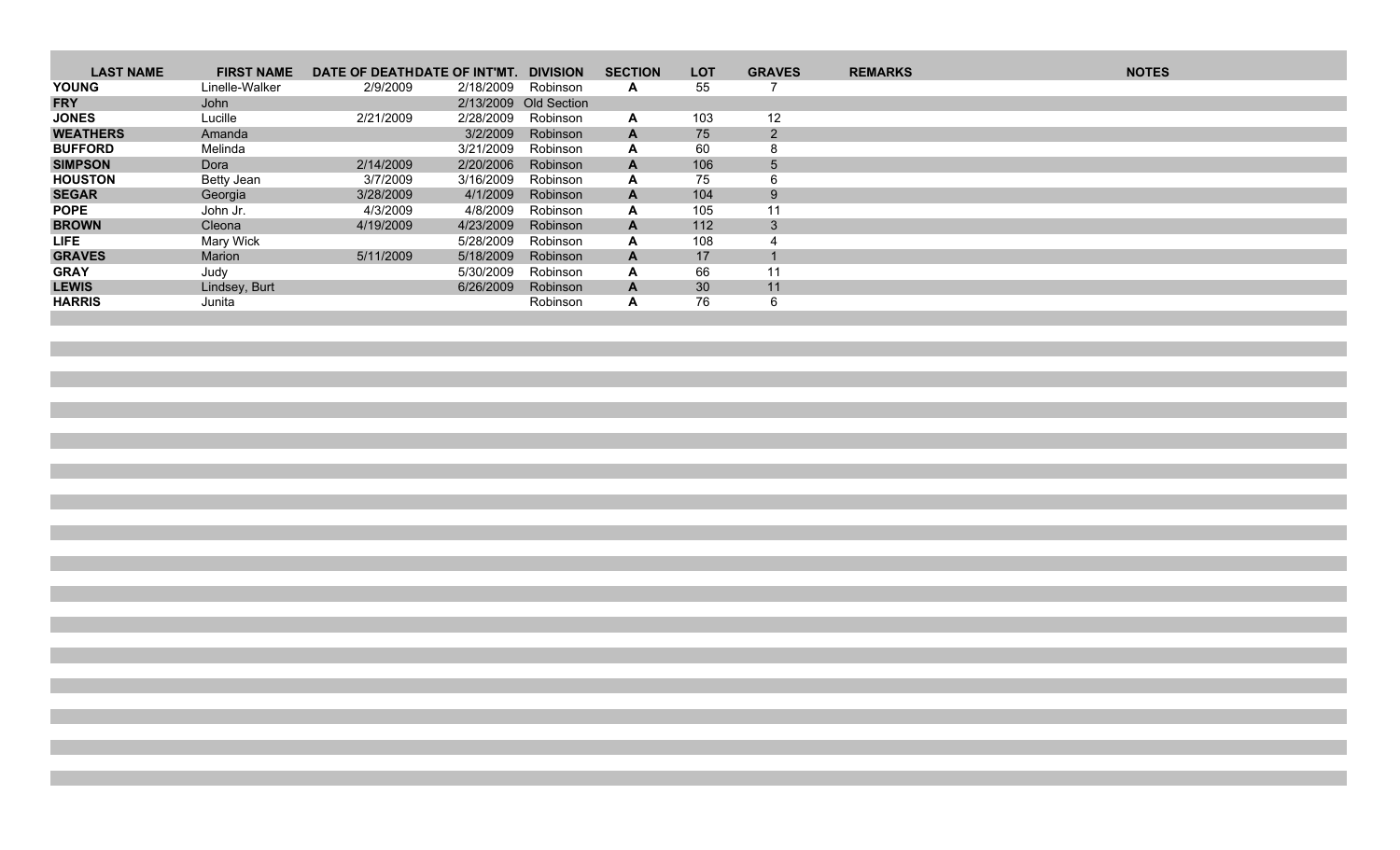| LAST NAME | FIRST NAME | DATE OF DEATH | DATE OF INT'MT. | DIVISION | SECTION | LOT | GRAVES | REMARKS | NOTES |
|---|---|---|---|---|---|---|---|---|---|
| **YOUNG** | Linelle-Walker | 2/9/2009 | 2/18/2009 | Robinson | **A** | 55 | 7 | | |
| **FRY** | John | | 2/13/2009 | Old Section | | | | | |
| **JONES** | Lucille | 2/21/2009 | 2/28/2009 | Robinson | **A** | 103 | 12 | | |
| **WEATHERS** | Amanda | | 3/2/2009 | Robinson | **A** | 75 | 2 | | |
| **BUFFORD** | Melinda | | 3/21/2009 | Robinson | **A** | 60 | 8 | | |
| **SIMPSON** | Dora | 2/14/2009 | 2/20/2006 | Robinson | **A** | 106 | 5 | | |
| **HOUSTON** | Betty Jean | 3/7/2009 | 3/16/2009 | Robinson | **A** | 75 | 6 | | |
| **SEGAR** | Georgia | 3/28/2009 | 4/1/2009 | Robinson | **A** | 104 | 9 | | |
| **POPE** | John Jr. | 4/3/2009 | 4/8/2009 | Robinson | **A** | 105 | 11 | | |
| **BROWN** | Cleona | 4/19/2009 | 4/23/2009 | Robinson | **A** | 112 | 3 | | |
| **LIFE** | Mary Wick | | 5/28/2009 | Robinson | **A** | 108 | 4 | | |
| **GRAVES** | Marion | 5/11/2009 | 5/18/2009 | Robinson | **A** | 17 | 1 | | |
| **GRAY** | Judy | | 5/30/2009 | Robinson | **A** | 66 | 11 | | |
| **LEWIS** | Lindsey, Burt | | 6/26/2009 | Robinson | **A** | 30 | 11 | | |
| **HARRIS** | Junita | | | Robinson | **A** | 76 | 6 | | |